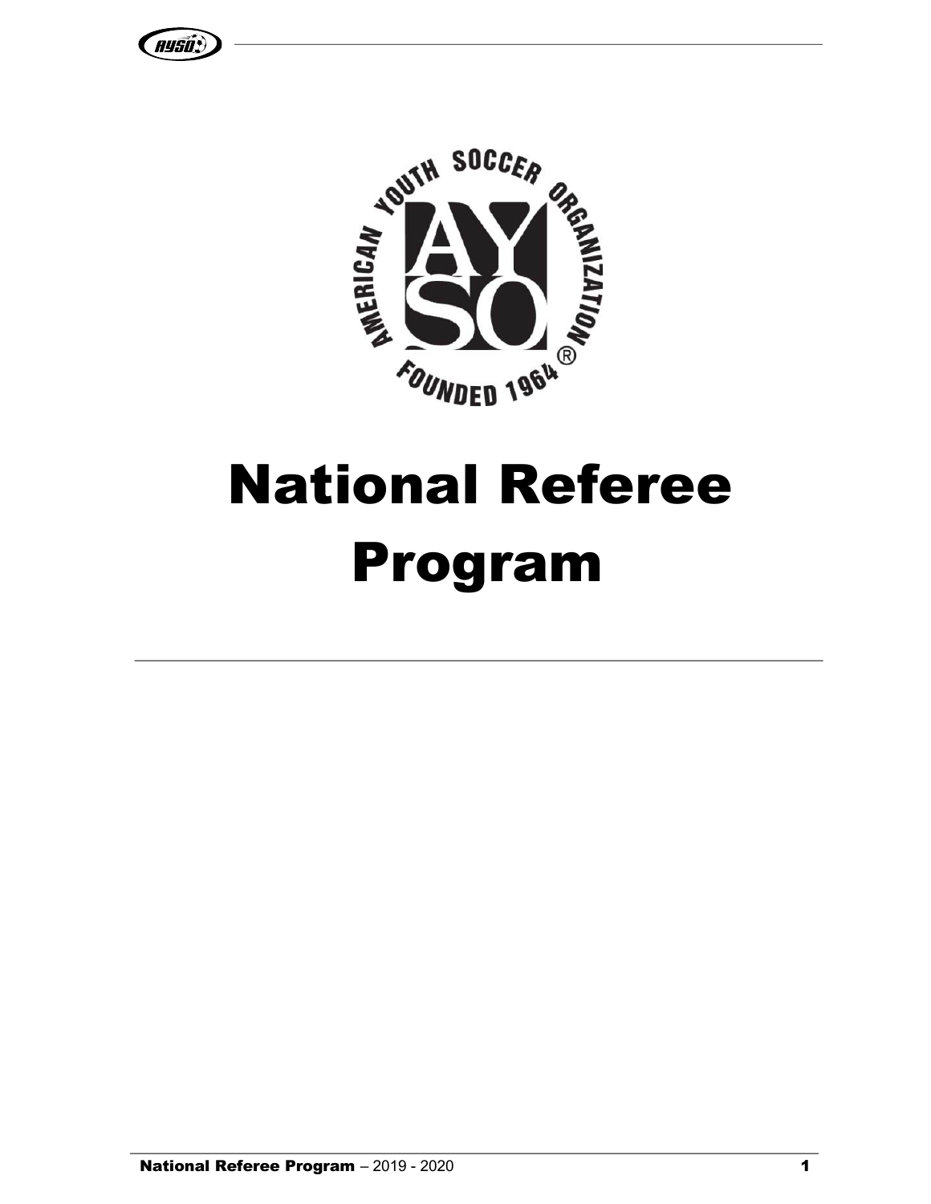# National Referee Program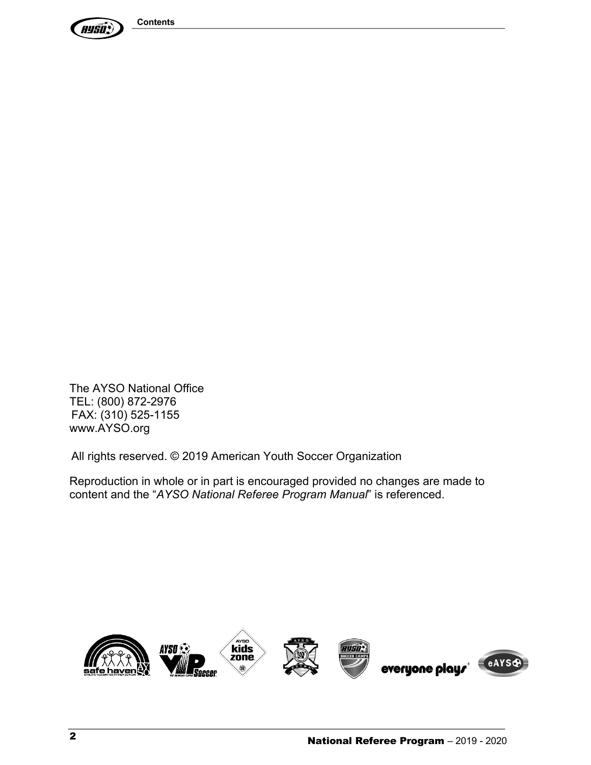The AYSO National Office
TEL: (800) 872-2976
FAX: (310) 525-1155
www.AYSO.org

All rights reserved. © 2019 American Youth Soccer Organization

Reproduction in whole or in part is encouraged provided no changes are made to content and the "*AYSO National Referee Program Manual*" is referenced.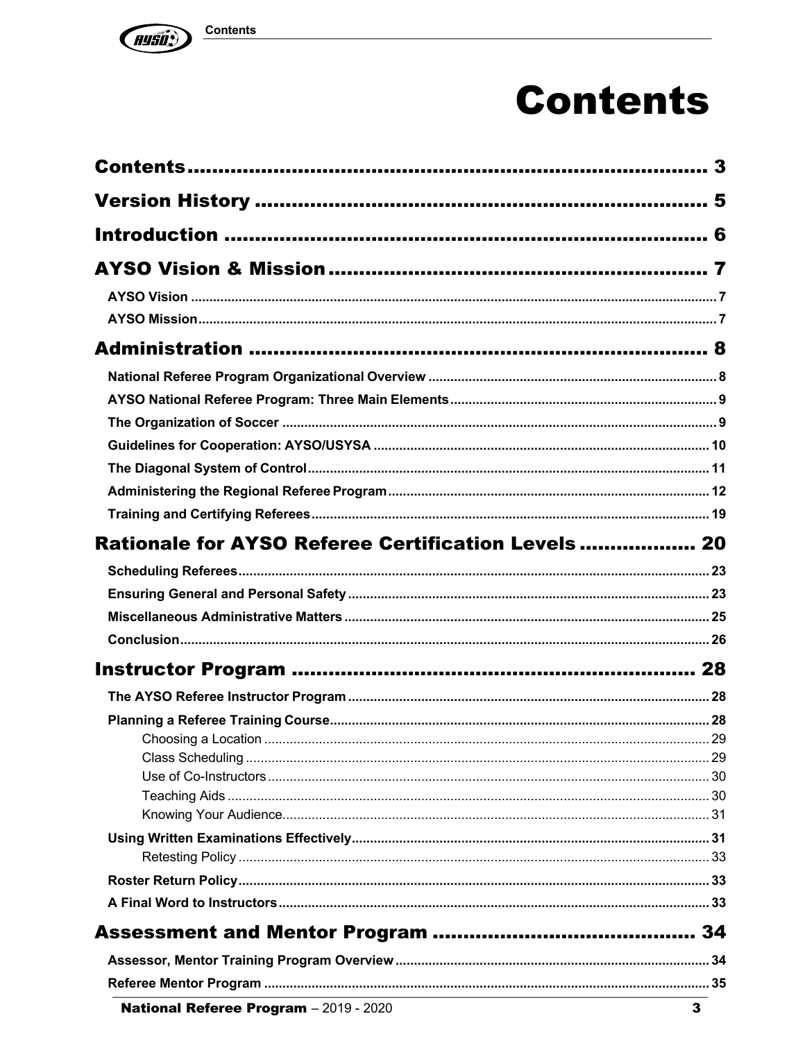# Contents

**Contents** ..... 3

**Version History** ..... 5

**Introduction** ..... 6

**AYSO Vision & Mission** ..... 7

- AYSO Vision ..... 7
- AYSO Mission ..... 7

**Administration** ..... 8

- National Referee Program Organizational Overview ..... 8
- AYSO National Referee Program: Three Main Elements ..... 9
- The Organization of Soccer ..... 9
- Guidelines for Cooperation: AYSO/USYSA ..... 10
- The Diagonal System of Control ..... 11
- Administering the Regional Referee Program ..... 12
- Training and Certifying Referees ..... 19

**Rationale for AYSO Referee Certification Levels** ..... 20

- Scheduling Referees ..... 23
- Ensuring General and Personal Safety ..... 23
- Miscellaneous Administrative Matters ..... 25
- Conclusion ..... 26

**Instructor Program** ..... 28

- The AYSO Referee Instructor Program ..... 28
- Planning a Referee Training Course ..... 28
  - Choosing a Location ..... 29
  - Class Scheduling ..... 29
  - Use of Co-Instructors ..... 30
  - Teaching Aids ..... 30
  - Knowing Your Audience ..... 31
- Using Written Examinations Effectively ..... 31
  - Retesting Policy ..... 33
- Roster Return Policy ..... 33
- A Final Word to Instructors ..... 33

**Assessment and Mentor Program** ..... 34

- Assessor, Mentor Training Program Overview ..... 34
- Referee Mentor Program ..... 35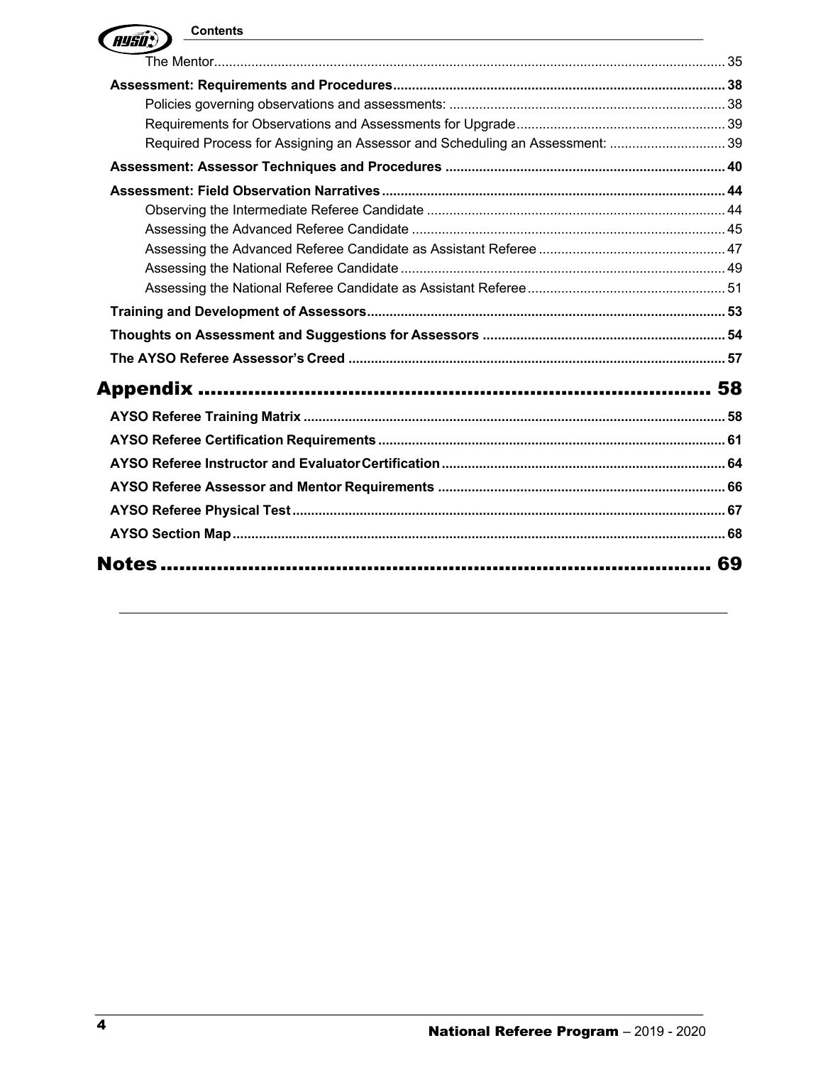The Mentor ............................................................ 35

**Assessment: Requirements and Procedures ............................................................ 38**

Policies governing observations and assessments: ............................................................ 38

Requirements for Observations and Assessments for Upgrade ............................................................ 39

Required Process for Assigning an Assessor and Scheduling an Assessment: ............................................................ 39

**Assessment: Assessor Techniques and Procedures ............................................................ 40**

**Assessment: Field Observation Narratives ............................................................ 44**

Observing the Intermediate Referee Candidate ............................................................ 44

Assessing the Advanced Referee Candidate ............................................................ 45

Assessing the Advanced Referee Candidate as Assistant Referee ............................................................ 47

Assessing the National Referee Candidate ............................................................ 49

Assessing the National Referee Candidate as Assistant Referee ............................................................ 51

**Training and Development of Assessors ............................................................ 53**

**Thoughts on Assessment and Suggestions for Assessors ............................................................ 54**

**The AYSO Referee Assessor's Creed ............................................................ 57**

# Appendix ............................................................ 58

**AYSO Referee Training Matrix ............................................................ 58**

**AYSO Referee Certification Requirements ............................................................ 61**

**AYSO Referee Instructor and Evaluator Certification ............................................................ 64**

**AYSO Referee Assessor and Mentor Requirements ............................................................ 66**

**AYSO Referee Physical Test ............................................................ 67**

**AYSO Section Map ............................................................ 68**

# Notes ............................................................ 69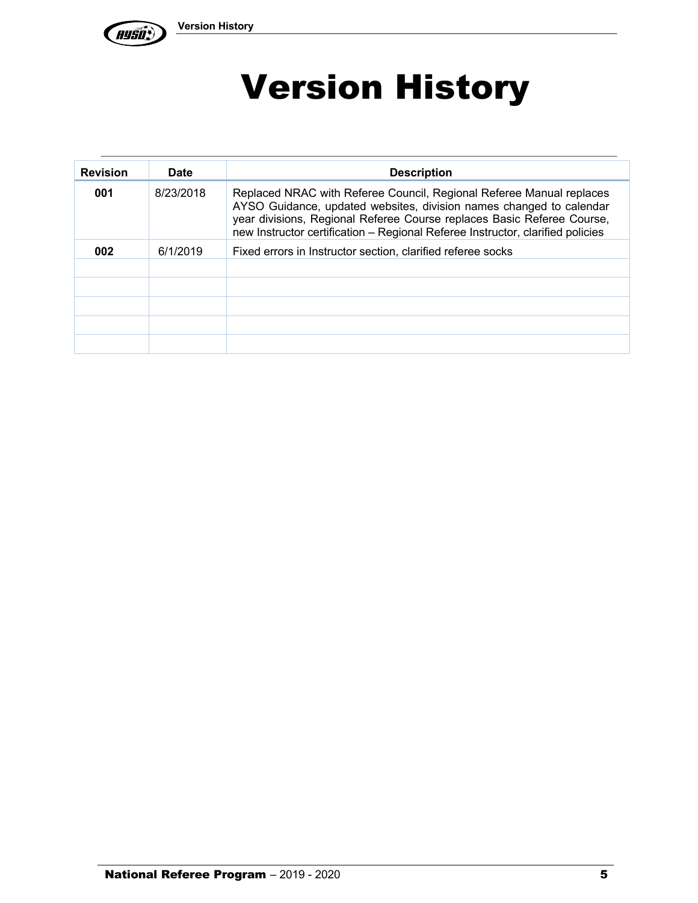# Version History

| Revision | Date | Description |
|---|---|---|
| **001** | 8/23/2018 | Replaced NRAC with Referee Council, Regional Referee Manual replaces AYSO Guidance, updated websites, division names changed to calendar year divisions, Regional Referee Course replaces Basic Referee Course, new Instructor certification – Regional Referee Instructor, clarified policies |
| **002** | 6/1/2019 | Fixed errors in Instructor section, clarified referee socks |
| | | |
| | | |
| | | |
| | | |
| | | |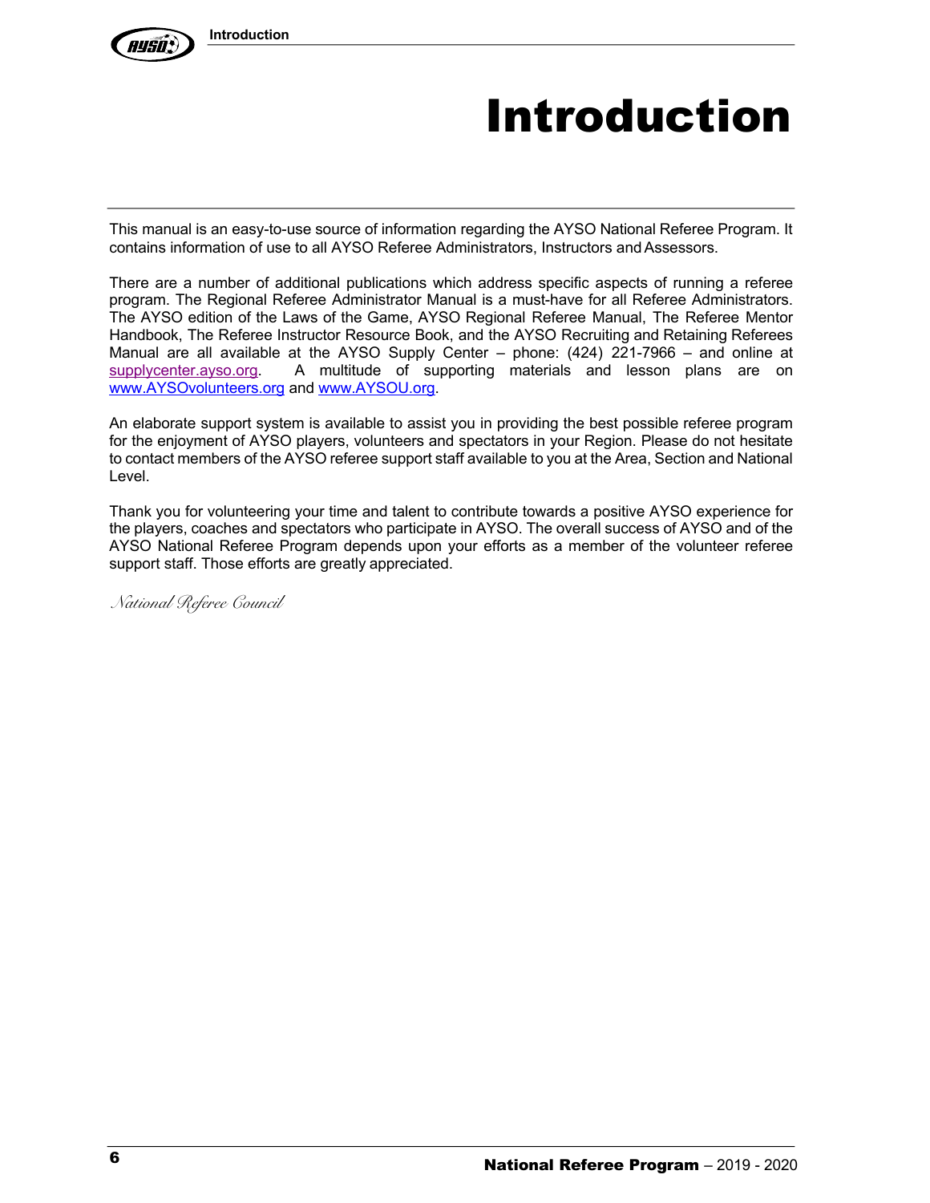# Introduction

This manual is an easy-to-use source of information regarding the AYSO National Referee Program. It contains information of use to all AYSO Referee Administrators, Instructors and Assessors.

There are a number of additional publications which address specific aspects of running a referee program. The Regional Referee Administrator Manual is a must-have for all Referee Administrators. The AYSO edition of the Laws of the Game, AYSO Regional Referee Manual, The Referee Mentor Handbook, The Referee Instructor Resource Book, and the AYSO Recruiting and Retaining Referees Manual are all available at the AYSO Supply Center – phone: (424) 221-7966 – and online at supplycenter.ayso.org. A multitude of supporting materials and lesson plans are on www.AYSOvolunteers.org and www.AYSOU.org.

An elaborate support system is available to assist you in providing the best possible referee program for the enjoyment of AYSO players, volunteers and spectators in your Region. Please do not hesitate to contact members of the AYSO referee support staff available to you at the Area, Section and National Level.

Thank you for volunteering your time and talent to contribute towards a positive AYSO experience for the players, coaches and spectators who participate in AYSO. The overall success of AYSO and of the AYSO National Referee Program depends upon your efforts as a member of the volunteer referee support staff. Those efforts are greatly appreciated.

*National Referee Council*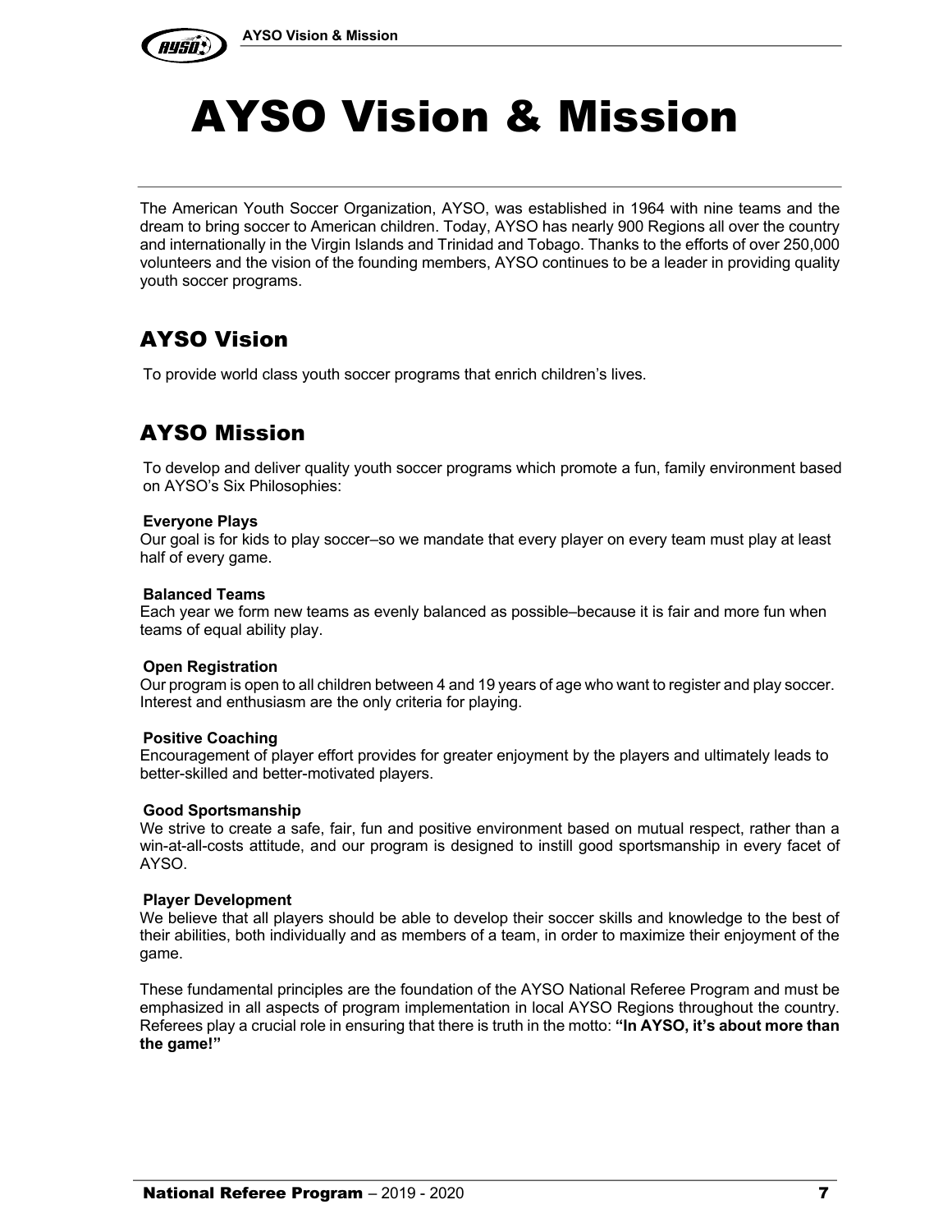# AYSO Vision & Mission

The American Youth Soccer Organization, AYSO, was established in 1964 with nine teams and the dream to bring soccer to American children. Today, AYSO has nearly 900 Regions all over the country and internationally in the Virgin Islands and Trinidad and Tobago. Thanks to the efforts of over 250,000 volunteers and the vision of the founding members, AYSO continues to be a leader in providing quality youth soccer programs.

## AYSO Vision

To provide world class youth soccer programs that enrich children's lives.

## AYSO Mission

To develop and deliver quality youth soccer programs which promote a fun, family environment based on AYSO's Six Philosophies:

**Everyone Plays**
Our goal is for kids to play soccer–so we mandate that every player on every team must play at least half of every game.

**Balanced Teams**
Each year we form new teams as evenly balanced as possible–because it is fair and more fun when teams of equal ability play.

**Open Registration**
Our program is open to all children between 4 and 19 years of age who want to register and play soccer. Interest and enthusiasm are the only criteria for playing.

**Positive Coaching**
Encouragement of player effort provides for greater enjoyment by the players and ultimately leads to better-skilled and better-motivated players.

**Good Sportsmanship**
We strive to create a safe, fair, fun and positive environment based on mutual respect, rather than a win-at-all-costs attitude, and our program is designed to instill good sportsmanship in every facet of AYSO.

**Player Development**
We believe that all players should be able to develop their soccer skills and knowledge to the best of their abilities, both individually and as members of a team, in order to maximize their enjoyment of the game.

These fundamental principles are the foundation of the AYSO National Referee Program and must be emphasized in all aspects of program implementation in local AYSO Regions throughout the country. Referees play a crucial role in ensuring that there is truth in the motto: **"In AYSO, it's about more than the game!"**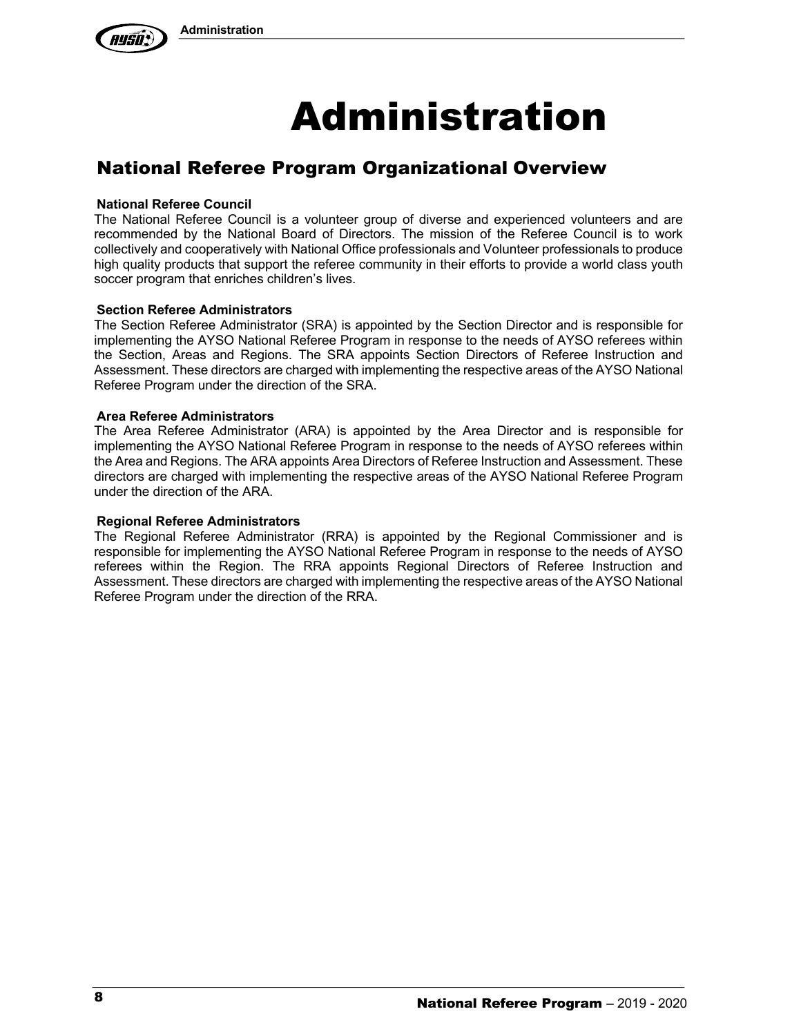# Administration

## National Referee Program Organizational Overview

### National Referee Council

The National Referee Council is a volunteer group of diverse and experienced volunteers and are recommended by the National Board of Directors. The mission of the Referee Council is to work collectively and cooperatively with National Office professionals and Volunteer professionals to produce high quality products that support the referee community in their efforts to provide a world class youth soccer program that enriches children's lives.

### Section Referee Administrators

The Section Referee Administrator (SRA) is appointed by the Section Director and is responsible for implementing the AYSO National Referee Program in response to the needs of AYSO referees within the Section, Areas and Regions. The SRA appoints Section Directors of Referee Instruction and Assessment. These directors are charged with implementing the respective areas of the AYSO National Referee Program under the direction of the SRA.

### Area Referee Administrators

The Area Referee Administrator (ARA) is appointed by the Area Director and is responsible for implementing the AYSO National Referee Program in response to the needs of AYSO referees within the Area and Regions. The ARA appoints Area Directors of Referee Instruction and Assessment. These directors are charged with implementing the respective areas of the AYSO National Referee Program under the direction of the ARA.

### Regional Referee Administrators

The Regional Referee Administrator (RRA) is appointed by the Regional Commissioner and is responsible for implementing the AYSO National Referee Program in response to the needs of AYSO referees within the Region. The RRA appoints Regional Directors of Referee Instruction and Assessment. These directors are charged with implementing the respective areas of the AYSO National Referee Program under the direction of the RRA.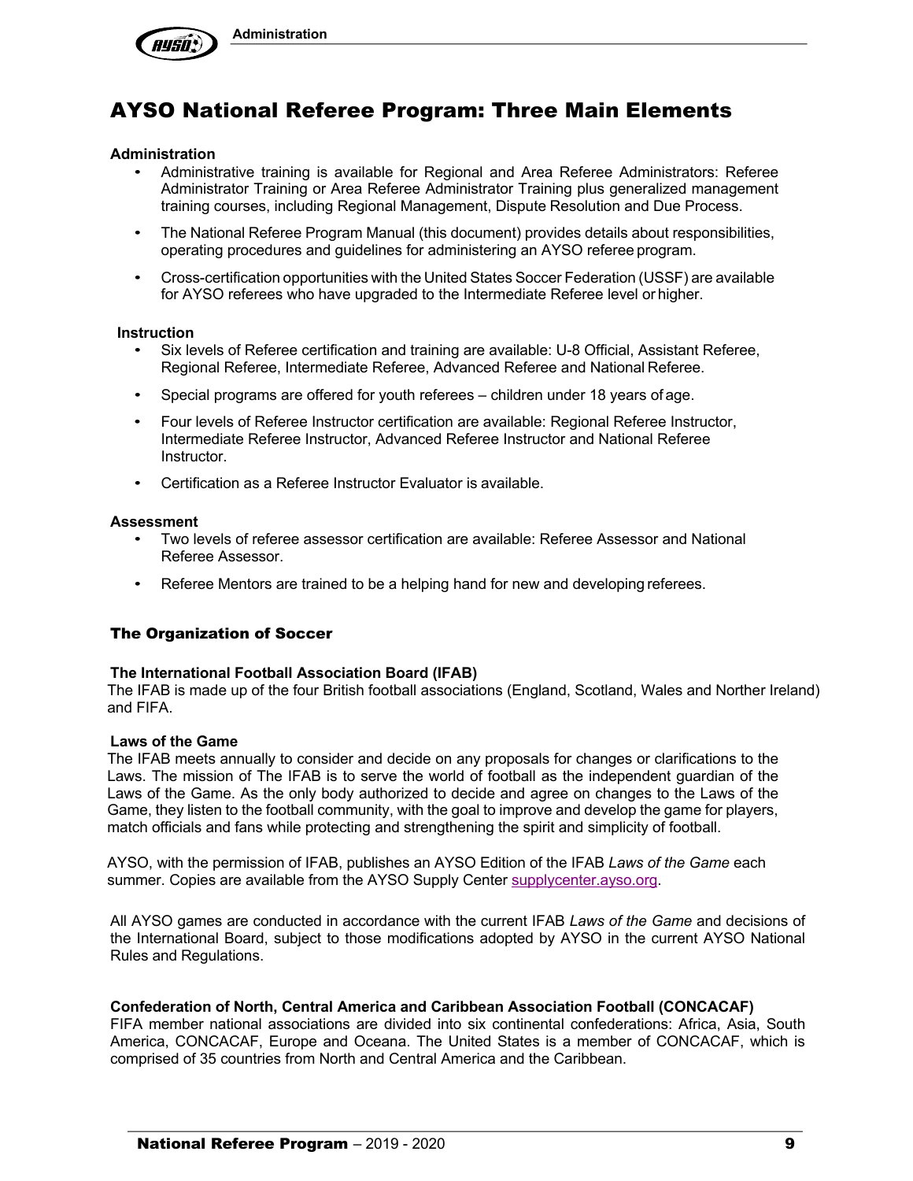# AYSO National Referee Program: Three Main Elements

**Administration**

- Administrative training is available for Regional and Area Referee Administrators: Referee Administrator Training or Area Referee Administrator Training plus generalized management training courses, including Regional Management, Dispute Resolution and Due Process.
- The National Referee Program Manual (this document) provides details about responsibilities, operating procedures and guidelines for administering an AYSO referee program.
- Cross-certification opportunities with the United States Soccer Federation (USSF) are available for AYSO referees who have upgraded to the Intermediate Referee level or higher.

**Instruction**

- Six levels of Referee certification and training are available: U-8 Official, Assistant Referee, Regional Referee, Intermediate Referee, Advanced Referee and National Referee.
- Special programs are offered for youth referees – children under 18 years of age.
- Four levels of Referee Instructor certification are available: Regional Referee Instructor, Intermediate Referee Instructor, Advanced Referee Instructor and National Referee Instructor.
- Certification as a Referee Instructor Evaluator is available.

**Assessment**

- Two levels of referee assessor certification are available: Referee Assessor and National Referee Assessor.
- Referee Mentors are trained to be a helping hand for new and developing referees.

## The Organization of Soccer

**The International Football Association Board (IFAB)**

The IFAB is made up of the four British football associations (England, Scotland, Wales and Norther Ireland) and FIFA.

**Laws of the Game**

The IFAB meets annually to consider and decide on any proposals for changes or clarifications to the Laws. The mission of The IFAB is to serve the world of football as the independent guardian of the Laws of the Game. As the only body authorized to decide and agree on changes to the Laws of the Game, they listen to the football community, with the goal to improve and develop the game for players, match officials and fans while protecting and strengthening the spirit and simplicity of football.

AYSO, with the permission of IFAB, publishes an AYSO Edition of the IFAB *Laws of the Game* each summer. Copies are available from the AYSO Supply Center supplycenter.ayso.org.

All AYSO games are conducted in accordance with the current IFAB *Laws of the Game* and decisions of the International Board, subject to those modifications adopted by AYSO in the current AYSO National Rules and Regulations.

**Confederation of North, Central America and Caribbean Association Football (CONCACAF)**

FIFA member national associations are divided into six continental confederations: Africa, Asia, South America, CONCACAF, Europe and Oceana. The United States is a member of CONCACAF, which is comprised of 35 countries from North and Central America and the Caribbean.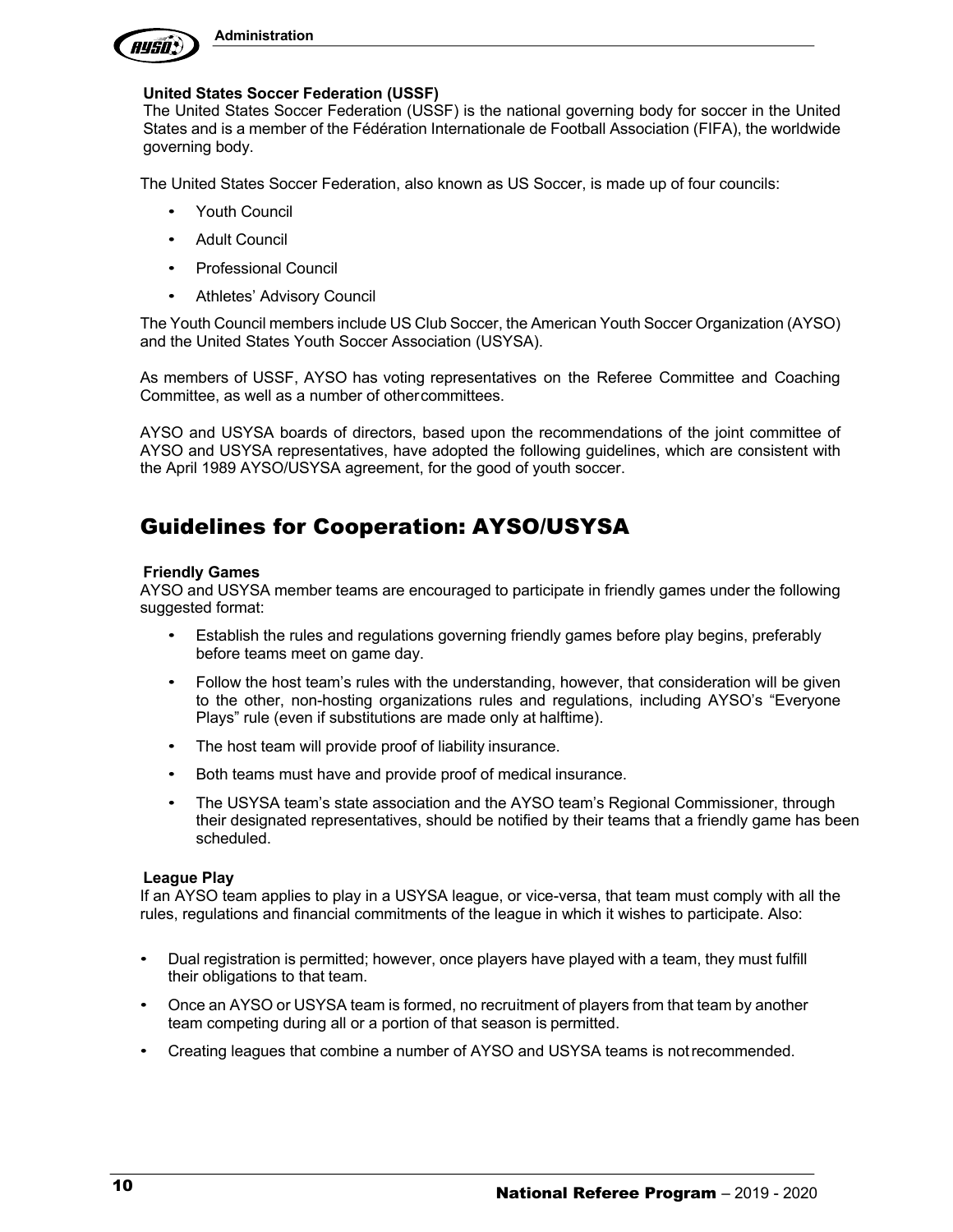### United States Soccer Federation (USSF)

The United States Soccer Federation (USSF) is the national governing body for soccer in the United States and is a member of the Fédération Internationale de Football Association (FIFA), the worldwide governing body.

The United States Soccer Federation, also known as US Soccer, is made up of four councils:

- Youth Council
- Adult Council
- Professional Council
- Athletes' Advisory Council

The Youth Council members include US Club Soccer, the American Youth Soccer Organization (AYSO) and the United States Youth Soccer Association (USYSA).

As members of USSF, AYSO has voting representatives on the Referee Committee and Coaching Committee, as well as a number of other committees.

AYSO and USYSA boards of directors, based upon the recommendations of the joint committee of AYSO and USYSA representatives, have adopted the following guidelines, which are consistent with the April 1989 AYSO/USYSA agreement, for the good of youth soccer.

## Guidelines for Cooperation: AYSO/USYSA

### Friendly Games

AYSO and USYSA member teams are encouraged to participate in friendly games under the following suggested format:

- Establish the rules and regulations governing friendly games before play begins, preferably before teams meet on game day.
- Follow the host team's rules with the understanding, however, that consideration will be given to the other, non-hosting organizations rules and regulations, including AYSO's "Everyone Plays" rule (even if substitutions are made only at halftime).
- The host team will provide proof of liability insurance.
- Both teams must have and provide proof of medical insurance.
- The USYSA team's state association and the AYSO team's Regional Commissioner, through their designated representatives, should be notified by their teams that a friendly game has been scheduled.

### League Play

If an AYSO team applies to play in a USYSA league, or vice-versa, that team must comply with all the rules, regulations and financial commitments of the league in which it wishes to participate. Also:

- Dual registration is permitted; however, once players have played with a team, they must fulfill their obligations to that team.
- Once an AYSO or USYSA team is formed, no recruitment of players from that team by another team competing during all or a portion of that season is permitted.
- Creating leagues that combine a number of AYSO and USYSA teams is not recommended.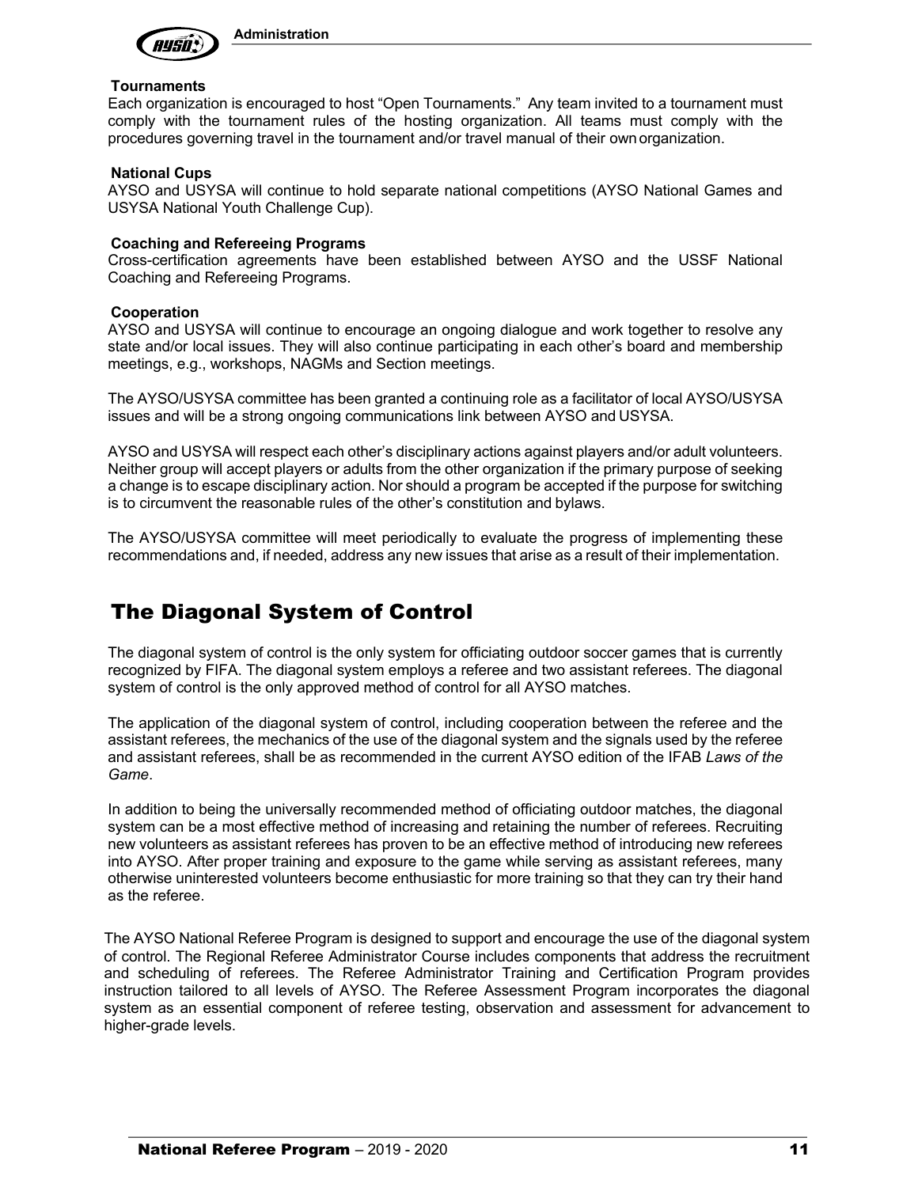### Tournaments

Each organization is encouraged to host "Open Tournaments." Any team invited to a tournament must comply with the tournament rules of the hosting organization. All teams must comply with the procedures governing travel in the tournament and/or travel manual of their own organization.

### National Cups

AYSO and USYSA will continue to hold separate national competitions (AYSO National Games and USYSA National Youth Challenge Cup).

### Coaching and Refereeing Programs

Cross-certification agreements have been established between AYSO and the USSF National Coaching and Refereeing Programs.

### Cooperation

AYSO and USYSA will continue to encourage an ongoing dialogue and work together to resolve any state and/or local issues. They will also continue participating in each other's board and membership meetings, e.g., workshops, NAGMs and Section meetings.

The AYSO/USYSA committee has been granted a continuing role as a facilitator of local AYSO/USYSA issues and will be a strong ongoing communications link between AYSO and USYSA.

AYSO and USYSA will respect each other's disciplinary actions against players and/or adult volunteers. Neither group will accept players or adults from the other organization if the primary purpose of seeking a change is to escape disciplinary action. Nor should a program be accepted if the purpose for switching is to circumvent the reasonable rules of the other's constitution and bylaws.

The AYSO/USYSA committee will meet periodically to evaluate the progress of implementing these recommendations and, if needed, address any new issues that arise as a result of their implementation.

## The Diagonal System of Control

The diagonal system of control is the only system for officiating outdoor soccer games that is currently recognized by FIFA. The diagonal system employs a referee and two assistant referees. The diagonal system of control is the only approved method of control for all AYSO matches.

The application of the diagonal system of control, including cooperation between the referee and the assistant referees, the mechanics of the use of the diagonal system and the signals used by the referee and assistant referees, shall be as recommended in the current AYSO edition of the IFAB *Laws of the Game*.

In addition to being the universally recommended method of officiating outdoor matches, the diagonal system can be a most effective method of increasing and retaining the number of referees. Recruiting new volunteers as assistant referees has proven to be an effective method of introducing new referees into AYSO. After proper training and exposure to the game while serving as assistant referees, many otherwise uninterested volunteers become enthusiastic for more training so that they can try their hand as the referee.

The AYSO National Referee Program is designed to support and encourage the use of the diagonal system of control. The Regional Referee Administrator Course includes components that address the recruitment and scheduling of referees. The Referee Administrator Training and Certification Program provides instruction tailored to all levels of AYSO. The Referee Assessment Program incorporates the diagonal system as an essential component of referee testing, observation and assessment for advancement to higher-grade levels.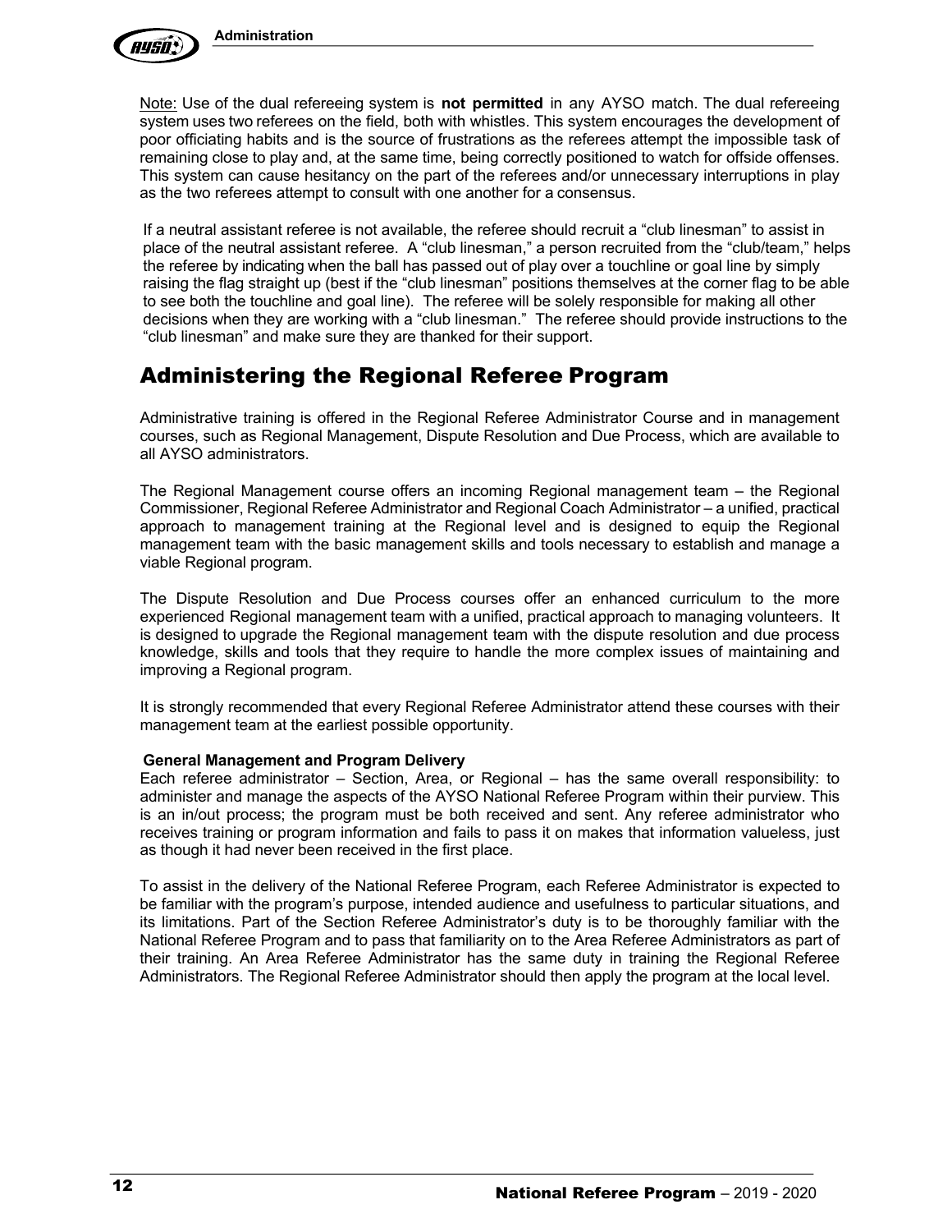<u>Note:</u> Use of the dual refereeing system is **not permitted** in any AYSO match. The dual refereeing system uses two referees on the field, both with whistles. This system encourages the development of poor officiating habits and is the source of frustrations as the referees attempt the impossible task of remaining close to play and, at the same time, being correctly positioned to watch for offside offenses. This system can cause hesitancy on the part of the referees and/or unnecessary interruptions in play as the two referees attempt to consult with one another for a consensus.

If a neutral assistant referee is not available, the referee should recruit a "club linesman" to assist in place of the neutral assistant referee. A "club linesman," a person recruited from the "club/team," helps the referee by indicating when the ball has passed out of play over a touchline or goal line by simply raising the flag straight up (best if the "club linesman" positions themselves at the corner flag to be able to see both the touchline and goal line). The referee will be solely responsible for making all other decisions when they are working with a "club linesman." The referee should provide instructions to the "club linesman" and make sure they are thanked for their support.

## Administering the Regional Referee Program

Administrative training is offered in the Regional Referee Administrator Course and in management courses, such as Regional Management, Dispute Resolution and Due Process, which are available to all AYSO administrators.

The Regional Management course offers an incoming Regional management team – the Regional Commissioner, Regional Referee Administrator and Regional Coach Administrator – a unified, practical approach to management training at the Regional level and is designed to equip the Regional management team with the basic management skills and tools necessary to establish and manage a viable Regional program.

The Dispute Resolution and Due Process courses offer an enhanced curriculum to the more experienced Regional management team with a unified, practical approach to managing volunteers. It is designed to upgrade the Regional management team with the dispute resolution and due process knowledge, skills and tools that they require to handle the more complex issues of maintaining and improving a Regional program.

It is strongly recommended that every Regional Referee Administrator attend these courses with their management team at the earliest possible opportunity.

**General Management and Program Delivery**

Each referee administrator – Section, Area, or Regional – has the same overall responsibility: to administer and manage the aspects of the AYSO National Referee Program within their purview. This is an in/out process; the program must be both received and sent. Any referee administrator who receives training or program information and fails to pass it on makes that information valueless, just as though it had never been received in the first place.

To assist in the delivery of the National Referee Program, each Referee Administrator is expected to be familiar with the program's purpose, intended audience and usefulness to particular situations, and its limitations. Part of the Section Referee Administrator's duty is to be thoroughly familiar with the National Referee Program and to pass that familiarity on to the Area Referee Administrators as part of their training. An Area Referee Administrator has the same duty in training the Regional Referee Administrators. The Regional Referee Administrator should then apply the program at the local level.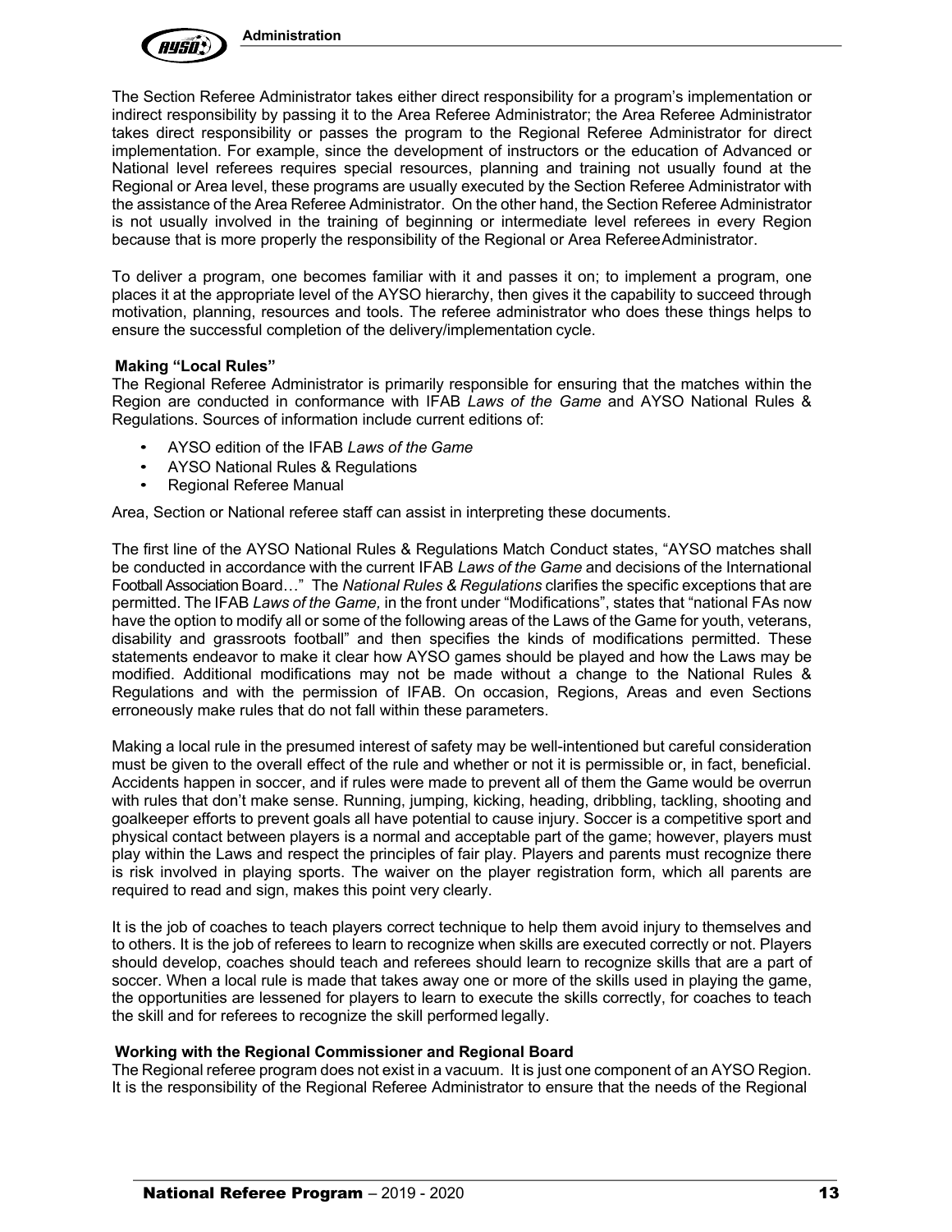The Section Referee Administrator takes either direct responsibility for a program's implementation or indirect responsibility by passing it to the Area Referee Administrator; the Area Referee Administrator takes direct responsibility or passes the program to the Regional Referee Administrator for direct implementation. For example, since the development of instructors or the education of Advanced or National level referees requires special resources, planning and training not usually found at the Regional or Area level, these programs are usually executed by the Section Referee Administrator with the assistance of the Area Referee Administrator. On the other hand, the Section Referee Administrator is not usually involved in the training of beginning or intermediate level referees in every Region because that is more properly the responsibility of the Regional or Area Referee Administrator.

To deliver a program, one becomes familiar with it and passes it on; to implement a program, one places it at the appropriate level of the AYSO hierarchy, then gives it the capability to succeed through motivation, planning, resources and tools. The referee administrator who does these things helps to ensure the successful completion of the delivery/implementation cycle.

**Making "Local Rules"**

The Regional Referee Administrator is primarily responsible for ensuring that the matches within the Region are conducted in conformance with IFAB *Laws of the Game* and AYSO National Rules & Regulations. Sources of information include current editions of:

- AYSO edition of the IFAB *Laws of the Game*
- AYSO National Rules & Regulations
- Regional Referee Manual

Area, Section or National referee staff can assist in interpreting these documents.

The first line of the AYSO National Rules & Regulations Match Conduct states, "AYSO matches shall be conducted in accordance with the current IFAB *Laws of the Game* and decisions of the International Football Association Board…" The *National Rules & Regulations* clarifies the specific exceptions that are permitted. The IFAB *Laws of the Game,* in the front under "Modifications", states that "national FAs now have the option to modify all or some of the following areas of the Laws of the Game for youth, veterans, disability and grassroots football" and then specifies the kinds of modifications permitted. These statements endeavor to make it clear how AYSO games should be played and how the Laws may be modified. Additional modifications may not be made without a change to the National Rules & Regulations and with the permission of IFAB. On occasion, Regions, Areas and even Sections erroneously make rules that do not fall within these parameters.

Making a local rule in the presumed interest of safety may be well-intentioned but careful consideration must be given to the overall effect of the rule and whether or not it is permissible or, in fact, beneficial. Accidents happen in soccer, and if rules were made to prevent all of them the Game would be overrun with rules that don't make sense. Running, jumping, kicking, heading, dribbling, tackling, shooting and goalkeeper efforts to prevent goals all have potential to cause injury. Soccer is a competitive sport and physical contact between players is a normal and acceptable part of the game; however, players must play within the Laws and respect the principles of fair play. Players and parents must recognize there is risk involved in playing sports. The waiver on the player registration form, which all parents are required to read and sign, makes this point very clearly.

It is the job of coaches to teach players correct technique to help them avoid injury to themselves and to others. It is the job of referees to learn to recognize when skills are executed correctly or not. Players should develop, coaches should teach and referees should learn to recognize skills that are a part of soccer. When a local rule is made that takes away one or more of the skills used in playing the game, the opportunities are lessened for players to learn to execute the skills correctly, for coaches to teach the skill and for referees to recognize the skill performed legally.

**Working with the Regional Commissioner and Regional Board**

The Regional referee program does not exist in a vacuum. It is just one component of an AYSO Region. It is the responsibility of the Regional Referee Administrator to ensure that the needs of the Regional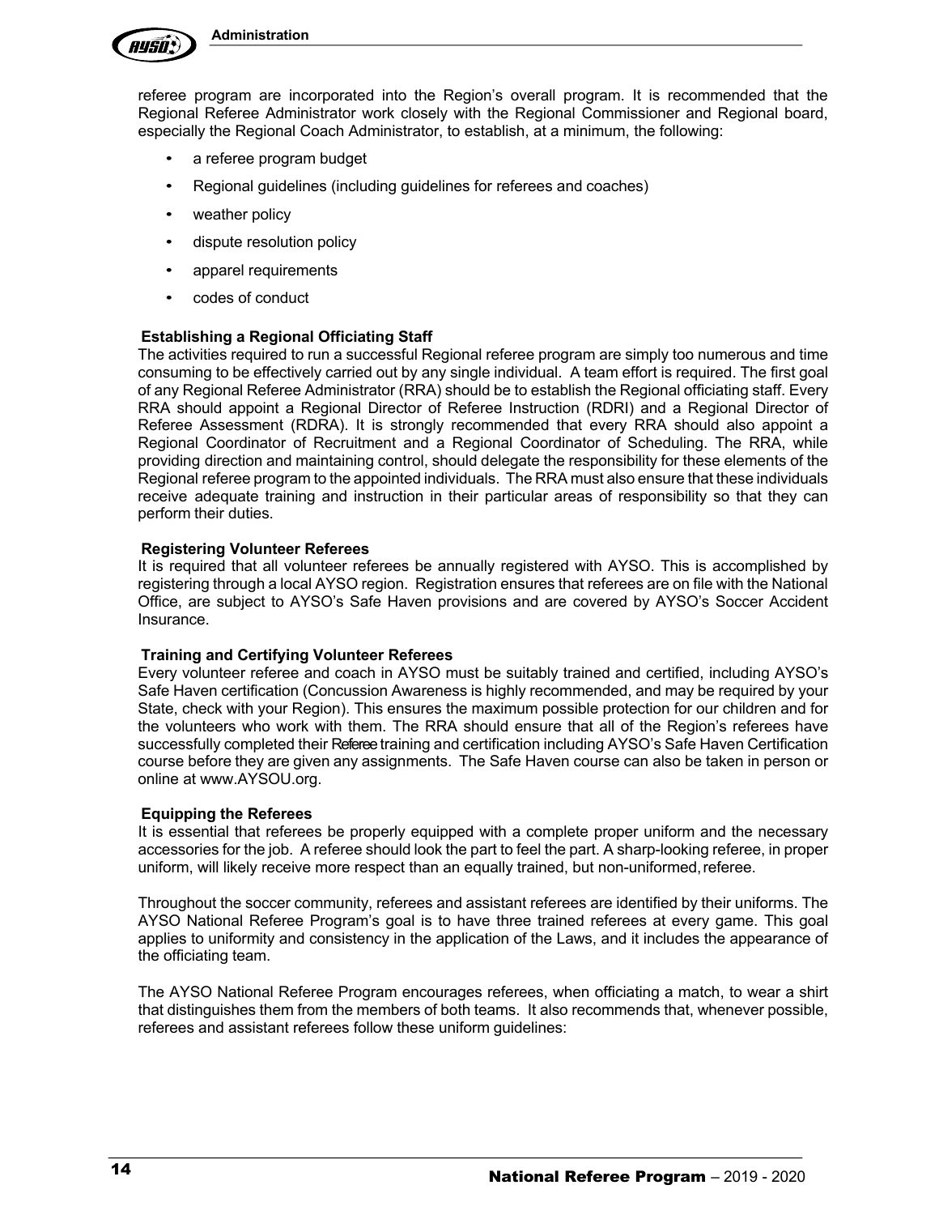referee program are incorporated into the Region's overall program. It is recommended that the Regional Referee Administrator work closely with the Regional Commissioner and Regional board, especially the Regional Coach Administrator, to establish, at a minimum, the following:

- a referee program budget
- Regional guidelines (including guidelines for referees and coaches)
- weather policy
- dispute resolution policy
- apparel requirements
- codes of conduct

**Establishing a Regional Officiating Staff**

The activities required to run a successful Regional referee program are simply too numerous and time consuming to be effectively carried out by any single individual. A team effort is required. The first goal of any Regional Referee Administrator (RRA) should be to establish the Regional officiating staff. Every RRA should appoint a Regional Director of Referee Instruction (RDRI) and a Regional Director of Referee Assessment (RDRA). It is strongly recommended that every RRA should also appoint a Regional Coordinator of Recruitment and a Regional Coordinator of Scheduling. The RRA, while providing direction and maintaining control, should delegate the responsibility for these elements of the Regional referee program to the appointed individuals. The RRA must also ensure that these individuals receive adequate training and instruction in their particular areas of responsibility so that they can perform their duties.

**Registering Volunteer Referees**

It is required that all volunteer referees be annually registered with AYSO. This is accomplished by registering through a local AYSO region. Registration ensures that referees are on file with the National Office, are subject to AYSO's Safe Haven provisions and are covered by AYSO's Soccer Accident Insurance.

**Training and Certifying Volunteer Referees**

Every volunteer referee and coach in AYSO must be suitably trained and certified, including AYSO's Safe Haven certification (Concussion Awareness is highly recommended, and may be required by your State, check with your Region). This ensures the maximum possible protection for our children and for the volunteers who work with them. The RRA should ensure that all of the Region's referees have successfully completed their Referee training and certification including AYSO's Safe Haven Certification course before they are given any assignments. The Safe Haven course can also be taken in person or online at www.AYSOU.org.

**Equipping the Referees**

It is essential that referees be properly equipped with a complete proper uniform and the necessary accessories for the job. A referee should look the part to feel the part. A sharp-looking referee, in proper uniform, will likely receive more respect than an equally trained, but non-uniformed, referee.

Throughout the soccer community, referees and assistant referees are identified by their uniforms. The AYSO National Referee Program's goal is to have three trained referees at every game. This goal applies to uniformity and consistency in the application of the Laws, and it includes the appearance of the officiating team.

The AYSO National Referee Program encourages referees, when officiating a match, to wear a shirt that distinguishes them from the members of both teams. It also recommends that, whenever possible, referees and assistant referees follow these uniform guidelines: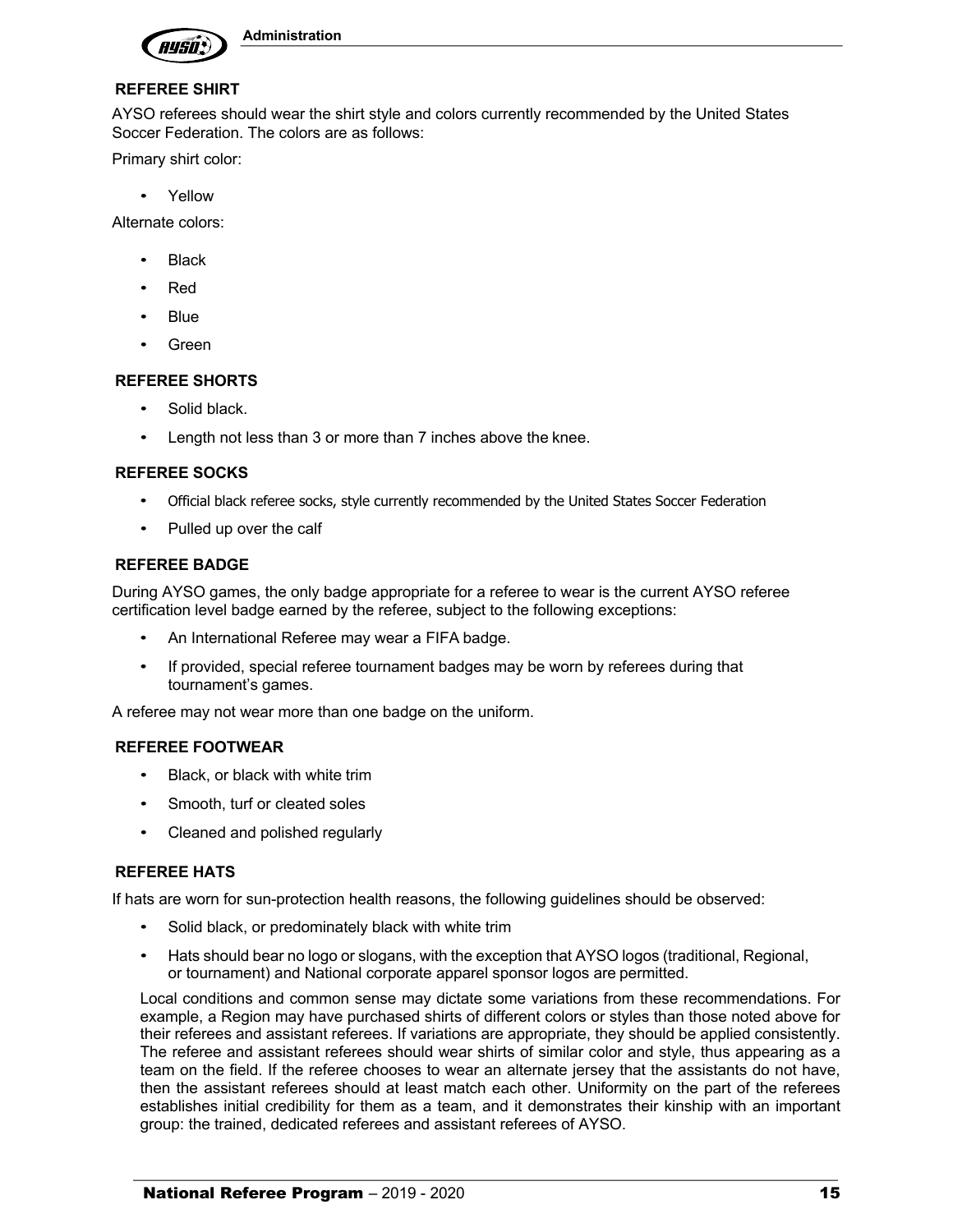### REFEREE SHIRT

AYSO referees should wear the shirt style and colors currently recommended by the United States Soccer Federation. The colors are as follows:

Primary shirt color:

- Yellow

Alternate colors:

- Black
- Red
- Blue
- Green

### REFEREE SHORTS

- Solid black.
- Length not less than 3 or more than 7 inches above the knee.

### REFEREE SOCKS

- Official black referee socks, style currently recommended by the United States Soccer Federation
- Pulled up over the calf

### REFEREE BADGE

During AYSO games, the only badge appropriate for a referee to wear is the current AYSO referee certification level badge earned by the referee, subject to the following exceptions:

- An International Referee may wear a FIFA badge.
- If provided, special referee tournament badges may be worn by referees during that tournament's games.

A referee may not wear more than one badge on the uniform.

### REFEREE FOOTWEAR

- Black, or black with white trim
- Smooth, turf or cleated soles
- Cleaned and polished regularly

### REFEREE HATS

If hats are worn for sun-protection health reasons, the following guidelines should be observed:

- Solid black, or predominately black with white trim
- Hats should bear no logo or slogans, with the exception that AYSO logos (traditional, Regional, or tournament) and National corporate apparel sponsor logos are permitted.

Local conditions and common sense may dictate some variations from these recommendations. For example, a Region may have purchased shirts of different colors or styles than those noted above for their referees and assistant referees. If variations are appropriate, they should be applied consistently. The referee and assistant referees should wear shirts of similar color and style, thus appearing as a team on the field. If the referee chooses to wear an alternate jersey that the assistants do not have, then the assistant referees should at least match each other. Uniformity on the part of the referees establishes initial credibility for them as a team, and it demonstrates their kinship with an important group: the trained, dedicated referees and assistant referees of AYSO.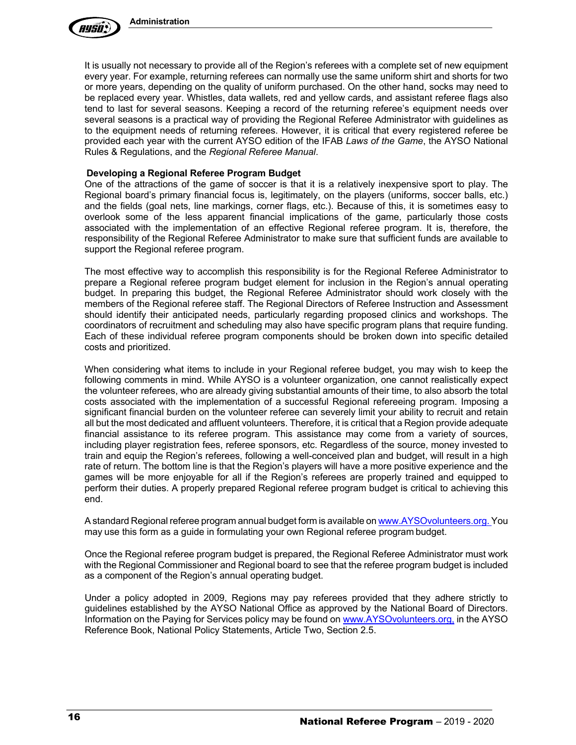It is usually not necessary to provide all of the Region's referees with a complete set of new equipment every year. For example, returning referees can normally use the same uniform shirt and shorts for two or more years, depending on the quality of uniform purchased. On the other hand, socks may need to be replaced every year. Whistles, data wallets, red and yellow cards, and assistant referee flags also tend to last for several seasons. Keeping a record of the returning referee's equipment needs over several seasons is a practical way of providing the Regional Referee Administrator with guidelines as to the equipment needs of returning referees. However, it is critical that every registered referee be provided each year with the current AYSO edition of the IFAB *Laws of the Game*, the AYSO National Rules & Regulations, and the *Regional Referee Manual*.

**Developing a Regional Referee Program Budget**

One of the attractions of the game of soccer is that it is a relatively inexpensive sport to play. The Regional board's primary financial focus is, legitimately, on the players (uniforms, soccer balls, etc.) and the fields (goal nets, line markings, corner flags, etc.). Because of this, it is sometimes easy to overlook some of the less apparent financial implications of the game, particularly those costs associated with the implementation of an effective Regional referee program. It is, therefore, the responsibility of the Regional Referee Administrator to make sure that sufficient funds are available to support the Regional referee program.

The most effective way to accomplish this responsibility is for the Regional Referee Administrator to prepare a Regional referee program budget element for inclusion in the Region's annual operating budget. In preparing this budget, the Regional Referee Administrator should work closely with the members of the Regional referee staff. The Regional Directors of Referee Instruction and Assessment should identify their anticipated needs, particularly regarding proposed clinics and workshops. The coordinators of recruitment and scheduling may also have specific program plans that require funding. Each of these individual referee program components should be broken down into specific detailed costs and prioritized.

When considering what items to include in your Regional referee budget, you may wish to keep the following comments in mind. While AYSO is a volunteer organization, one cannot realistically expect the volunteer referees, who are already giving substantial amounts of their time, to also absorb the total costs associated with the implementation of a successful Regional refereeing program. Imposing a significant financial burden on the volunteer referee can severely limit your ability to recruit and retain all but the most dedicated and affluent volunteers. Therefore, it is critical that a Region provide adequate financial assistance to its referee program. This assistance may come from a variety of sources, including player registration fees, referee sponsors, etc. Regardless of the source, money invested to train and equip the Region's referees, following a well-conceived plan and budget, will result in a high rate of return. The bottom line is that the Region's players will have a more positive experience and the games will be more enjoyable for all if the Region's referees are properly trained and equipped to perform their duties. A properly prepared Regional referee program budget is critical to achieving this end.

A standard Regional referee program annual budget form is available on www.AYSOvolunteers.org. You may use this form as a guide in formulating your own Regional referee program budget.

Once the Regional referee program budget is prepared, the Regional Referee Administrator must work with the Regional Commissioner and Regional board to see that the referee program budget is included as a component of the Region's annual operating budget.

Under a policy adopted in 2009, Regions may pay referees provided that they adhere strictly to guidelines established by the AYSO National Office as approved by the National Board of Directors. Information on the Paying for Services policy may be found on www.AYSOvolunteers.org, in the AYSO Reference Book, National Policy Statements, Article Two, Section 2.5.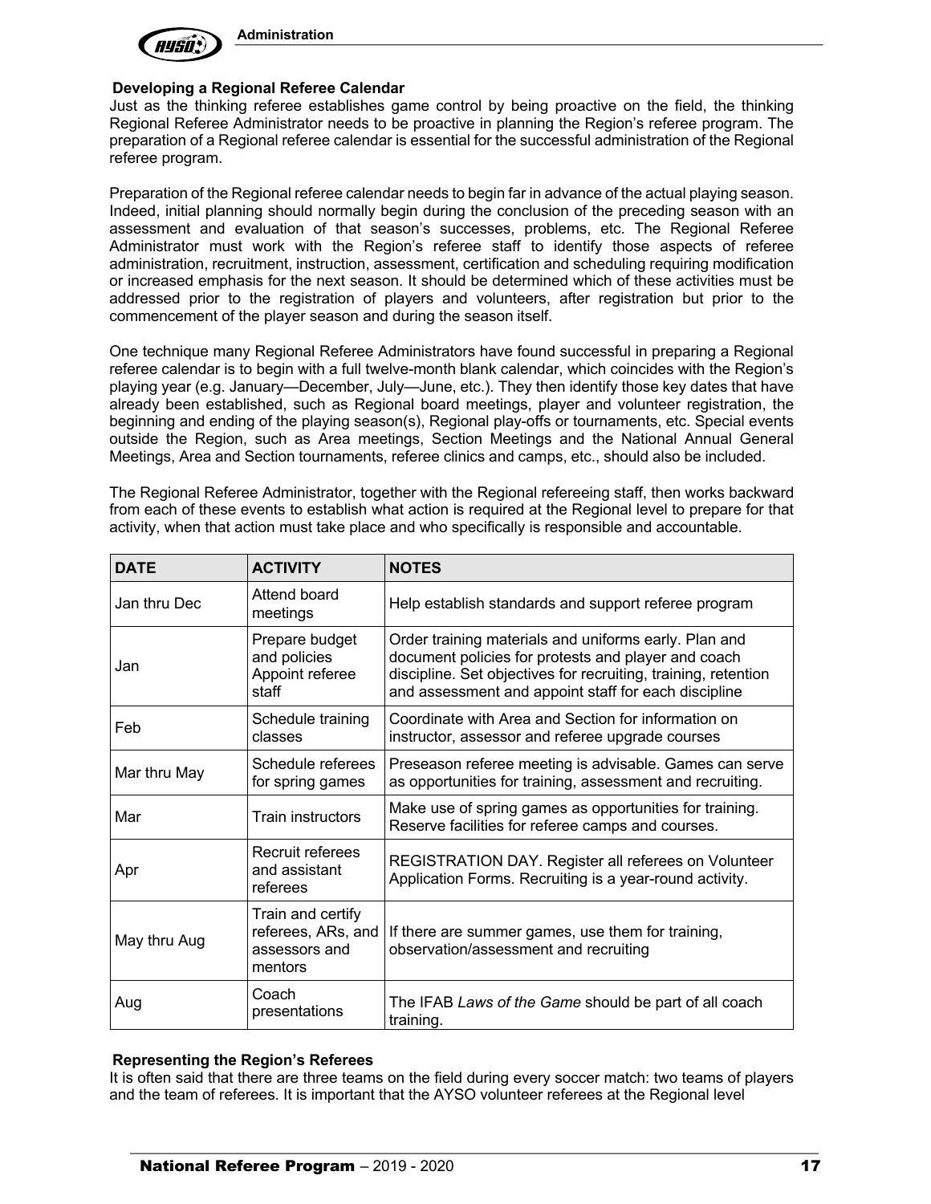### Developing a Regional Referee Calendar

Just as the thinking referee establishes game control by being proactive on the field, the thinking Regional Referee Administrator needs to be proactive in planning the Region's referee program. The preparation of a Regional referee calendar is essential for the successful administration of the Regional referee program.

Preparation of the Regional referee calendar needs to begin far in advance of the actual playing season. Indeed, initial planning should normally begin during the conclusion of the preceding season with an assessment and evaluation of that season's successes, problems, etc. The Regional Referee Administrator must work with the Region's referee staff to identify those aspects of referee administration, recruitment, instruction, assessment, certification and scheduling requiring modification or increased emphasis for the next season. It should be determined which of these activities must be addressed prior to the registration of players and volunteers, after registration but prior to the commencement of the player season and during the season itself.

One technique many Regional Referee Administrators have found successful in preparing a Regional referee calendar is to begin with a full twelve-month blank calendar, which coincides with the Region's playing year (e.g. January—December, July—June, etc.). They then identify those key dates that have already been established, such as Regional board meetings, player and volunteer registration, the beginning and ending of the playing season(s), Regional play-offs or tournaments, etc. Special events outside the Region, such as Area meetings, Section Meetings and the National Annual General Meetings, Area and Section tournaments, referee clinics and camps, etc., should also be included.

The Regional Referee Administrator, together with the Regional refereeing staff, then works backward from each of these events to establish what action is required at the Regional level to prepare for that activity, when that action must take place and who specifically is responsible and accountable.

| DATE | ACTIVITY | NOTES |
|---|---|---|
| Jan thru Dec | Attend board meetings | Help establish standards and support referee program |
| Jan | Prepare budget and policies Appoint referee staff | Order training materials and uniforms early. Plan and document policies for protests and player and coach discipline. Set objectives for recruiting, training, retention and assessment and appoint staff for each discipline |
| Feb | Schedule training classes | Coordinate with Area and Section for information on instructor, assessor and referee upgrade courses |
| Mar thru May | Schedule referees for spring games | Preseason referee meeting is advisable. Games can serve as opportunities for training, assessment and recruiting. |
| Mar | Train instructors | Make use of spring games as opportunities for training. Reserve facilities for referee camps and courses. |
| Apr | Recruit referees and assistant referees | REGISTRATION DAY. Register all referees on Volunteer Application Forms. Recruiting is a year-round activity. |
| May thru Aug | Train and certify referees, ARs, and assessors and mentors | If there are summer games, use them for training, observation/assessment and recruiting |
| Aug | Coach presentations | The IFAB *Laws of the Game* should be part of all coach training. |

### Representing the Region's Referees

It is often said that there are three teams on the field during every soccer match: two teams of players and the team of referees. It is important that the AYSO volunteer referees at the Regional level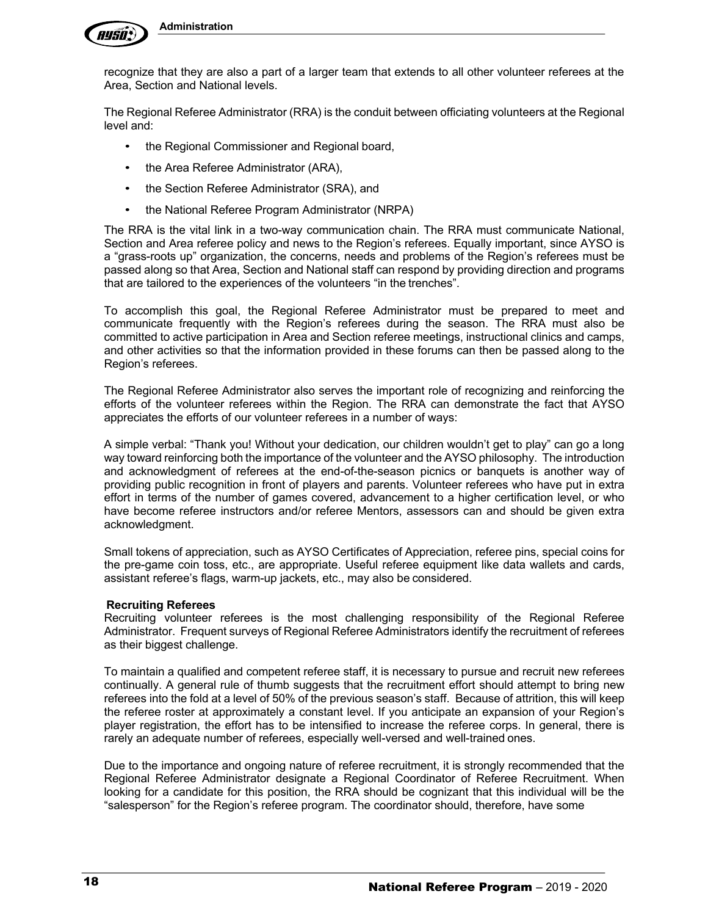recognize that they are also a part of a larger team that extends to all other volunteer referees at the Area, Section and National levels.

The Regional Referee Administrator (RRA) is the conduit between officiating volunteers at the Regional level and:

- the Regional Commissioner and Regional board,
- the Area Referee Administrator (ARA),
- the Section Referee Administrator (SRA), and
- the National Referee Program Administrator (NRPA)

The RRA is the vital link in a two-way communication chain. The RRA must communicate National, Section and Area referee policy and news to the Region's referees. Equally important, since AYSO is a "grass-roots up" organization, the concerns, needs and problems of the Region's referees must be passed along so that Area, Section and National staff can respond by providing direction and programs that are tailored to the experiences of the volunteers "in the trenches".

To accomplish this goal, the Regional Referee Administrator must be prepared to meet and communicate frequently with the Region's referees during the season. The RRA must also be committed to active participation in Area and Section referee meetings, instructional clinics and camps, and other activities so that the information provided in these forums can then be passed along to the Region's referees.

The Regional Referee Administrator also serves the important role of recognizing and reinforcing the efforts of the volunteer referees within the Region. The RRA can demonstrate the fact that AYSO appreciates the efforts of our volunteer referees in a number of ways:

A simple verbal: "Thank you! Without your dedication, our children wouldn't get to play" can go a long way toward reinforcing both the importance of the volunteer and the AYSO philosophy. The introduction and acknowledgment of referees at the end-of-the-season picnics or banquets is another way of providing public recognition in front of players and parents. Volunteer referees who have put in extra effort in terms of the number of games covered, advancement to a higher certification level, or who have become referee instructors and/or referee Mentors, assessors can and should be given extra acknowledgment.

Small tokens of appreciation, such as AYSO Certificates of Appreciation, referee pins, special coins for the pre-game coin toss, etc., are appropriate. Useful referee equipment like data wallets and cards, assistant referee's flags, warm-up jackets, etc., may also be considered.

**Recruiting Referees**

Recruiting volunteer referees is the most challenging responsibility of the Regional Referee Administrator. Frequent surveys of Regional Referee Administrators identify the recruitment of referees as their biggest challenge.

To maintain a qualified and competent referee staff, it is necessary to pursue and recruit new referees continually. A general rule of thumb suggests that the recruitment effort should attempt to bring new referees into the fold at a level of 50% of the previous season's staff. Because of attrition, this will keep the referee roster at approximately a constant level. If you anticipate an expansion of your Region's player registration, the effort has to be intensified to increase the referee corps. In general, there is rarely an adequate number of referees, especially well-versed and well-trained ones.

Due to the importance and ongoing nature of referee recruitment, it is strongly recommended that the Regional Referee Administrator designate a Regional Coordinator of Referee Recruitment. When looking for a candidate for this position, the RRA should be cognizant that this individual will be the "salesperson" for the Region's referee program. The coordinator should, therefore, have some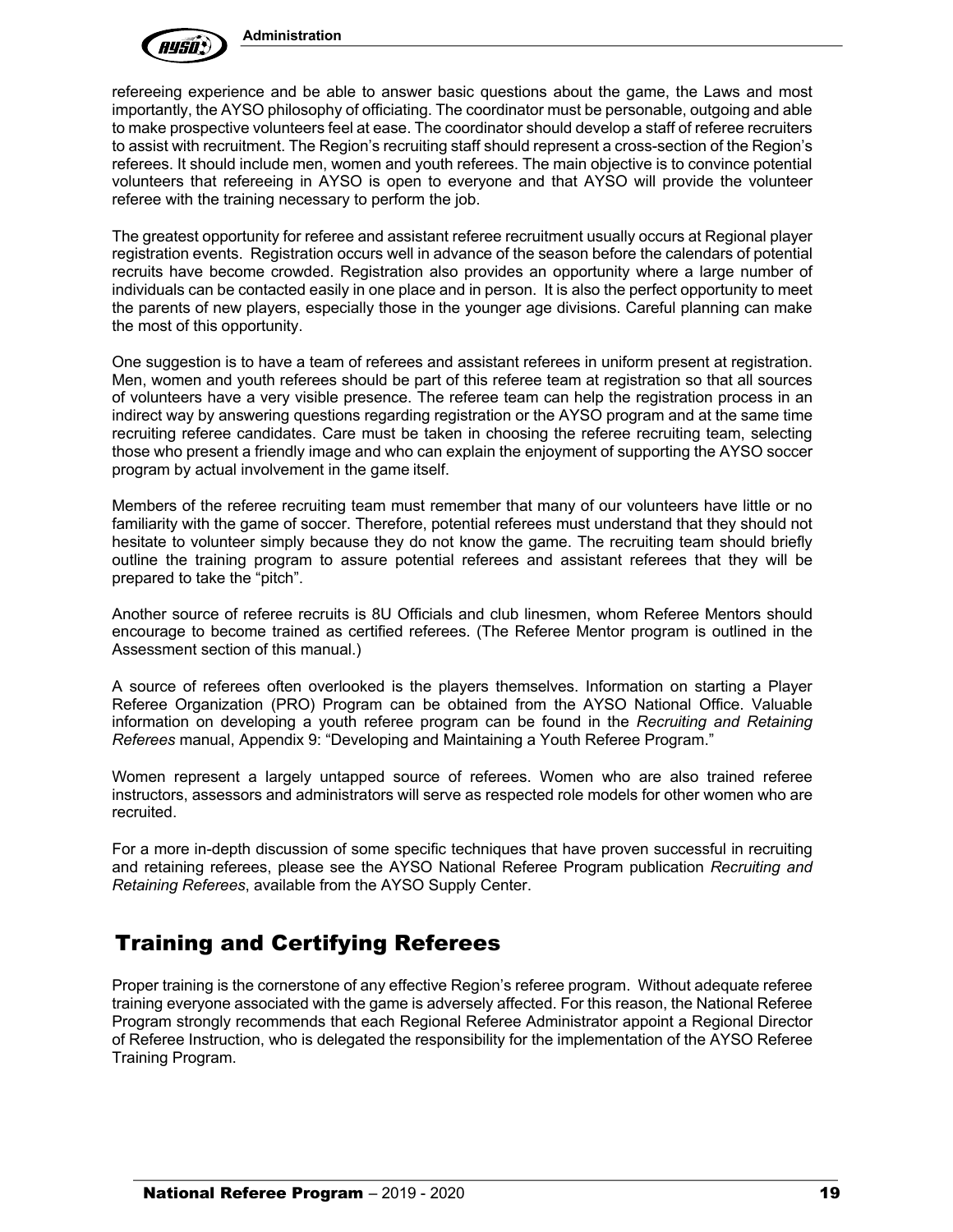refereeing experience and be able to answer basic questions about the game, the Laws and most importantly, the AYSO philosophy of officiating. The coordinator must be personable, outgoing and able to make prospective volunteers feel at ease. The coordinator should develop a staff of referee recruiters to assist with recruitment. The Region's recruiting staff should represent a cross-section of the Region's referees. It should include men, women and youth referees. The main objective is to convince potential volunteers that refereeing in AYSO is open to everyone and that AYSO will provide the volunteer referee with the training necessary to perform the job.

The greatest opportunity for referee and assistant referee recruitment usually occurs at Regional player registration events. Registration occurs well in advance of the season before the calendars of potential recruits have become crowded. Registration also provides an opportunity where a large number of individuals can be contacted easily in one place and in person. It is also the perfect opportunity to meet the parents of new players, especially those in the younger age divisions. Careful planning can make the most of this opportunity.

One suggestion is to have a team of referees and assistant referees in uniform present at registration. Men, women and youth referees should be part of this referee team at registration so that all sources of volunteers have a very visible presence. The referee team can help the registration process in an indirect way by answering questions regarding registration or the AYSO program and at the same time recruiting referee candidates. Care must be taken in choosing the referee recruiting team, selecting those who present a friendly image and who can explain the enjoyment of supporting the AYSO soccer program by actual involvement in the game itself.

Members of the referee recruiting team must remember that many of our volunteers have little or no familiarity with the game of soccer. Therefore, potential referees must understand that they should not hesitate to volunteer simply because they do not know the game. The recruiting team should briefly outline the training program to assure potential referees and assistant referees that they will be prepared to take the "pitch".

Another source of referee recruits is 8U Officials and club linesmen, whom Referee Mentors should encourage to become trained as certified referees. (The Referee Mentor program is outlined in the Assessment section of this manual.)

A source of referees often overlooked is the players themselves. Information on starting a Player Referee Organization (PRO) Program can be obtained from the AYSO National Office. Valuable information on developing a youth referee program can be found in the *Recruiting and Retaining Referees* manual, Appendix 9: "Developing and Maintaining a Youth Referee Program."

Women represent a largely untapped source of referees. Women who are also trained referee instructors, assessors and administrators will serve as respected role models for other women who are recruited.

For a more in-depth discussion of some specific techniques that have proven successful in recruiting and retaining referees, please see the AYSO National Referee Program publication *Recruiting and Retaining Referees*, available from the AYSO Supply Center.

## Training and Certifying Referees

Proper training is the cornerstone of any effective Region's referee program. Without adequate referee training everyone associated with the game is adversely affected. For this reason, the National Referee Program strongly recommends that each Regional Referee Administrator appoint a Regional Director of Referee Instruction, who is delegated the responsibility for the implementation of the AYSO Referee Training Program.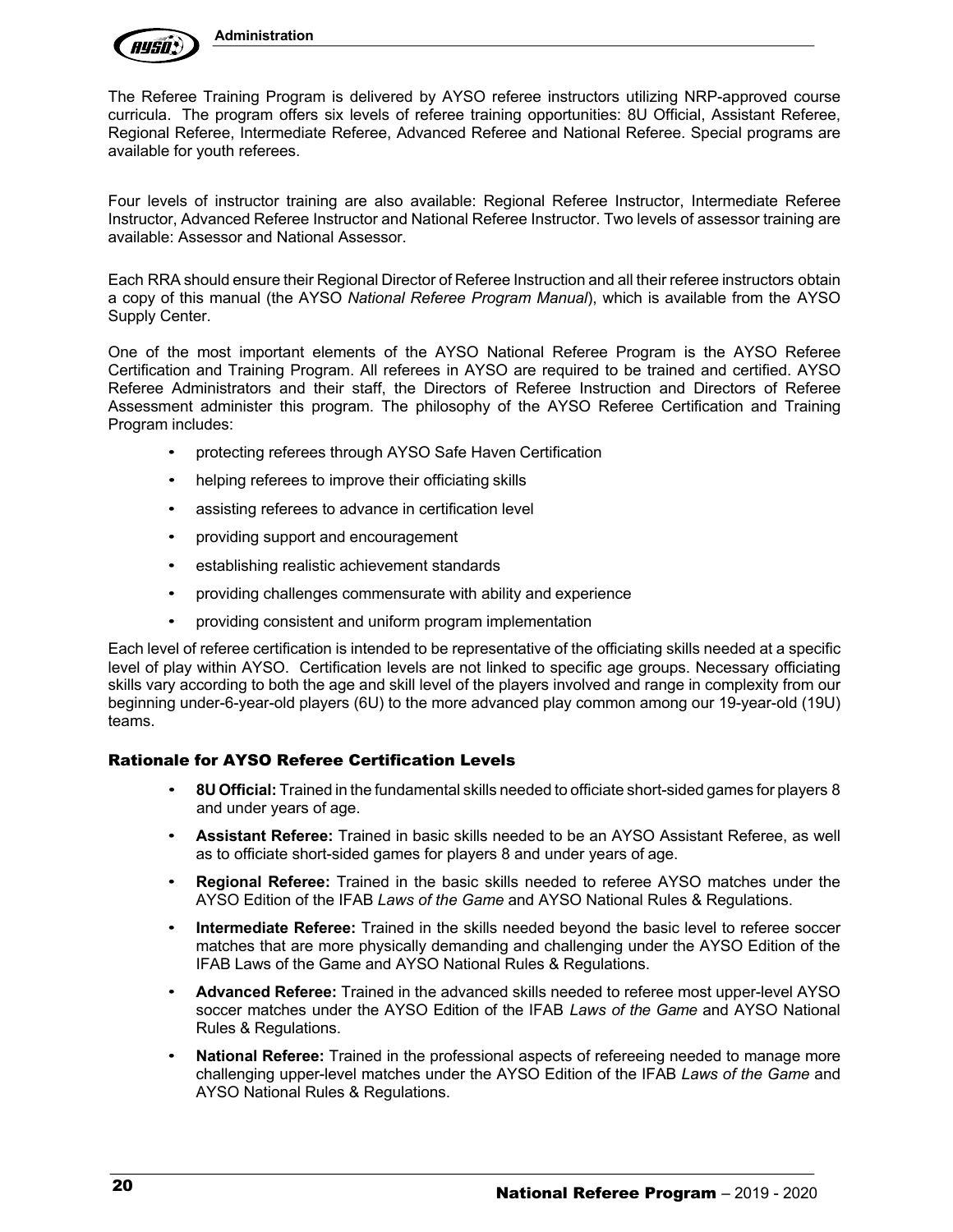The Referee Training Program is delivered by AYSO referee instructors utilizing NRP-approved course curricula. The program offers six levels of referee training opportunities: 8U Official, Assistant Referee, Regional Referee, Intermediate Referee, Advanced Referee and National Referee. Special programs are available for youth referees.

Four levels of instructor training are also available: Regional Referee Instructor, Intermediate Referee Instructor, Advanced Referee Instructor and National Referee Instructor. Two levels of assessor training are available: Assessor and National Assessor.

Each RRA should ensure their Regional Director of Referee Instruction and all their referee instructors obtain a copy of this manual (the AYSO *National Referee Program Manual*), which is available from the AYSO Supply Center.

One of the most important elements of the AYSO National Referee Program is the AYSO Referee Certification and Training Program. All referees in AYSO are required to be trained and certified. AYSO Referee Administrators and their staff, the Directors of Referee Instruction and Directors of Referee Assessment administer this program. The philosophy of the AYSO Referee Certification and Training Program includes:

- protecting referees through AYSO Safe Haven Certification
- helping referees to improve their officiating skills
- assisting referees to advance in certification level
- providing support and encouragement
- establishing realistic achievement standards
- providing challenges commensurate with ability and experience
- providing consistent and uniform program implementation

Each level of referee certification is intended to be representative of the officiating skills needed at a specific level of play within AYSO. Certification levels are not linked to specific age groups. Necessary officiating skills vary according to both the age and skill level of the players involved and range in complexity from our beginning under-6-year-old players (6U) to the more advanced play common among our 19-year-old (19U) teams.

### Rationale for AYSO Referee Certification Levels

- **8U Official:** Trained in the fundamental skills needed to officiate short-sided games for players 8 and under years of age.
- **Assistant Referee:** Trained in basic skills needed to be an AYSO Assistant Referee, as well as to officiate short-sided games for players 8 and under years of age.
- **Regional Referee:** Trained in the basic skills needed to referee AYSO matches under the AYSO Edition of the IFAB *Laws of the Game* and AYSO National Rules & Regulations.
- **Intermediate Referee:** Trained in the skills needed beyond the basic level to referee soccer matches that are more physically demanding and challenging under the AYSO Edition of the IFAB Laws of the Game and AYSO National Rules & Regulations.
- **Advanced Referee:** Trained in the advanced skills needed to referee most upper-level AYSO soccer matches under the AYSO Edition of the IFAB *Laws of the Game* and AYSO National Rules & Regulations.
- **National Referee:** Trained in the professional aspects of refereeing needed to manage more challenging upper-level matches under the AYSO Edition of the IFAB *Laws of the Game* and AYSO National Rules & Regulations.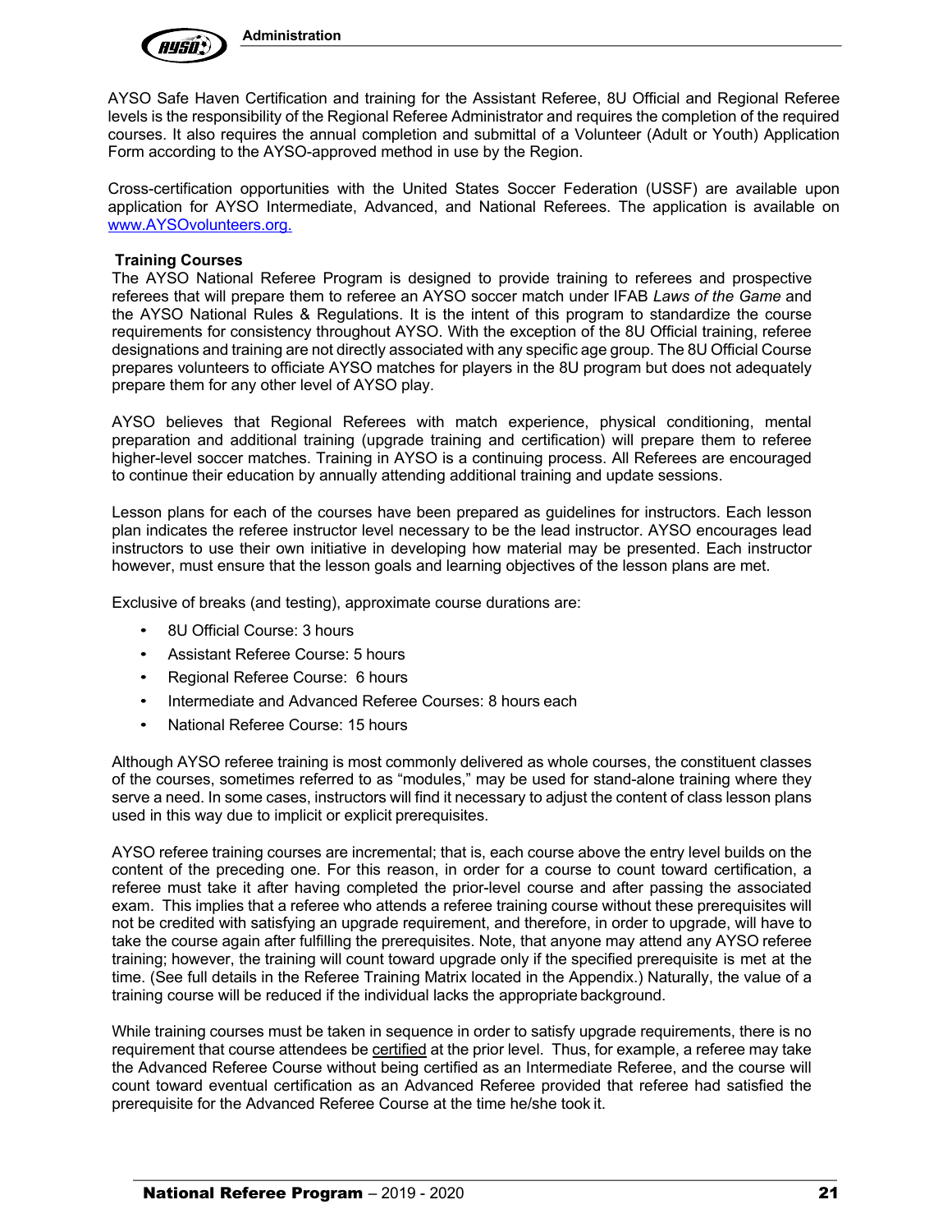AYSO Safe Haven Certification and training for the Assistant Referee, 8U Official and Regional Referee levels is the responsibility of the Regional Referee Administrator and requires the completion of the required courses. It also requires the annual completion and submittal of a Volunteer (Adult or Youth) Application Form according to the AYSO-approved method in use by the Region.

Cross-certification opportunities with the United States Soccer Federation (USSF) are available upon application for AYSO Intermediate, Advanced, and National Referees. The application is available on [www.AYSOvolunteers.org.](http://www.AYSOvolunteers.org)

**Training Courses**

The AYSO National Referee Program is designed to provide training to referees and prospective referees that will prepare them to referee an AYSO soccer match under IFAB *Laws of the Game* and the AYSO National Rules & Regulations. It is the intent of this program to standardize the course requirements for consistency throughout AYSO. With the exception of the 8U Official training, referee designations and training are not directly associated with any specific age group. The 8U Official Course prepares volunteers to officiate AYSO matches for players in the 8U program but does not adequately prepare them for any other level of AYSO play.

AYSO believes that Regional Referees with match experience, physical conditioning, mental preparation and additional training (upgrade training and certification) will prepare them to referee higher-level soccer matches. Training in AYSO is a continuing process. All Referees are encouraged to continue their education by annually attending additional training and update sessions.

Lesson plans for each of the courses have been prepared as guidelines for instructors. Each lesson plan indicates the referee instructor level necessary to be the lead instructor. AYSO encourages lead instructors to use their own initiative in developing how material may be presented. Each instructor however, must ensure that the lesson goals and learning objectives of the lesson plans are met.

Exclusive of breaks (and testing), approximate course durations are:

- 8U Official Course: 3 hours
- Assistant Referee Course: 5 hours
- Regional Referee Course: 6 hours
- Intermediate and Advanced Referee Courses: 8 hours each
- National Referee Course: 15 hours

Although AYSO referee training is most commonly delivered as whole courses, the constituent classes of the courses, sometimes referred to as "modules," may be used for stand-alone training where they serve a need. In some cases, instructors will find it necessary to adjust the content of class lesson plans used in this way due to implicit or explicit prerequisites.

AYSO referee training courses are incremental; that is, each course above the entry level builds on the content of the preceding one. For this reason, in order for a course to count toward certification, a referee must take it after having completed the prior-level course and after passing the associated exam. This implies that a referee who attends a referee training course without these prerequisites will not be credited with satisfying an upgrade requirement, and therefore, in order to upgrade, will have to take the course again after fulfilling the prerequisites. Note, that anyone may attend any AYSO referee training; however, the training will count toward upgrade only if the specified prerequisite is met at the time. (See full details in the Referee Training Matrix located in the Appendix.) Naturally, the value of a training course will be reduced if the individual lacks the appropriate background.

While training courses must be taken in sequence in order to satisfy upgrade requirements, there is no requirement that course attendees be certified at the prior level. Thus, for example, a referee may take the Advanced Referee Course without being certified as an Intermediate Referee, and the course will count toward eventual certification as an Advanced Referee provided that referee had satisfied the prerequisite for the Advanced Referee Course at the time he/she took it.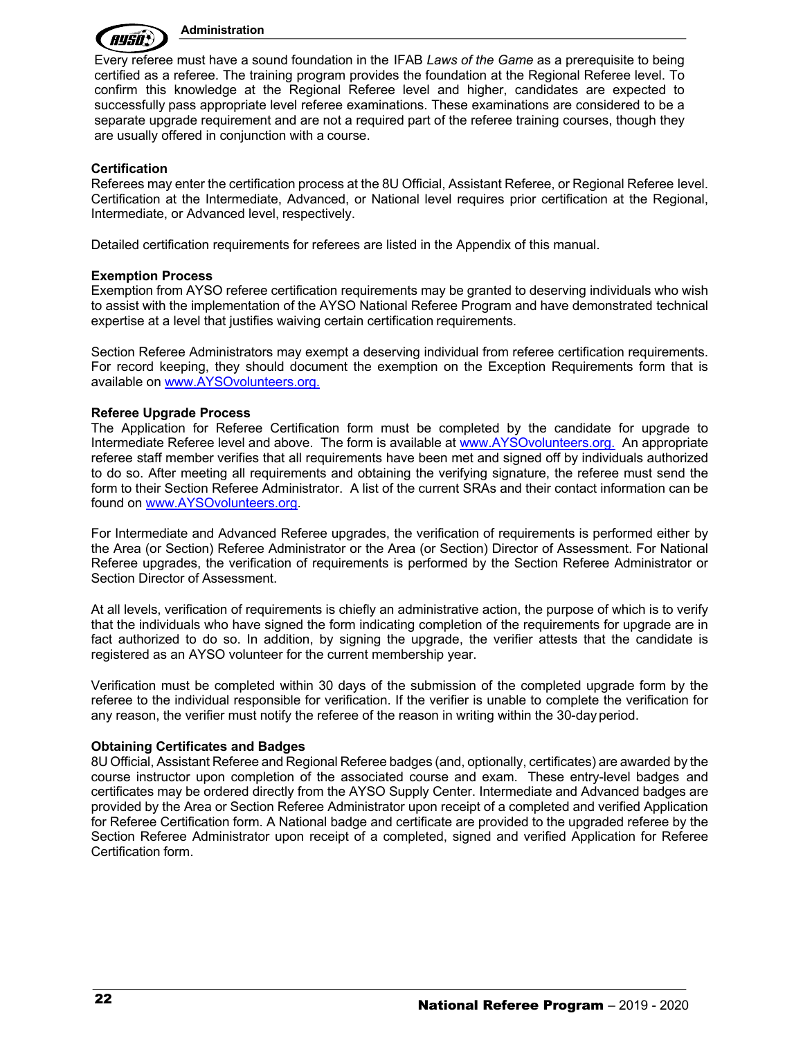Every referee must have a sound foundation in the IFAB *Laws of the Game* as a prerequisite to being certified as a referee. The training program provides the foundation at the Regional Referee level. To confirm this knowledge at the Regional Referee level and higher, candidates are expected to successfully pass appropriate level referee examinations. These examinations are considered to be a separate upgrade requirement and are not a required part of the referee training courses, though they are usually offered in conjunction with a course.

**Certification**

Referees may enter the certification process at the 8U Official, Assistant Referee, or Regional Referee level. Certification at the Intermediate, Advanced, or National level requires prior certification at the Regional, Intermediate, or Advanced level, respectively.

Detailed certification requirements for referees are listed in the Appendix of this manual.

**Exemption Process**

Exemption from AYSO referee certification requirements may be granted to deserving individuals who wish to assist with the implementation of the AYSO National Referee Program and have demonstrated technical expertise at a level that justifies waiving certain certification requirements.

Section Referee Administrators may exempt a deserving individual from referee certification requirements. For record keeping, they should document the exemption on the Exception Requirements form that is available on www.AYSOvolunteers.org.

**Referee Upgrade Process**

The Application for Referee Certification form must be completed by the candidate for upgrade to Intermediate Referee level and above. The form is available at www.AYSOvolunteers.org. An appropriate referee staff member verifies that all requirements have been met and signed off by individuals authorized to do so. After meeting all requirements and obtaining the verifying signature, the referee must send the form to their Section Referee Administrator. A list of the current SRAs and their contact information can be found on www.AYSOvolunteers.org.

For Intermediate and Advanced Referee upgrades, the verification of requirements is performed either by the Area (or Section) Referee Administrator or the Area (or Section) Director of Assessment. For National Referee upgrades, the verification of requirements is performed by the Section Referee Administrator or Section Director of Assessment.

At all levels, verification of requirements is chiefly an administrative action, the purpose of which is to verify that the individuals who have signed the form indicating completion of the requirements for upgrade are in fact authorized to do so. In addition, by signing the upgrade, the verifier attests that the candidate is registered as an AYSO volunteer for the current membership year.

Verification must be completed within 30 days of the submission of the completed upgrade form by the referee to the individual responsible for verification. If the verifier is unable to complete the verification for any reason, the verifier must notify the referee of the reason in writing within the 30-day period.

**Obtaining Certificates and Badges**

8U Official, Assistant Referee and Regional Referee badges (and, optionally, certificates) are awarded by the course instructor upon completion of the associated course and exam. These entry-level badges and certificates may be ordered directly from the AYSO Supply Center. Intermediate and Advanced badges are provided by the Area or Section Referee Administrator upon receipt of a completed and verified Application for Referee Certification form. A National badge and certificate are provided to the upgraded referee by the Section Referee Administrator upon receipt of a completed, signed and verified Application for Referee Certification form.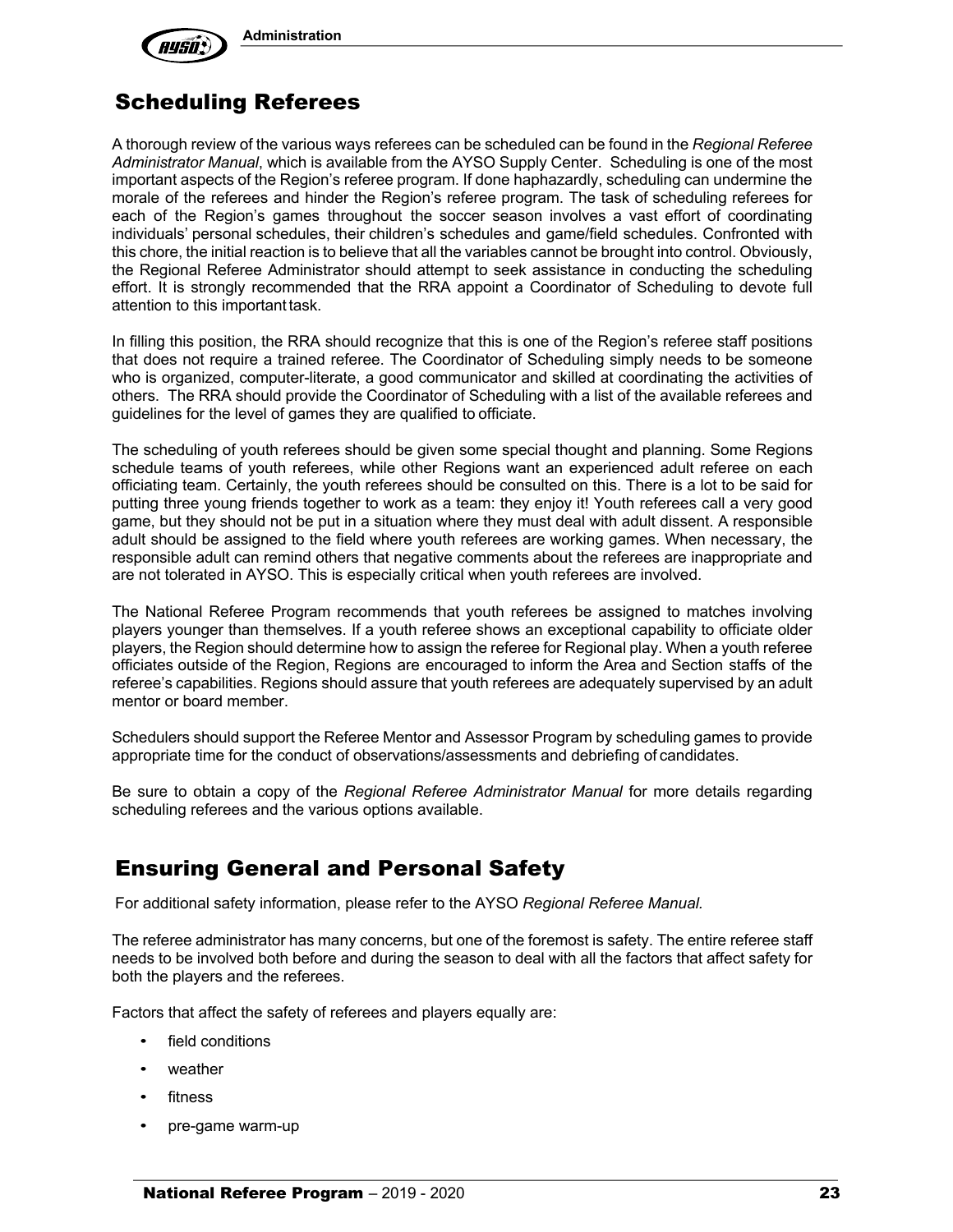## Scheduling Referees

A thorough review of the various ways referees can be scheduled can be found in the *Regional Referee Administrator Manual*, which is available from the AYSO Supply Center. Scheduling is one of the most important aspects of the Region's referee program. If done haphazardly, scheduling can undermine the morale of the referees and hinder the Region's referee program. The task of scheduling referees for each of the Region's games throughout the soccer season involves a vast effort of coordinating individuals' personal schedules, their children's schedules and game/field schedules. Confronted with this chore, the initial reaction is to believe that all the variables cannot be brought into control. Obviously, the Regional Referee Administrator should attempt to seek assistance in conducting the scheduling effort. It is strongly recommended that the RRA appoint a Coordinator of Scheduling to devote full attention to this important task.

In filling this position, the RRA should recognize that this is one of the Region's referee staff positions that does not require a trained referee. The Coordinator of Scheduling simply needs to be someone who is organized, computer-literate, a good communicator and skilled at coordinating the activities of others. The RRA should provide the Coordinator of Scheduling with a list of the available referees and guidelines for the level of games they are qualified to officiate.

The scheduling of youth referees should be given some special thought and planning. Some Regions schedule teams of youth referees, while other Regions want an experienced adult referee on each officiating team. Certainly, the youth referees should be consulted on this. There is a lot to be said for putting three young friends together to work as a team: they enjoy it! Youth referees call a very good game, but they should not be put in a situation where they must deal with adult dissent. A responsible adult should be assigned to the field where youth referees are working games. When necessary, the responsible adult can remind others that negative comments about the referees are inappropriate and are not tolerated in AYSO. This is especially critical when youth referees are involved.

The National Referee Program recommends that youth referees be assigned to matches involving players younger than themselves. If a youth referee shows an exceptional capability to officiate older players, the Region should determine how to assign the referee for Regional play. When a youth referee officiates outside of the Region, Regions are encouraged to inform the Area and Section staffs of the referee's capabilities. Regions should assure that youth referees are adequately supervised by an adult mentor or board member.

Schedulers should support the Referee Mentor and Assessor Program by scheduling games to provide appropriate time for the conduct of observations/assessments and debriefing of candidates.

Be sure to obtain a copy of the *Regional Referee Administrator Manual* for more details regarding scheduling referees and the various options available.

## Ensuring General and Personal Safety

For additional safety information, please refer to the AYSO *Regional Referee Manual.*

The referee administrator has many concerns, but one of the foremost is safety. The entire referee staff needs to be involved both before and during the season to deal with all the factors that affect safety for both the players and the referees.

Factors that affect the safety of referees and players equally are:

- field conditions
- weather
- fitness
- pre-game warm-up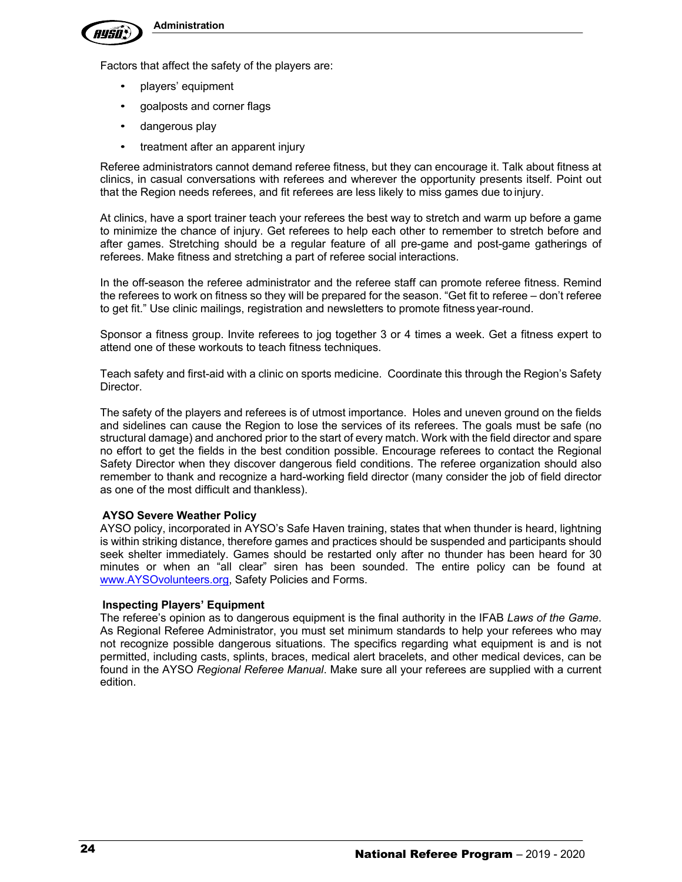Factors that affect the safety of the players are:

- players' equipment
- goalposts and corner flags
- dangerous play
- treatment after an apparent injury

Referee administrators cannot demand referee fitness, but they can encourage it. Talk about fitness at clinics, in casual conversations with referees and wherever the opportunity presents itself. Point out that the Region needs referees, and fit referees are less likely to miss games due to injury.

At clinics, have a sport trainer teach your referees the best way to stretch and warm up before a game to minimize the chance of injury. Get referees to help each other to remember to stretch before and after games. Stretching should be a regular feature of all pre-game and post-game gatherings of referees. Make fitness and stretching a part of referee social interactions.

In the off-season the referee administrator and the referee staff can promote referee fitness. Remind the referees to work on fitness so they will be prepared for the season. "Get fit to referee – don't referee to get fit." Use clinic mailings, registration and newsletters to promote fitness year-round.

Sponsor a fitness group. Invite referees to jog together 3 or 4 times a week. Get a fitness expert to attend one of these workouts to teach fitness techniques.

Teach safety and first-aid with a clinic on sports medicine. Coordinate this through the Region's Safety Director.

The safety of the players and referees is of utmost importance. Holes and uneven ground on the fields and sidelines can cause the Region to lose the services of its referees. The goals must be safe (no structural damage) and anchored prior to the start of every match. Work with the field director and spare no effort to get the fields in the best condition possible. Encourage referees to contact the Regional Safety Director when they discover dangerous field conditions. The referee organization should also remember to thank and recognize a hard-working field director (many consider the job of field director as one of the most difficult and thankless).

**AYSO Severe Weather Policy**

AYSO policy, incorporated in AYSO's Safe Haven training, states that when thunder is heard, lightning is within striking distance, therefore games and practices should be suspended and participants should seek shelter immediately. Games should be restarted only after no thunder has been heard for 30 minutes or when an "all clear" siren has been sounded. The entire policy can be found at www.AYSOvolunteers.org, Safety Policies and Forms.

**Inspecting Players' Equipment**

The referee's opinion as to dangerous equipment is the final authority in the IFAB *Laws of the Game*. As Regional Referee Administrator, you must set minimum standards to help your referees who may not recognize possible dangerous situations. The specifics regarding what equipment is and is not permitted, including casts, splints, braces, medical alert bracelets, and other medical devices, can be found in the AYSO *Regional Referee Manual*. Make sure all your referees are supplied with a current edition.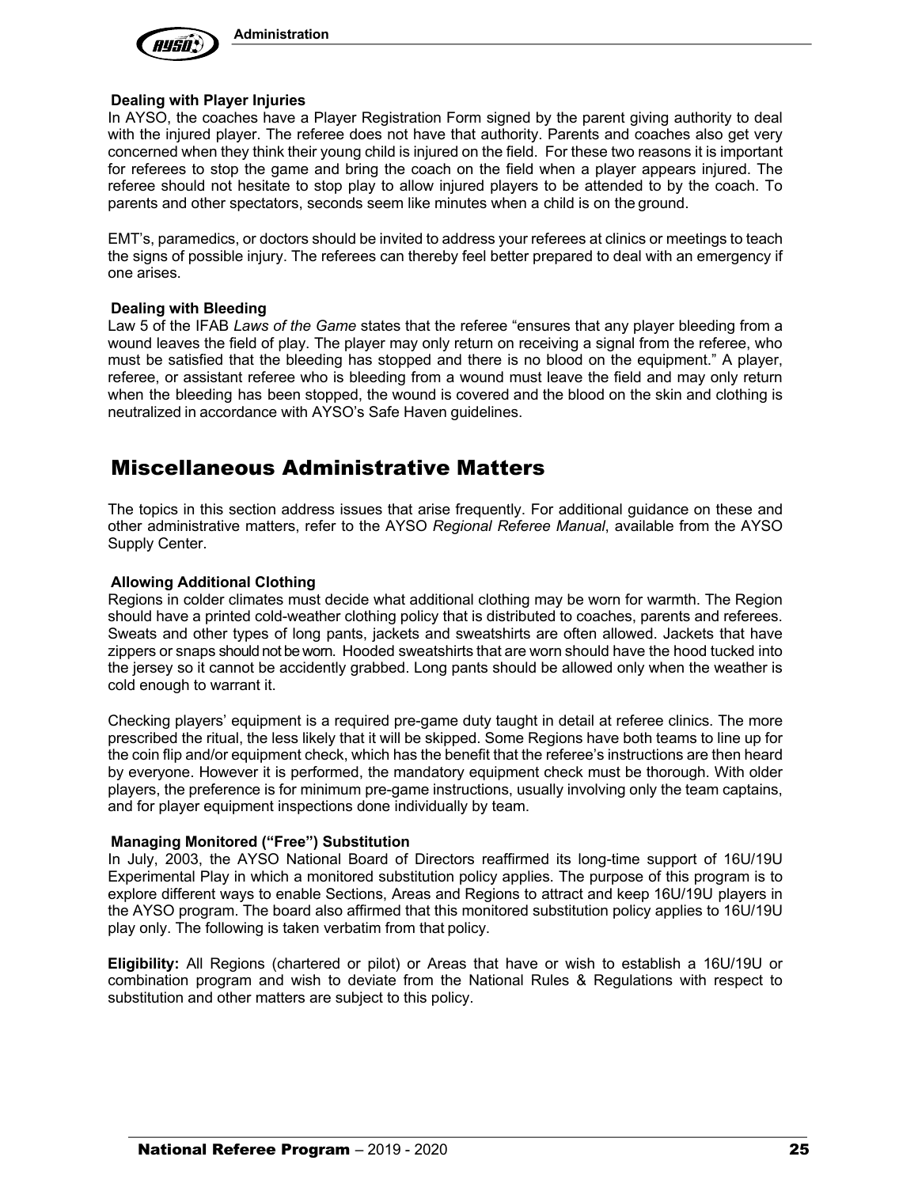### Dealing with Player Injuries

In AYSO, the coaches have a Player Registration Form signed by the parent giving authority to deal with the injured player. The referee does not have that authority. Parents and coaches also get very concerned when they think their young child is injured on the field. For these two reasons it is important for referees to stop the game and bring the coach on the field when a player appears injured. The referee should not hesitate to stop play to allow injured players to be attended to by the coach. To parents and other spectators, seconds seem like minutes when a child is on the ground.

EMT's, paramedics, or doctors should be invited to address your referees at clinics or meetings to teach the signs of possible injury. The referees can thereby feel better prepared to deal with an emergency if one arises.

### Dealing with Bleeding

Law 5 of the IFAB *Laws of the Game* states that the referee "ensures that any player bleeding from a wound leaves the field of play. The player may only return on receiving a signal from the referee, who must be satisfied that the bleeding has stopped and there is no blood on the equipment." A player, referee, or assistant referee who is bleeding from a wound must leave the field and may only return when the bleeding has been stopped, the wound is covered and the blood on the skin and clothing is neutralized in accordance with AYSO's Safe Haven guidelines.

## Miscellaneous Administrative Matters

The topics in this section address issues that arise frequently. For additional guidance on these and other administrative matters, refer to the AYSO *Regional Referee Manual*, available from the AYSO Supply Center.

### Allowing Additional Clothing

Regions in colder climates must decide what additional clothing may be worn for warmth. The Region should have a printed cold-weather clothing policy that is distributed to coaches, parents and referees. Sweats and other types of long pants, jackets and sweatshirts are often allowed. Jackets that have zippers or snaps should not be worn. Hooded sweatshirts that are worn should have the hood tucked into the jersey so it cannot be accidently grabbed. Long pants should be allowed only when the weather is cold enough to warrant it.

Checking players' equipment is a required pre-game duty taught in detail at referee clinics. The more prescribed the ritual, the less likely that it will be skipped. Some Regions have both teams to line up for the coin flip and/or equipment check, which has the benefit that the referee's instructions are then heard by everyone. However it is performed, the mandatory equipment check must be thorough. With older players, the preference is for minimum pre-game instructions, usually involving only the team captains, and for player equipment inspections done individually by team.

### Managing Monitored ("Free") Substitution

In July, 2003, the AYSO National Board of Directors reaffirmed its long-time support of 16U/19U Experimental Play in which a monitored substitution policy applies. The purpose of this program is to explore different ways to enable Sections, Areas and Regions to attract and keep 16U/19U players in the AYSO program. The board also affirmed that this monitored substitution policy applies to 16U/19U play only. The following is taken verbatim from that policy.

**Eligibility:** All Regions (chartered or pilot) or Areas that have or wish to establish a 16U/19U or combination program and wish to deviate from the National Rules & Regulations with respect to substitution and other matters are subject to this policy.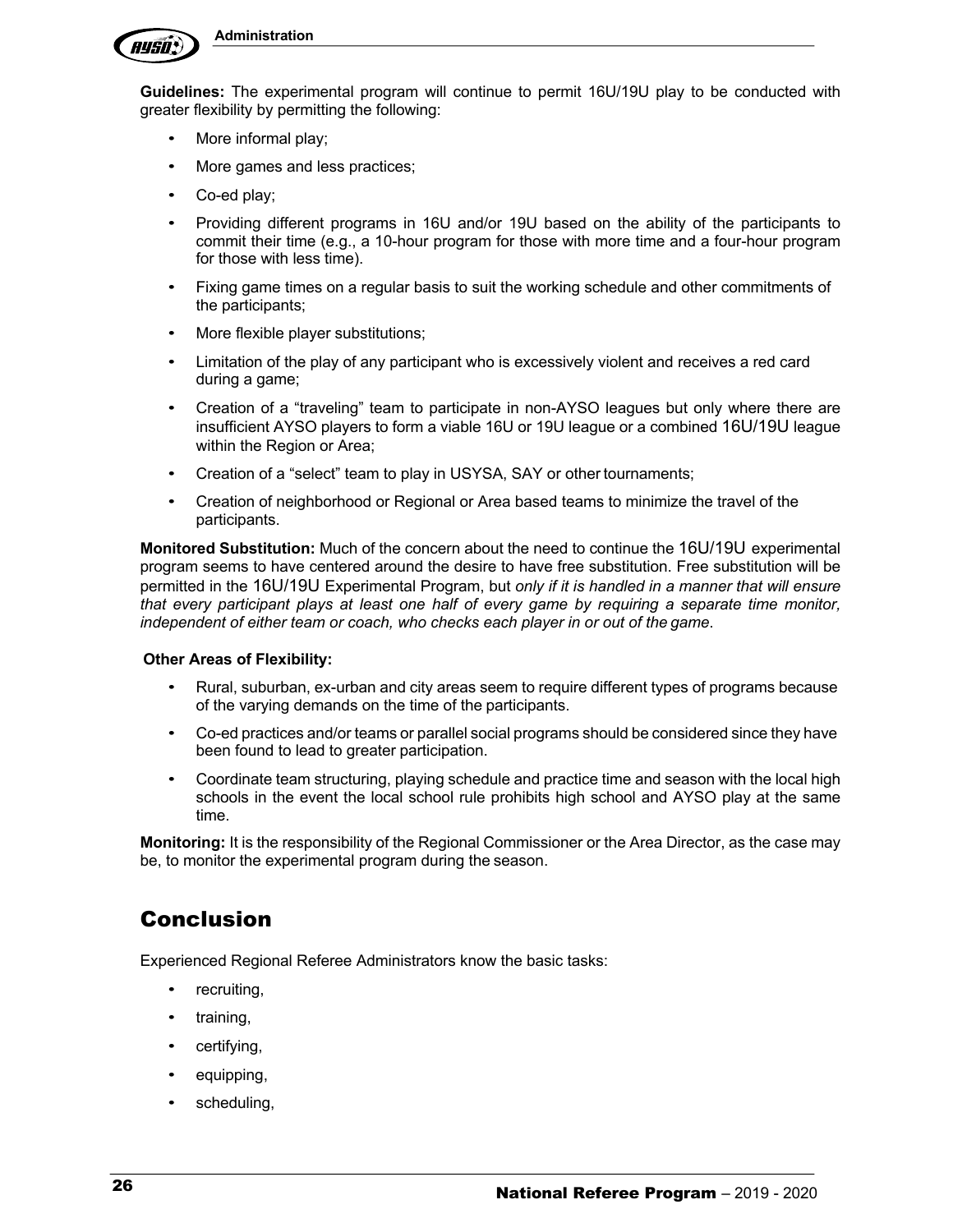**Guidelines:** The experimental program will continue to permit 16U/19U play to be conducted with greater flexibility by permitting the following:

- More informal play;
- More games and less practices;
- Co-ed play;
- Providing different programs in 16U and/or 19U based on the ability of the participants to commit their time (e.g., a 10-hour program for those with more time and a four-hour program for those with less time).
- Fixing game times on a regular basis to suit the working schedule and other commitments of the participants;
- More flexible player substitutions;
- Limitation of the play of any participant who is excessively violent and receives a red card during a game;
- Creation of a "traveling" team to participate in non-AYSO leagues but only where there are insufficient AYSO players to form a viable 16U or 19U league or a combined 16U/19U league within the Region or Area;
- Creation of a "select" team to play in USYSA, SAY or other tournaments;
- Creation of neighborhood or Regional or Area based teams to minimize the travel of the participants.

**Monitored Substitution:** Much of the concern about the need to continue the 16U/19U experimental program seems to have centered around the desire to have free substitution. Free substitution will be permitted in the 16U/19U Experimental Program, but *only if it is handled in a manner that will ensure that every participant plays at least one half of every game by requiring a separate time monitor, independent of either team or coach, who checks each player in or out of the game.*

**Other Areas of Flexibility:**

- Rural, suburban, ex-urban and city areas seem to require different types of programs because of the varying demands on the time of the participants.
- Co-ed practices and/or teams or parallel social programs should be considered since they have been found to lead to greater participation.
- Coordinate team structuring, playing schedule and practice time and season with the local high schools in the event the local school rule prohibits high school and AYSO play at the same time.

**Monitoring:** It is the responsibility of the Regional Commissioner or the Area Director, as the case may be, to monitor the experimental program during the season.

## Conclusion

Experienced Regional Referee Administrators know the basic tasks:

- recruiting,
- training,
- certifying,
- equipping,
- scheduling,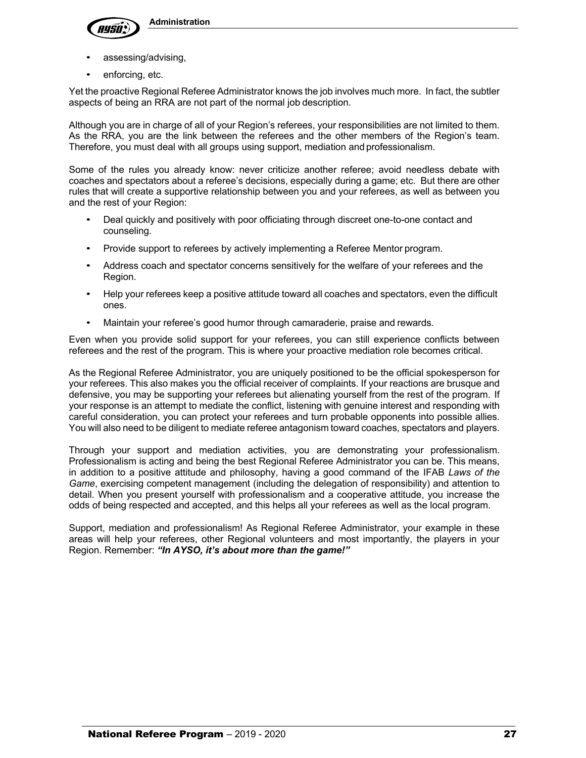- assessing/advising,
- enforcing, etc.

Yet the proactive Regional Referee Administrator knows the job involves much more. In fact, the subtler aspects of being an RRA are not part of the normal job description.

Although you are in charge of all of your Region's referees, your responsibilities are not limited to them. As the RRA, you are the link between the referees and the other members of the Region's team. Therefore, you must deal with all groups using support, mediation and professionalism.

Some of the rules you already know: never criticize another referee; avoid needless debate with coaches and spectators about a referee's decisions, especially during a game; etc. But there are other rules that will create a supportive relationship between you and your referees, as well as between you and the rest of your Region:

- Deal quickly and positively with poor officiating through discreet one-to-one contact and counseling.
- Provide support to referees by actively implementing a Referee Mentor program.
- Address coach and spectator concerns sensitively for the welfare of your referees and the Region.
- Help your referees keep a positive attitude toward all coaches and spectators, even the difficult ones.
- Maintain your referee's good humor through camaraderie, praise and rewards.

Even when you provide solid support for your referees, you can still experience conflicts between referees and the rest of the program. This is where your proactive mediation role becomes critical.

As the Regional Referee Administrator, you are uniquely positioned to be the official spokesperson for your referees. This also makes you the official receiver of complaints. If your reactions are brusque and defensive, you may be supporting your referees but alienating yourself from the rest of the program. If your response is an attempt to mediate the conflict, listening with genuine interest and responding with careful consideration, you can protect your referees and turn probable opponents into possible allies. You will also need to be diligent to mediate referee antagonism toward coaches, spectators and players.

Through your support and mediation activities, you are demonstrating your professionalism. Professionalism is acting and being the best Regional Referee Administrator you can be. This means, in addition to a positive attitude and philosophy, having a good command of the IFAB *Laws of the Game*, exercising competent management (including the delegation of responsibility) and attention to detail. When you present yourself with professionalism and a cooperative attitude, you increase the odds of being respected and accepted, and this helps all your referees as well as the local program.

Support, mediation and professionalism! As Regional Referee Administrator, your example in these areas will help your referees, other Regional volunteers and most importantly, the players in your Region. Remember: ***"In AYSO, it's about more than the game!"***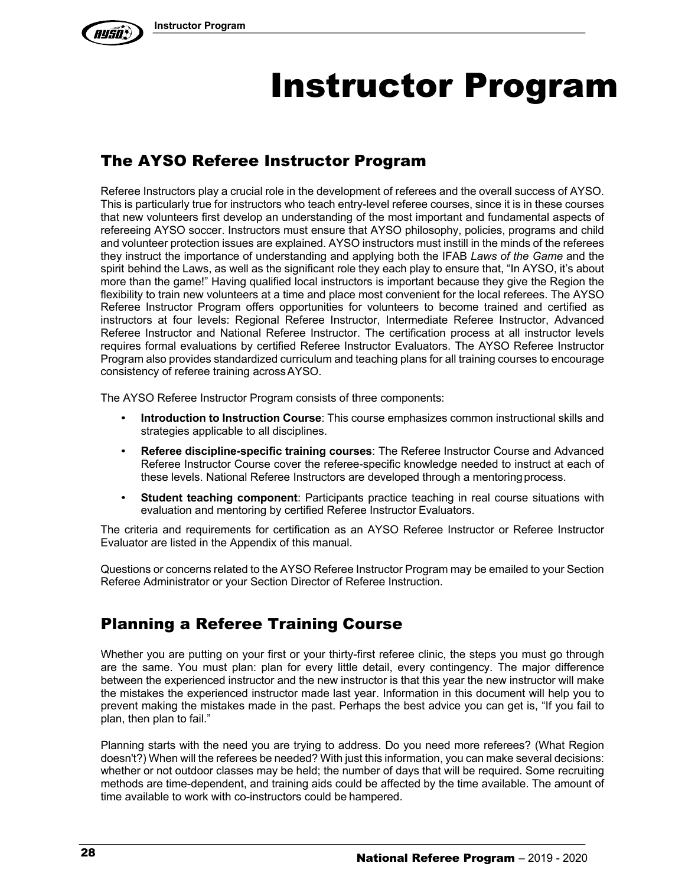# Instructor Program

## The AYSO Referee Instructor Program

Referee Instructors play a crucial role in the development of referees and the overall success of AYSO. This is particularly true for instructors who teach entry-level referee courses, since it is in these courses that new volunteers first develop an understanding of the most important and fundamental aspects of refereeing AYSO soccer. Instructors must ensure that AYSO philosophy, policies, programs and child and volunteer protection issues are explained. AYSO instructors must instill in the minds of the referees they instruct the importance of understanding and applying both the IFAB *Laws of the Game* and the spirit behind the Laws, as well as the significant role they each play to ensure that, "In AYSO, it's about more than the game!" Having qualified local instructors is important because they give the Region the flexibility to train new volunteers at a time and place most convenient for the local referees. The AYSO Referee Instructor Program offers opportunities for volunteers to become trained and certified as instructors at four levels: Regional Referee Instructor, Intermediate Referee Instructor, Advanced Referee Instructor and National Referee Instructor. The certification process at all instructor levels requires formal evaluations by certified Referee Instructor Evaluators. The AYSO Referee Instructor Program also provides standardized curriculum and teaching plans for all training courses to encourage consistency of referee training across AYSO.

The AYSO Referee Instructor Program consists of three components:

- **Introduction to Instruction Course**: This course emphasizes common instructional skills and strategies applicable to all disciplines.
- **Referee discipline-specific training courses**: The Referee Instructor Course and Advanced Referee Instructor Course cover the referee-specific knowledge needed to instruct at each of these levels. National Referee Instructors are developed through a mentoring process.
- **Student teaching component**: Participants practice teaching in real course situations with evaluation and mentoring by certified Referee Instructor Evaluators.

The criteria and requirements for certification as an AYSO Referee Instructor or Referee Instructor Evaluator are listed in the Appendix of this manual.

Questions or concerns related to the AYSO Referee Instructor Program may be emailed to your Section Referee Administrator or your Section Director of Referee Instruction.

## Planning a Referee Training Course

Whether you are putting on your first or your thirty-first referee clinic, the steps you must go through are the same. You must plan: plan for every little detail, every contingency. The major difference between the experienced instructor and the new instructor is that this year the new instructor will make the mistakes the experienced instructor made last year. Information in this document will help you to prevent making the mistakes made in the past. Perhaps the best advice you can get is, "If you fail to plan, then plan to fail."

Planning starts with the need you are trying to address. Do you need more referees? (What Region doesn't?) When will the referees be needed? With just this information, you can make several decisions: whether or not outdoor classes may be held; the number of days that will be required. Some recruiting methods are time-dependent, and training aids could be affected by the time available. The amount of time available to work with co-instructors could be hampered.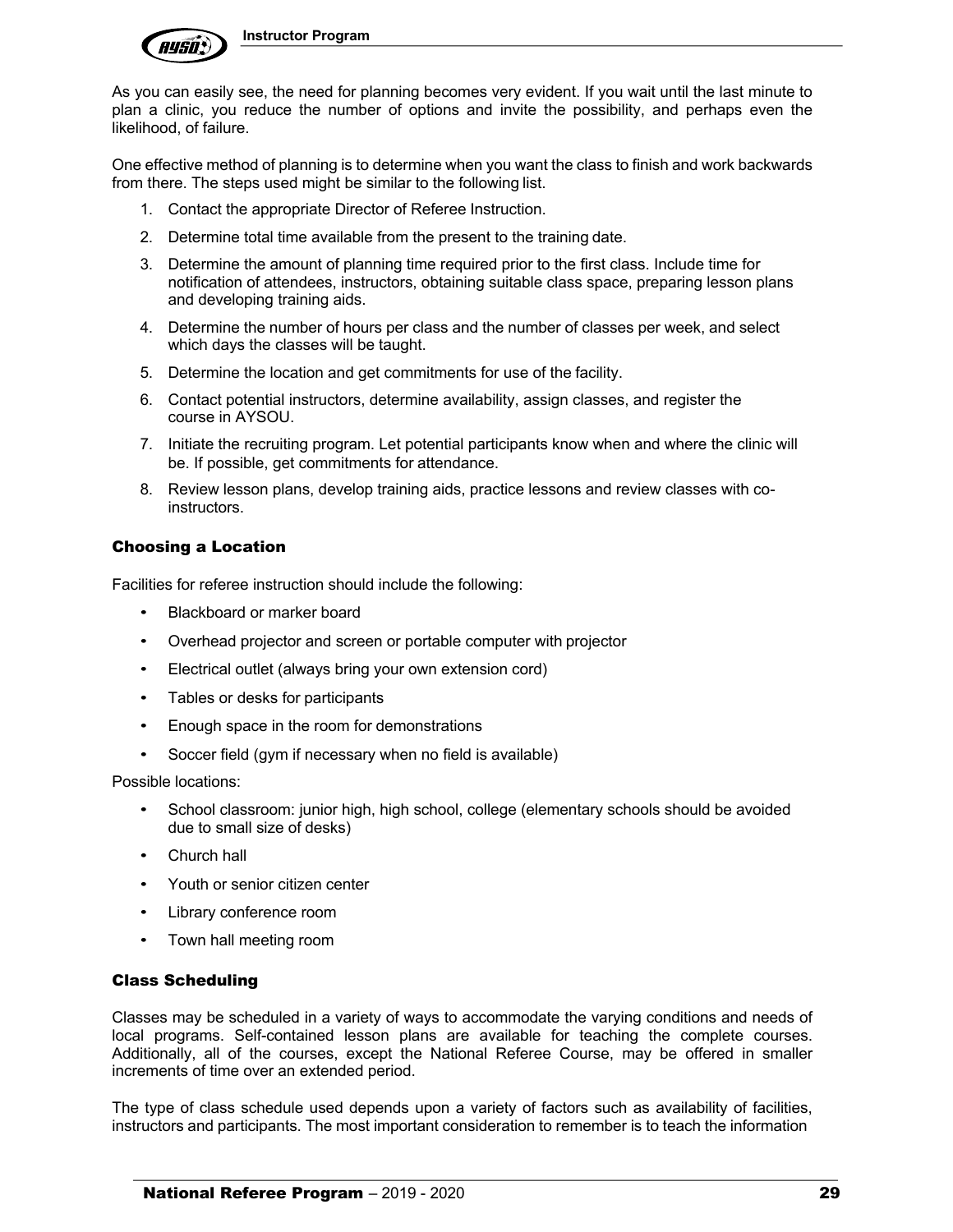As you can easily see, the need for planning becomes very evident. If you wait until the last minute to plan a clinic, you reduce the number of options and invite the possibility, and perhaps even the likelihood, of failure.

One effective method of planning is to determine when you want the class to finish and work backwards from there. The steps used might be similar to the following list.

1. Contact the appropriate Director of Referee Instruction.
2. Determine total time available from the present to the training date.
3. Determine the amount of planning time required prior to the first class. Include time for notification of attendees, instructors, obtaining suitable class space, preparing lesson plans and developing training aids.
4. Determine the number of hours per class and the number of classes per week, and select which days the classes will be taught.
5. Determine the location and get commitments for use of the facility.
6. Contact potential instructors, determine availability, assign classes, and register the course in AYSOU.
7. Initiate the recruiting program. Let potential participants know when and where the clinic will be. If possible, get commitments for attendance.
8. Review lesson plans, develop training aids, practice lessons and review classes with co-instructors.

### Choosing a Location

Facilities for referee instruction should include the following:

- Blackboard or marker board
- Overhead projector and screen or portable computer with projector
- Electrical outlet (always bring your own extension cord)
- Tables or desks for participants
- Enough space in the room for demonstrations
- Soccer field (gym if necessary when no field is available)

Possible locations:

- School classroom: junior high, high school, college (elementary schools should be avoided due to small size of desks)
- Church hall
- Youth or senior citizen center
- Library conference room
- Town hall meeting room

### Class Scheduling

Classes may be scheduled in a variety of ways to accommodate the varying conditions and needs of local programs. Self-contained lesson plans are available for teaching the complete courses. Additionally, all of the courses, except the National Referee Course, may be offered in smaller increments of time over an extended period.

The type of class schedule used depends upon a variety of factors such as availability of facilities, instructors and participants. The most important consideration to remember is to teach the information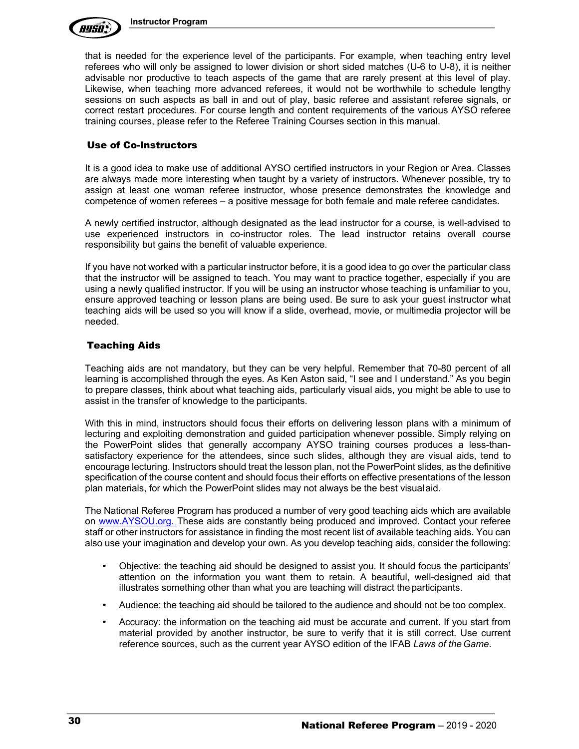that is needed for the experience level of the participants. For example, when teaching entry level referees who will only be assigned to lower division or short sided matches (U-6 to U-8), it is neither advisable nor productive to teach aspects of the game that are rarely present at this level of play. Likewise, when teaching more advanced referees, it would not be worthwhile to schedule lengthy sessions on such aspects as ball in and out of play, basic referee and assistant referee signals, or correct restart procedures. For course length and content requirements of the various AYSO referee training courses, please refer to the Referee Training Courses section in this manual.

## Use of Co-Instructors

It is a good idea to make use of additional AYSO certified instructors in your Region or Area. Classes are always made more interesting when taught by a variety of instructors. Whenever possible, try to assign at least one woman referee instructor, whose presence demonstrates the knowledge and competence of women referees – a positive message for both female and male referee candidates.

A newly certified instructor, although designated as the lead instructor for a course, is well-advised to use experienced instructors in co-instructor roles. The lead instructor retains overall course responsibility but gains the benefit of valuable experience.

If you have not worked with a particular instructor before, it is a good idea to go over the particular class that the instructor will be assigned to teach. You may want to practice together, especially if you are using a newly qualified instructor. If you will be using an instructor whose teaching is unfamiliar to you, ensure approved teaching or lesson plans are being used. Be sure to ask your guest instructor what teaching aids will be used so you will know if a slide, overhead, movie, or multimedia projector will be needed.

## Teaching Aids

Teaching aids are not mandatory, but they can be very helpful. Remember that 70-80 percent of all learning is accomplished through the eyes. As Ken Aston said, "I see and I understand." As you begin to prepare classes, think about what teaching aids, particularly visual aids, you might be able to use to assist in the transfer of knowledge to the participants.

With this in mind, instructors should focus their efforts on delivering lesson plans with a minimum of lecturing and exploiting demonstration and guided participation whenever possible. Simply relying on the PowerPoint slides that generally accompany AYSO training courses produces a less-than-satisfactory experience for the attendees, since such slides, although they are visual aids, tend to encourage lecturing. Instructors should treat the lesson plan, not the PowerPoint slides, as the definitive specification of the course content and should focus their efforts on effective presentations of the lesson plan materials, for which the PowerPoint slides may not always be the best visual aid.

The National Referee Program has produced a number of very good teaching aids which are available on www.AYSOU.org. These aids are constantly being produced and improved. Contact your referee staff or other instructors for assistance in finding the most recent list of available teaching aids. You can also use your imagination and develop your own. As you develop teaching aids, consider the following:

- Objective: the teaching aid should be designed to assist you. It should focus the participants' attention on the information you want them to retain. A beautiful, well-designed aid that illustrates something other than what you are teaching will distract the participants.
- Audience: the teaching aid should be tailored to the audience and should not be too complex.
- Accuracy: the information on the teaching aid must be accurate and current. If you start from material provided by another instructor, be sure to verify that it is still correct. Use current reference sources, such as the current year AYSO edition of the IFAB *Laws of the Game*.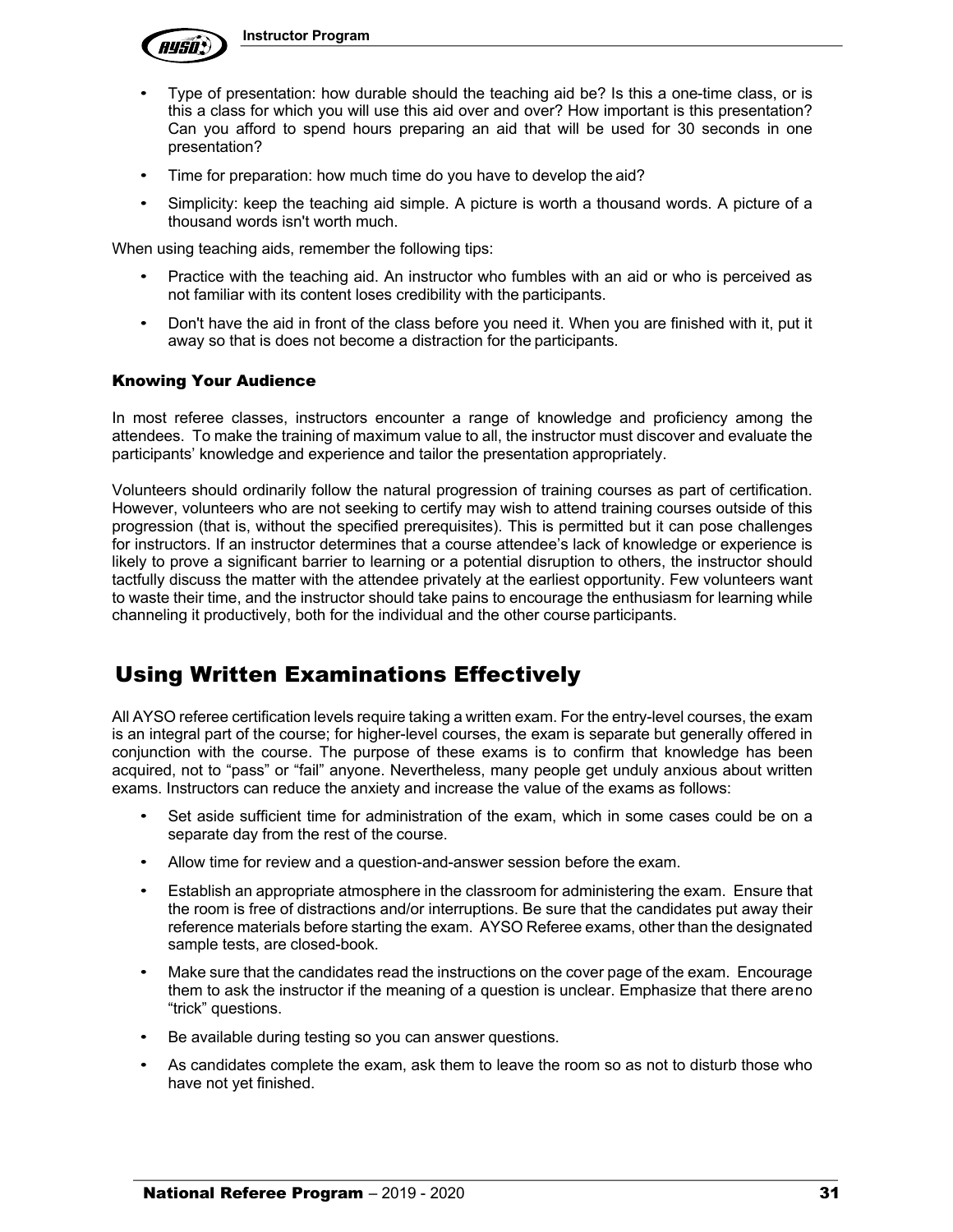- Type of presentation: how durable should the teaching aid be? Is this a one-time class, or is this a class for which you will use this aid over and over? How important is this presentation? Can you afford to spend hours preparing an aid that will be used for 30 seconds in one presentation?
- Time for preparation: how much time do you have to develop the aid?
- Simplicity: keep the teaching aid simple. A picture is worth a thousand words. A picture of a thousand words isn't worth much.

When using teaching aids, remember the following tips:

- Practice with the teaching aid. An instructor who fumbles with an aid or who is perceived as not familiar with its content loses credibility with the participants.
- Don't have the aid in front of the class before you need it. When you are finished with it, put it away so that is does not become a distraction for the participants.

### Knowing Your Audience

In most referee classes, instructors encounter a range of knowledge and proficiency among the attendees. To make the training of maximum value to all, the instructor must discover and evaluate the participants' knowledge and experience and tailor the presentation appropriately.

Volunteers should ordinarily follow the natural progression of training courses as part of certification. However, volunteers who are not seeking to certify may wish to attend training courses outside of this progression (that is, without the specified prerequisites). This is permitted but it can pose challenges for instructors. If an instructor determines that a course attendee's lack of knowledge or experience is likely to prove a significant barrier to learning or a potential disruption to others, the instructor should tactfully discuss the matter with the attendee privately at the earliest opportunity. Few volunteers want to waste their time, and the instructor should take pains to encourage the enthusiasm for learning while channeling it productively, both for the individual and the other course participants.

## Using Written Examinations Effectively

All AYSO referee certification levels require taking a written exam. For the entry-level courses, the exam is an integral part of the course; for higher-level courses, the exam is separate but generally offered in conjunction with the course. The purpose of these exams is to confirm that knowledge has been acquired, not to "pass" or "fail" anyone. Nevertheless, many people get unduly anxious about written exams. Instructors can reduce the anxiety and increase the value of the exams as follows:

- Set aside sufficient time for administration of the exam, which in some cases could be on a separate day from the rest of the course.
- Allow time for review and a question-and-answer session before the exam.
- Establish an appropriate atmosphere in the classroom for administering the exam. Ensure that the room is free of distractions and/or interruptions. Be sure that the candidates put away their reference materials before starting the exam. AYSO Referee exams, other than the designated sample tests, are closed-book.
- Make sure that the candidates read the instructions on the cover page of the exam. Encourage them to ask the instructor if the meaning of a question is unclear. Emphasize that there areno "trick" questions.
- Be available during testing so you can answer questions.
- As candidates complete the exam, ask them to leave the room so as not to disturb those who have not yet finished.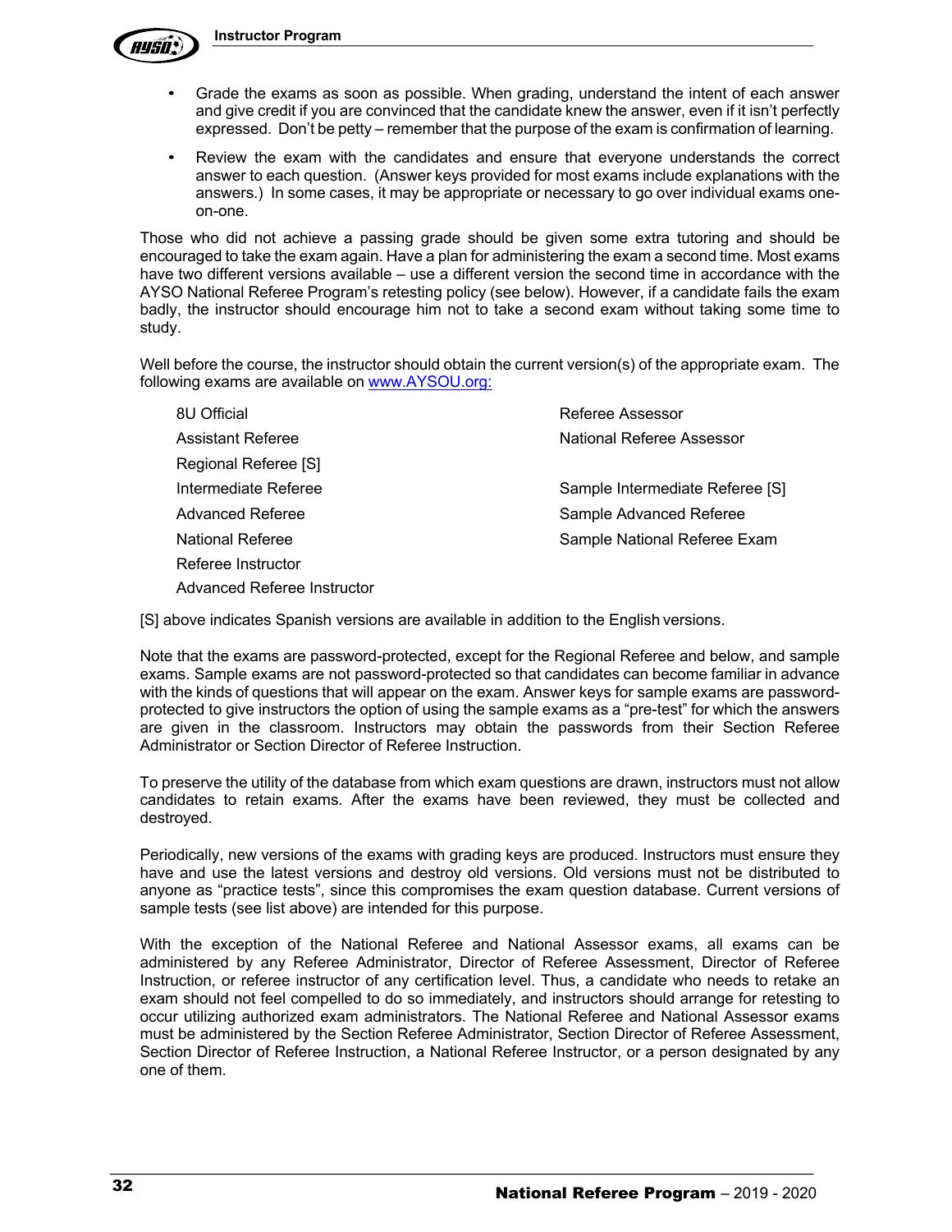- Grade the exams as soon as possible. When grading, understand the intent of each answer and give credit if you are convinced that the candidate knew the answer, even if it isn't perfectly expressed. Don't be petty – remember that the purpose of the exam is confirmation of learning.
- Review the exam with the candidates and ensure that everyone understands the correct answer to each question. (Answer keys provided for most exams include explanations with the answers.) In some cases, it may be appropriate or necessary to go over individual exams one-on-one.

Those who did not achieve a passing grade should be given some extra tutoring and should be encouraged to take the exam again. Have a plan for administering the exam a second time. Most exams have two different versions available – use a different version the second time in accordance with the AYSO National Referee Program's retesting policy (see below). However, if a candidate fails the exam badly, the instructor should encourage him not to take a second exam without taking some time to study.

Well before the course, the instructor should obtain the current version(s) of the appropriate exam. The following exams are available on www.AYSOU.org:

| | |
|---|---|
| 8U Official | Referee Assessor |
| Assistant Referee | National Referee Assessor |
| Regional Referee [S] | |
| Intermediate Referee | Sample Intermediate Referee [S] |
| Advanced Referee | Sample Advanced Referee |
| National Referee | Sample National Referee Exam |
| Referee Instructor | |
| Advanced Referee Instructor | |

[S] above indicates Spanish versions are available in addition to the English versions.

Note that the exams are password-protected, except for the Regional Referee and below, and sample exams. Sample exams are not password-protected so that candidates can become familiar in advance with the kinds of questions that will appear on the exam. Answer keys for sample exams are password-protected to give instructors the option of using the sample exams as a "pre-test" for which the answers are given in the classroom. Instructors may obtain the passwords from their Section Referee Administrator or Section Director of Referee Instruction.

To preserve the utility of the database from which exam questions are drawn, instructors must not allow candidates to retain exams. After the exams have been reviewed, they must be collected and destroyed.

Periodically, new versions of the exams with grading keys are produced. Instructors must ensure they have and use the latest versions and destroy old versions. Old versions must not be distributed to anyone as "practice tests", since this compromises the exam question database. Current versions of sample tests (see list above) are intended for this purpose.

With the exception of the National Referee and National Assessor exams, all exams can be administered by any Referee Administrator, Director of Referee Assessment, Director of Referee Instruction, or referee instructor of any certification level. Thus, a candidate who needs to retake an exam should not feel compelled to do so immediately, and instructors should arrange for retesting to occur utilizing authorized exam administrators. The National Referee and National Assessor exams must be administered by the Section Referee Administrator, Section Director of Referee Assessment, Section Director of Referee Instruction, a National Referee Instructor, or a person designated by any one of them.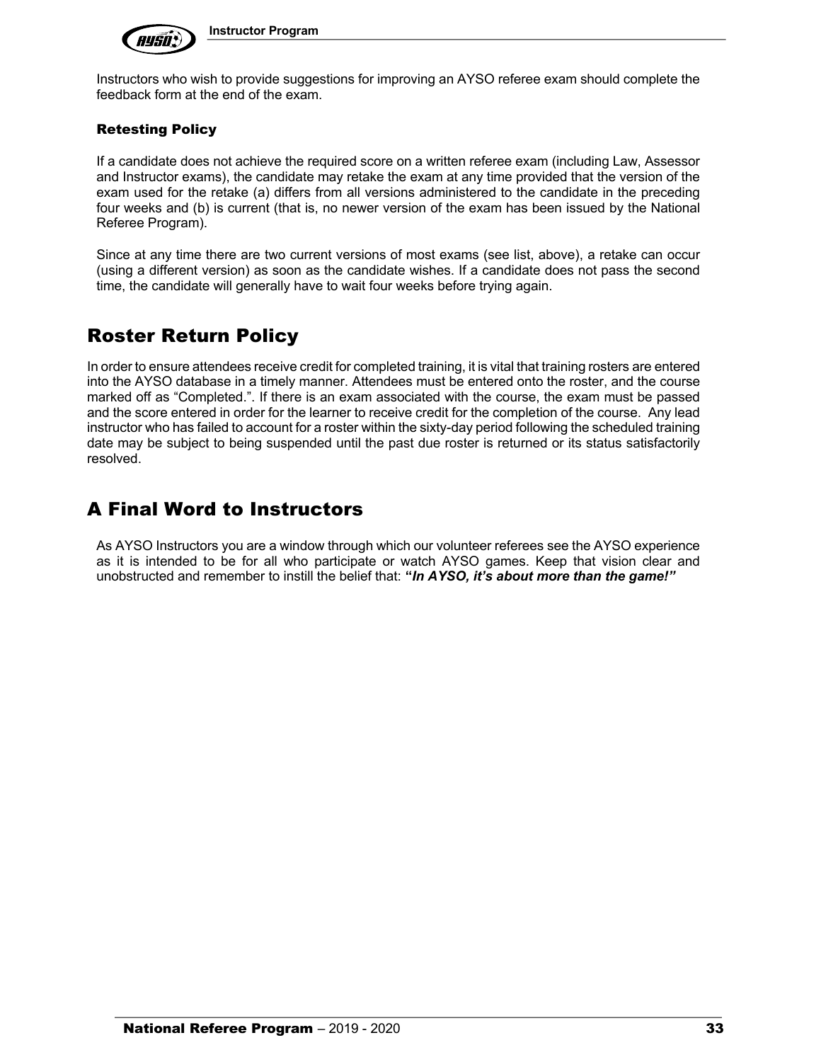Instructors who wish to provide suggestions for improving an AYSO referee exam should complete the feedback form at the end of the exam.

### Retesting Policy

If a candidate does not achieve the required score on a written referee exam (including Law, Assessor and Instructor exams), the candidate may retake the exam at any time provided that the version of the exam used for the retake (a) differs from all versions administered to the candidate in the preceding four weeks and (b) is current (that is, no newer version of the exam has been issued by the National Referee Program).

Since at any time there are two current versions of most exams (see list, above), a retake can occur (using a different version) as soon as the candidate wishes. If a candidate does not pass the second time, the candidate will generally have to wait four weeks before trying again.

## Roster Return Policy

In order to ensure attendees receive credit for completed training, it is vital that training rosters are entered into the AYSO database in a timely manner. Attendees must be entered onto the roster, and the course marked off as “Completed.”. If there is an exam associated with the course, the exam must be passed and the score entered in order for the learner to receive credit for the completion of the course. Any lead instructor who has failed to account for a roster within the sixty-day period following the scheduled training date may be subject to being suspended until the past due roster is returned or its status satisfactorily resolved.

## A Final Word to Instructors

As AYSO Instructors you are a window through which our volunteer referees see the AYSO experience as it is intended to be for all who participate or watch AYSO games. Keep that vision clear and unobstructed and remember to instill the belief that: ***“In AYSO, it’s about more than the game!”***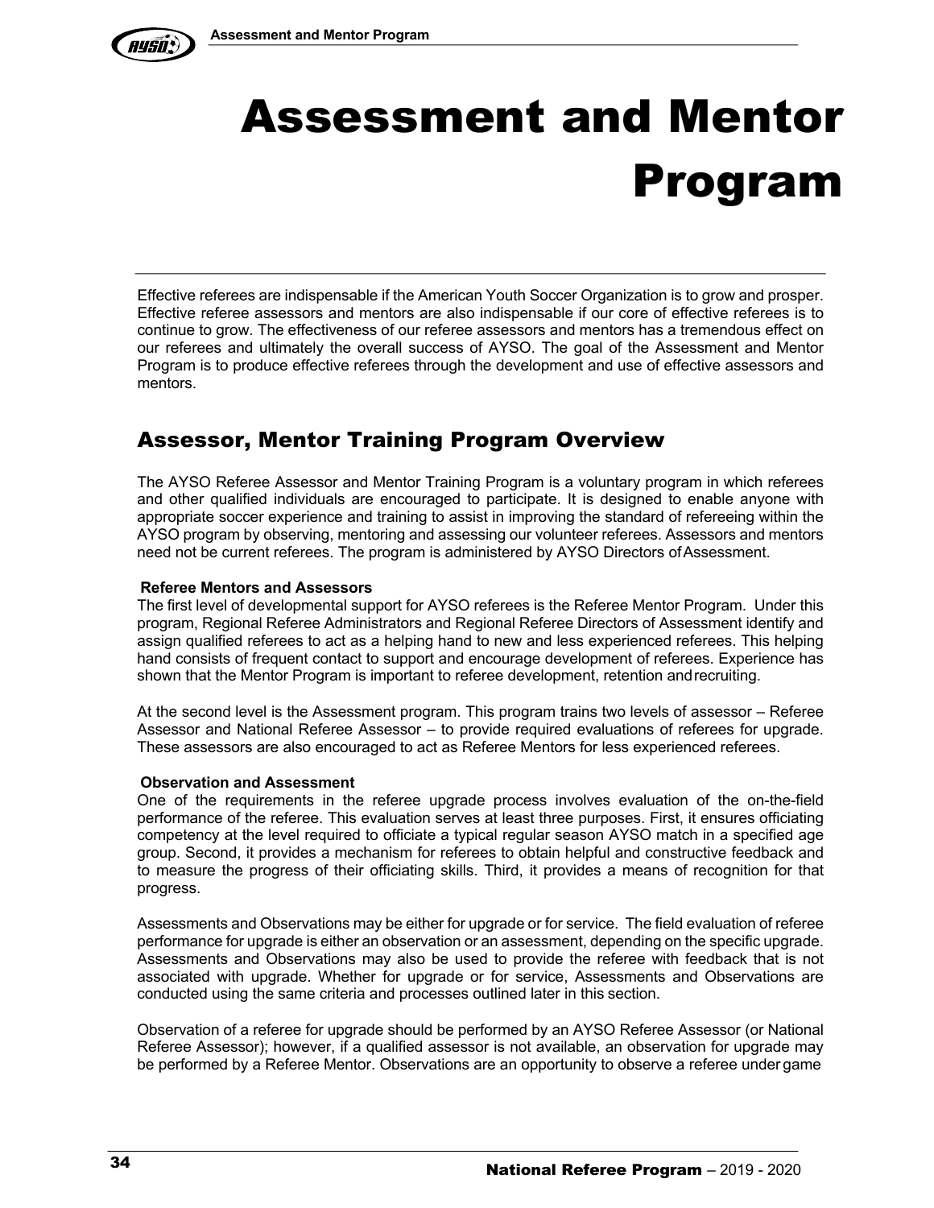# Assessment and Mentor Program

Effective referees are indispensable if the American Youth Soccer Organization is to grow and prosper. Effective referee assessors and mentors are also indispensable if our core of effective referees is to continue to grow. The effectiveness of our referee assessors and mentors has a tremendous effect on our referees and ultimately the overall success of AYSO. The goal of the Assessment and Mentor Program is to produce effective referees through the development and use of effective assessors and mentors.

## Assessor, Mentor Training Program Overview

The AYSO Referee Assessor and Mentor Training Program is a voluntary program in which referees and other qualified individuals are encouraged to participate. It is designed to enable anyone with appropriate soccer experience and training to assist in improving the standard of refereeing within the AYSO program by observing, mentoring and assessing our volunteer referees. Assessors and mentors need not be current referees. The program is administered by AYSO Directors of Assessment.

**Referee Mentors and Assessors**

The first level of developmental support for AYSO referees is the Referee Mentor Program. Under this program, Regional Referee Administrators and Regional Referee Directors of Assessment identify and assign qualified referees to act as a helping hand to new and less experienced referees. This helping hand consists of frequent contact to support and encourage development of referees. Experience has shown that the Mentor Program is important to referee development, retention and recruiting.

At the second level is the Assessment program. This program trains two levels of assessor – Referee Assessor and National Referee Assessor – to provide required evaluations of referees for upgrade. These assessors are also encouraged to act as Referee Mentors for less experienced referees.

**Observation and Assessment**

One of the requirements in the referee upgrade process involves evaluation of the on-the-field performance of the referee. This evaluation serves at least three purposes. First, it ensures officiating competency at the level required to officiate a typical regular season AYSO match in a specified age group. Second, it provides a mechanism for referees to obtain helpful and constructive feedback and to measure the progress of their officiating skills. Third, it provides a means of recognition for that progress.

Assessments and Observations may be either for upgrade or for service. The field evaluation of referee performance for upgrade is either an observation or an assessment, depending on the specific upgrade. Assessments and Observations may also be used to provide the referee with feedback that is not associated with upgrade. Whether for upgrade or for service, Assessments and Observations are conducted using the same criteria and processes outlined later in this section.

Observation of a referee for upgrade should be performed by an AYSO Referee Assessor (or National Referee Assessor); however, if a qualified assessor is not available, an observation for upgrade may be performed by a Referee Mentor. Observations are an opportunity to observe a referee under game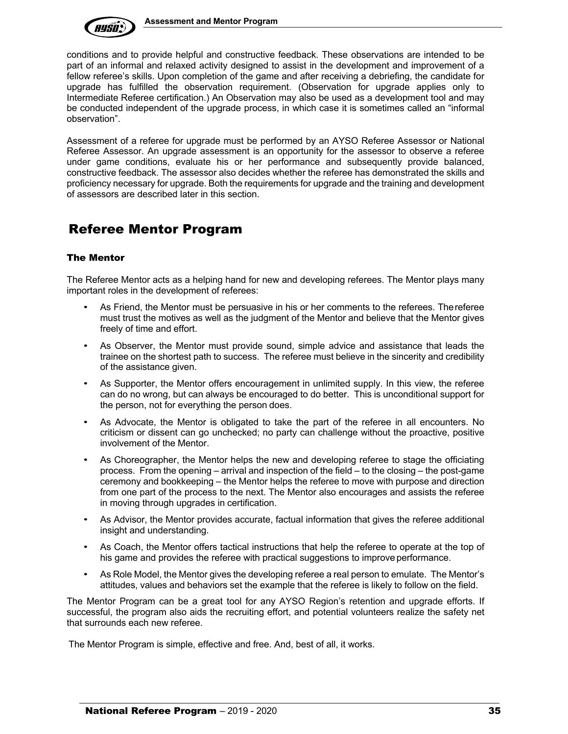conditions and to provide helpful and constructive feedback. These observations are intended to be part of an informal and relaxed activity designed to assist in the development and improvement of a fellow referee's skills. Upon completion of the game and after receiving a debriefing, the candidate for upgrade has fulfilled the observation requirement. (Observation for upgrade applies only to Intermediate Referee certification.) An Observation may also be used as a development tool and may be conducted independent of the upgrade process, in which case it is sometimes called an "informal observation".

Assessment of a referee for upgrade must be performed by an AYSO Referee Assessor or National Referee Assessor. An upgrade assessment is an opportunity for the assessor to observe a referee under game conditions, evaluate his or her performance and subsequently provide balanced, constructive feedback. The assessor also decides whether the referee has demonstrated the skills and proficiency necessary for upgrade. Both the requirements for upgrade and the training and development of assessors are described later in this section.

## Referee Mentor Program

### The Mentor

The Referee Mentor acts as a helping hand for new and developing referees. The Mentor plays many important roles in the development of referees:

- As Friend, the Mentor must be persuasive in his or her comments to the referees. The referee must trust the motives as well as the judgment of the Mentor and believe that the Mentor gives freely of time and effort.
- As Observer, the Mentor must provide sound, simple advice and assistance that leads the trainee on the shortest path to success. The referee must believe in the sincerity and credibility of the assistance given.
- As Supporter, the Mentor offers encouragement in unlimited supply. In this view, the referee can do no wrong, but can always be encouraged to do better. This is unconditional support for the person, not for everything the person does.
- As Advocate, the Mentor is obligated to take the part of the referee in all encounters. No criticism or dissent can go unchecked; no party can challenge without the proactive, positive involvement of the Mentor.
- As Choreographer, the Mentor helps the new and developing referee to stage the officiating process. From the opening – arrival and inspection of the field – to the closing – the post-game ceremony and bookkeeping – the Mentor helps the referee to move with purpose and direction from one part of the process to the next. The Mentor also encourages and assists the referee in moving through upgrades in certification.
- As Advisor, the Mentor provides accurate, factual information that gives the referee additional insight and understanding.
- As Coach, the Mentor offers tactical instructions that help the referee to operate at the top of his game and provides the referee with practical suggestions to improve performance.
- As Role Model, the Mentor gives the developing referee a real person to emulate. The Mentor's attitudes, values and behaviors set the example that the referee is likely to follow on the field.

The Mentor Program can be a great tool for any AYSO Region's retention and upgrade efforts. If successful, the program also aids the recruiting effort, and potential volunteers realize the safety net that surrounds each new referee.

The Mentor Program is simple, effective and free. And, best of all, it works.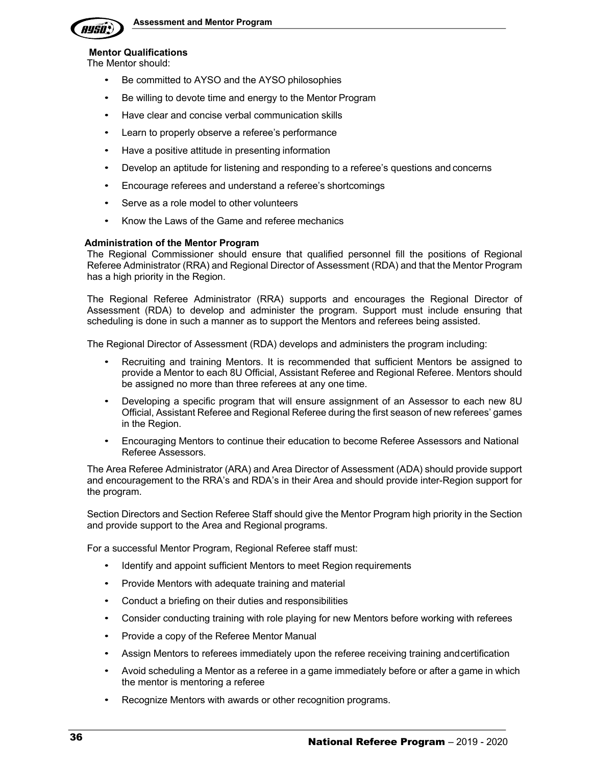### Mentor Qualifications

The Mentor should:

- Be committed to AYSO and the AYSO philosophies
- Be willing to devote time and energy to the Mentor Program
- Have clear and concise verbal communication skills
- Learn to properly observe a referee's performance
- Have a positive attitude in presenting information
- Develop an aptitude for listening and responding to a referee's questions and concerns
- Encourage referees and understand a referee's shortcomings
- Serve as a role model to other volunteers
- Know the Laws of the Game and referee mechanics

### Administration of the Mentor Program

The Regional Commissioner should ensure that qualified personnel fill the positions of Regional Referee Administrator (RRA) and Regional Director of Assessment (RDA) and that the Mentor Program has a high priority in the Region.

The Regional Referee Administrator (RRA) supports and encourages the Regional Director of Assessment (RDA) to develop and administer the program. Support must include ensuring that scheduling is done in such a manner as to support the Mentors and referees being assisted.

The Regional Director of Assessment (RDA) develops and administers the program including:

- Recruiting and training Mentors. It is recommended that sufficient Mentors be assigned to provide a Mentor to each 8U Official, Assistant Referee and Regional Referee. Mentors should be assigned no more than three referees at any one time.
- Developing a specific program that will ensure assignment of an Assessor to each new 8U Official, Assistant Referee and Regional Referee during the first season of new referees' games in the Region.
- Encouraging Mentors to continue their education to become Referee Assessors and National Referee Assessors.

The Area Referee Administrator (ARA) and Area Director of Assessment (ADA) should provide support and encouragement to the RRA's and RDA's in their Area and should provide inter-Region support for the program.

Section Directors and Section Referee Staff should give the Mentor Program high priority in the Section and provide support to the Area and Regional programs.

For a successful Mentor Program, Regional Referee staff must:

- Identify and appoint sufficient Mentors to meet Region requirements
- Provide Mentors with adequate training and material
- Conduct a briefing on their duties and responsibilities
- Consider conducting training with role playing for new Mentors before working with referees
- Provide a copy of the Referee Mentor Manual
- Assign Mentors to referees immediately upon the referee receiving training and certification
- Avoid scheduling a Mentor as a referee in a game immediately before or after a game in which the mentor is mentoring a referee
- Recognize Mentors with awards or other recognition programs.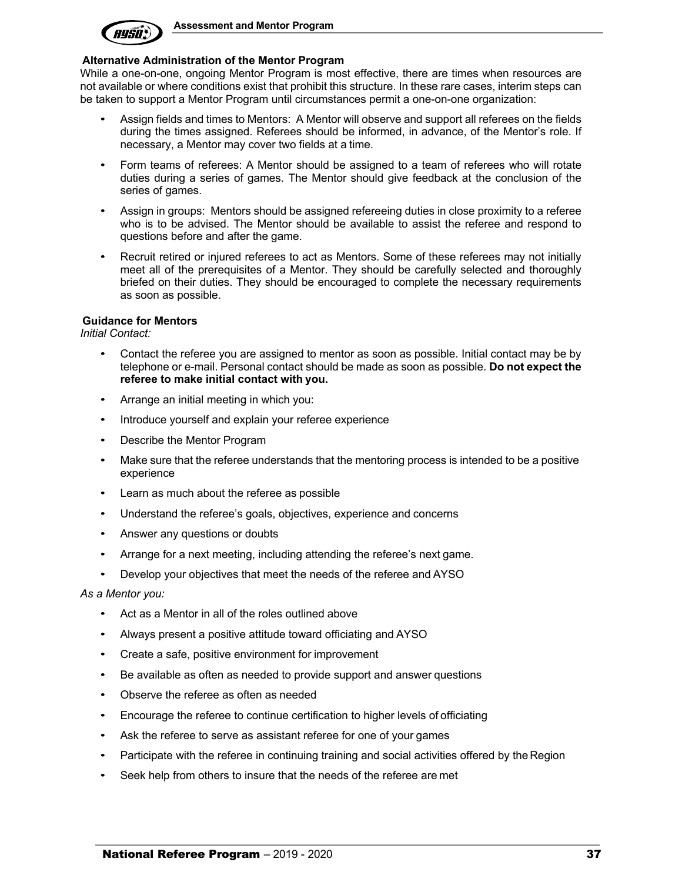### Alternative Administration of the Mentor Program

While a one-on-one, ongoing Mentor Program is most effective, there are times when resources are not available or where conditions exist that prohibit this structure. In these rare cases, interim steps can be taken to support a Mentor Program until circumstances permit a one-on-one organization:

- Assign fields and times to Mentors: A Mentor will observe and support all referees on the fields during the times assigned. Referees should be informed, in advance, of the Mentor's role. If necessary, a Mentor may cover two fields at a time.
- Form teams of referees: A Mentor should be assigned to a team of referees who will rotate duties during a series of games. The Mentor should give feedback at the conclusion of the series of games.
- Assign in groups: Mentors should be assigned refereeing duties in close proximity to a referee who is to be advised. The Mentor should be available to assist the referee and respond to questions before and after the game.
- Recruit retired or injured referees to act as Mentors. Some of these referees may not initially meet all of the prerequisites of a Mentor. They should be carefully selected and thoroughly briefed on their duties. They should be encouraged to complete the necessary requirements as soon as possible.

### Guidance for Mentors

*Initial Contact:*

- Contact the referee you are assigned to mentor as soon as possible. Initial contact may be by telephone or e-mail. Personal contact should be made as soon as possible. **Do not expect the referee to make initial contact with you.**
- Arrange an initial meeting in which you:
- Introduce yourself and explain your referee experience
- Describe the Mentor Program
- Make sure that the referee understands that the mentoring process is intended to be a positive experience
- Learn as much about the referee as possible
- Understand the referee's goals, objectives, experience and concerns
- Answer any questions or doubts
- Arrange for a next meeting, including attending the referee's next game.
- Develop your objectives that meet the needs of the referee and AYSO

*As a Mentor you:*

- Act as a Mentor in all of the roles outlined above
- Always present a positive attitude toward officiating and AYSO
- Create a safe, positive environment for improvement
- Be available as often as needed to provide support and answer questions
- Observe the referee as often as needed
- Encourage the referee to continue certification to higher levels of officiating
- Ask the referee to serve as assistant referee for one of your games
- Participate with the referee in continuing training and social activities offered by the Region
- Seek help from others to insure that the needs of the referee are met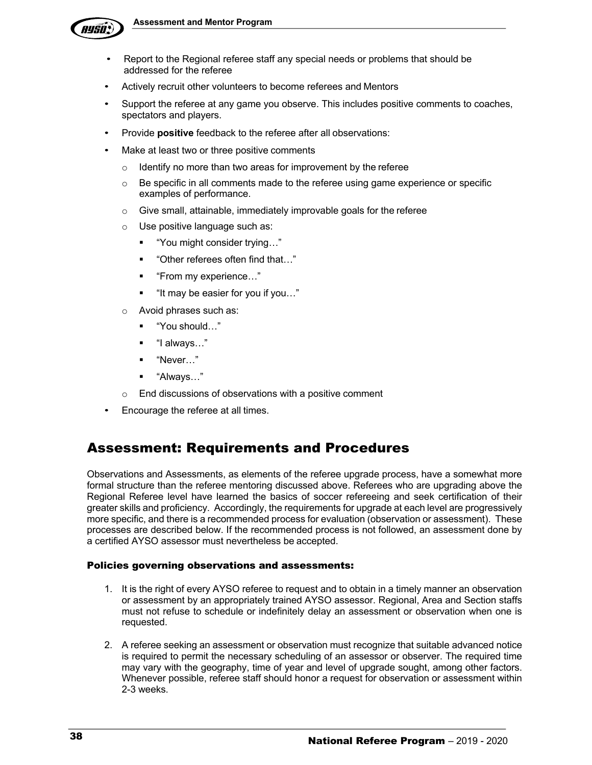- Report to the Regional referee staff any special needs or problems that should be addressed for the referee
- Actively recruit other volunteers to become referees and Mentors
- Support the referee at any game you observe. This includes positive comments to coaches, spectators and players.
- Provide **positive** feedback to the referee after all observations:
- Make at least two or three positive comments
  - Identify no more than two areas for improvement by the referee
  - Be specific in all comments made to the referee using game experience or specific examples of performance.
  - Give small, attainable, immediately improvable goals for the referee
  - Use positive language such as:
    - "You might consider trying…"
    - "Other referees often find that…"
    - "From my experience…"
    - "It may be easier for you if you…"
  - Avoid phrases such as:
    - "You should…"
    - "I always…"
    - "Never…"
    - "Always…"
  - End discussions of observations with a positive comment
- Encourage the referee at all times.

## Assessment: Requirements and Procedures

Observations and Assessments, as elements of the referee upgrade process, have a somewhat more formal structure than the referee mentoring discussed above. Referees who are upgrading above the Regional Referee level have learned the basics of soccer refereeing and seek certification of their greater skills and proficiency. Accordingly, the requirements for upgrade at each level are progressively more specific, and there is a recommended process for evaluation (observation or assessment). These processes are described below. If the recommended process is not followed, an assessment done by a certified AYSO assessor must nevertheless be accepted.

#### Policies governing observations and assessments:

1. It is the right of every AYSO referee to request and to obtain in a timely manner an observation or assessment by an appropriately trained AYSO assessor. Regional, Area and Section staffs must not refuse to schedule or indefinitely delay an assessment or observation when one is requested.

2. A referee seeking an assessment or observation must recognize that suitable advanced notice is required to permit the necessary scheduling of an assessor or observer. The required time may vary with the geography, time of year and level of upgrade sought, among other factors. Whenever possible, referee staff should honor a request for observation or assessment within 2-3 weeks.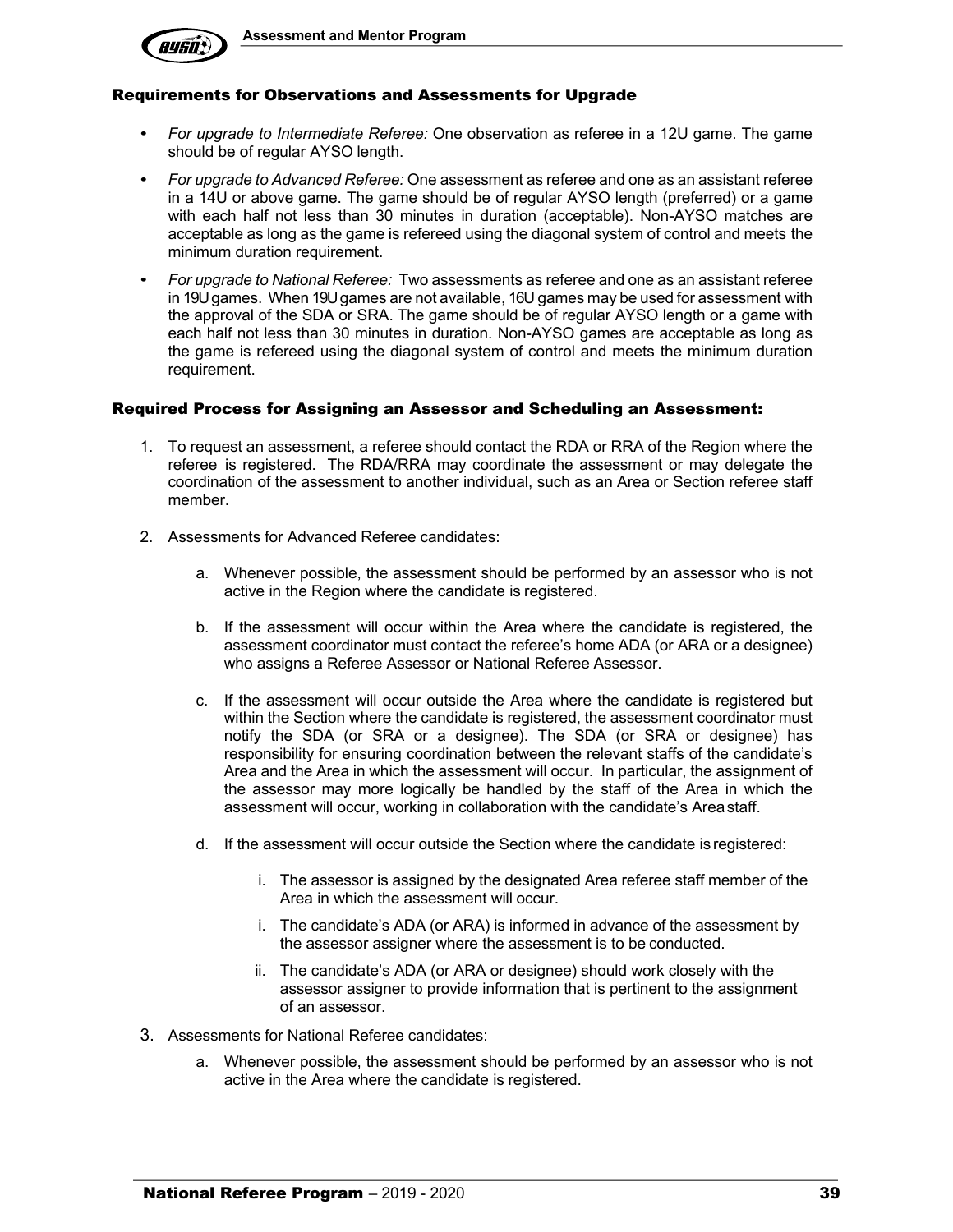### Requirements for Observations and Assessments for Upgrade

- *For upgrade to Intermediate Referee:* One observation as referee in a 12U game. The game should be of regular AYSO length.
- *For upgrade to Advanced Referee:* One assessment as referee and one as an assistant referee in a 14U or above game. The game should be of regular AYSO length (preferred) or a game with each half not less than 30 minutes in duration (acceptable). Non-AYSO matches are acceptable as long as the game is refereed using the diagonal system of control and meets the minimum duration requirement.
- *For upgrade to National Referee:* Two assessments as referee and one as an assistant referee in 19U games. When 19U games are not available, 16U games may be used for assessment with the approval of the SDA or SRA. The game should be of regular AYSO length or a game with each half not less than 30 minutes in duration. Non-AYSO games are acceptable as long as the game is refereed using the diagonal system of control and meets the minimum duration requirement.

### Required Process for Assigning an Assessor and Scheduling an Assessment:

1. To request an assessment, a referee should contact the RDA or RRA of the Region where the referee is registered. The RDA/RRA may coordinate the assessment or may delegate the coordination of the assessment to another individual, such as an Area or Section referee staff member.

2. Assessments for Advanced Referee candidates:

   a. Whenever possible, the assessment should be performed by an assessor who is not active in the Region where the candidate is registered.

   b. If the assessment will occur within the Area where the candidate is registered, the assessment coordinator must contact the referee's home ADA (or ARA or a designee) who assigns a Referee Assessor or National Referee Assessor.

   c. If the assessment will occur outside the Area where the candidate is registered but within the Section where the candidate is registered, the assessment coordinator must notify the SDA (or SRA or a designee). The SDA (or SRA or designee) has responsibility for ensuring coordination between the relevant staffs of the candidate's Area and the Area in which the assessment will occur. In particular, the assignment of the assessor may more logically be handled by the staff of the Area in which the assessment will occur, working in collaboration with the candidate's Area staff.

   d. If the assessment will occur outside the Section where the candidate is registered:

      i. The assessor is assigned by the designated Area referee staff member of the Area in which the assessment will occur.

      i. The candidate's ADA (or ARA) is informed in advance of the assessment by the assessor assigner where the assessment is to be conducted.

      ii. The candidate's ADA (or ARA or designee) should work closely with the assessor assigner to provide information that is pertinent to the assignment of an assessor.

3. Assessments for National Referee candidates:

   a. Whenever possible, the assessment should be performed by an assessor who is not active in the Area where the candidate is registered.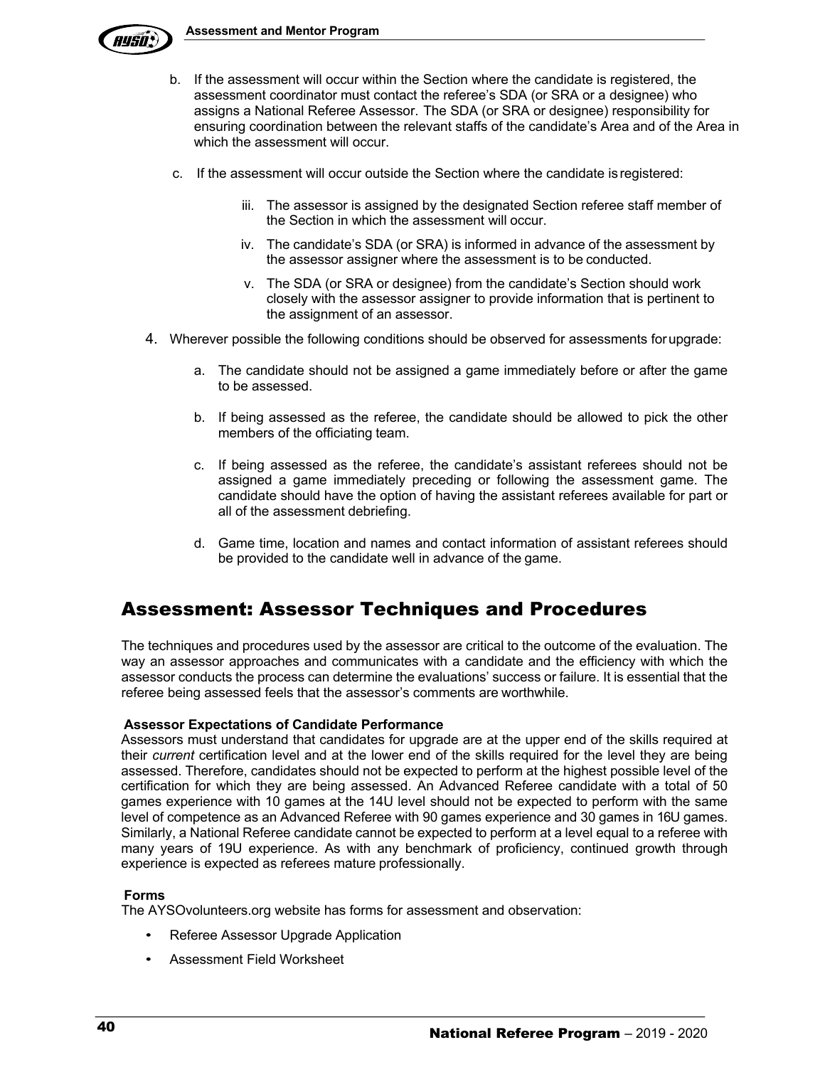b. If the assessment will occur within the Section where the candidate is registered, the assessment coordinator must contact the referee's SDA (or SRA or a designee) who assigns a National Referee Assessor. The SDA (or SRA or designee) responsibility for ensuring coordination between the relevant staffs of the candidate's Area and of the Area in which the assessment will occur.

c. If the assessment will occur outside the Section where the candidate is registered:

   iii. The assessor is assigned by the designated Section referee staff member of the Section in which the assessment will occur.

   iv. The candidate's SDA (or SRA) is informed in advance of the assessment by the assessor assigner where the assessment is to be conducted.

   v. The SDA (or SRA or designee) from the candidate's Section should work closely with the assessor assigner to provide information that is pertinent to the assignment of an assessor.

4. Wherever possible the following conditions should be observed for assessments for upgrade:

   a. The candidate should not be assigned a game immediately before or after the game to be assessed.

   b. If being assessed as the referee, the candidate should be allowed to pick the other members of the officiating team.

   c. If being assessed as the referee, the candidate's assistant referees should not be assigned a game immediately preceding or following the assessment game. The candidate should have the option of having the assistant referees available for part or all of the assessment debriefing.

   d. Game time, location and names and contact information of assistant referees should be provided to the candidate well in advance of the game.

## Assessment: Assessor Techniques and Procedures

The techniques and procedures used by the assessor are critical to the outcome of the evaluation. The way an assessor approaches and communicates with a candidate and the efficiency with which the assessor conducts the process can determine the evaluations' success or failure. It is essential that the referee being assessed feels that the assessor's comments are worthwhile.

**Assessor Expectations of Candidate Performance**

Assessors must understand that candidates for upgrade are at the upper end of the skills required at their *current* certification level and at the lower end of the skills required for the level they are being assessed. Therefore, candidates should not be expected to perform at the highest possible level of the certification for which they are being assessed. An Advanced Referee candidate with a total of 50 games experience with 10 games at the 14U level should not be expected to perform with the same level of competence as an Advanced Referee with 90 games experience and 30 games in 16U games. Similarly, a National Referee candidate cannot be expected to perform at a level equal to a referee with many years of 19U experience. As with any benchmark of proficiency, continued growth through experience is expected as referees mature professionally.

**Forms**

The AYSOvolunteers.org website has forms for assessment and observation:

- Referee Assessor Upgrade Application
- Assessment Field Worksheet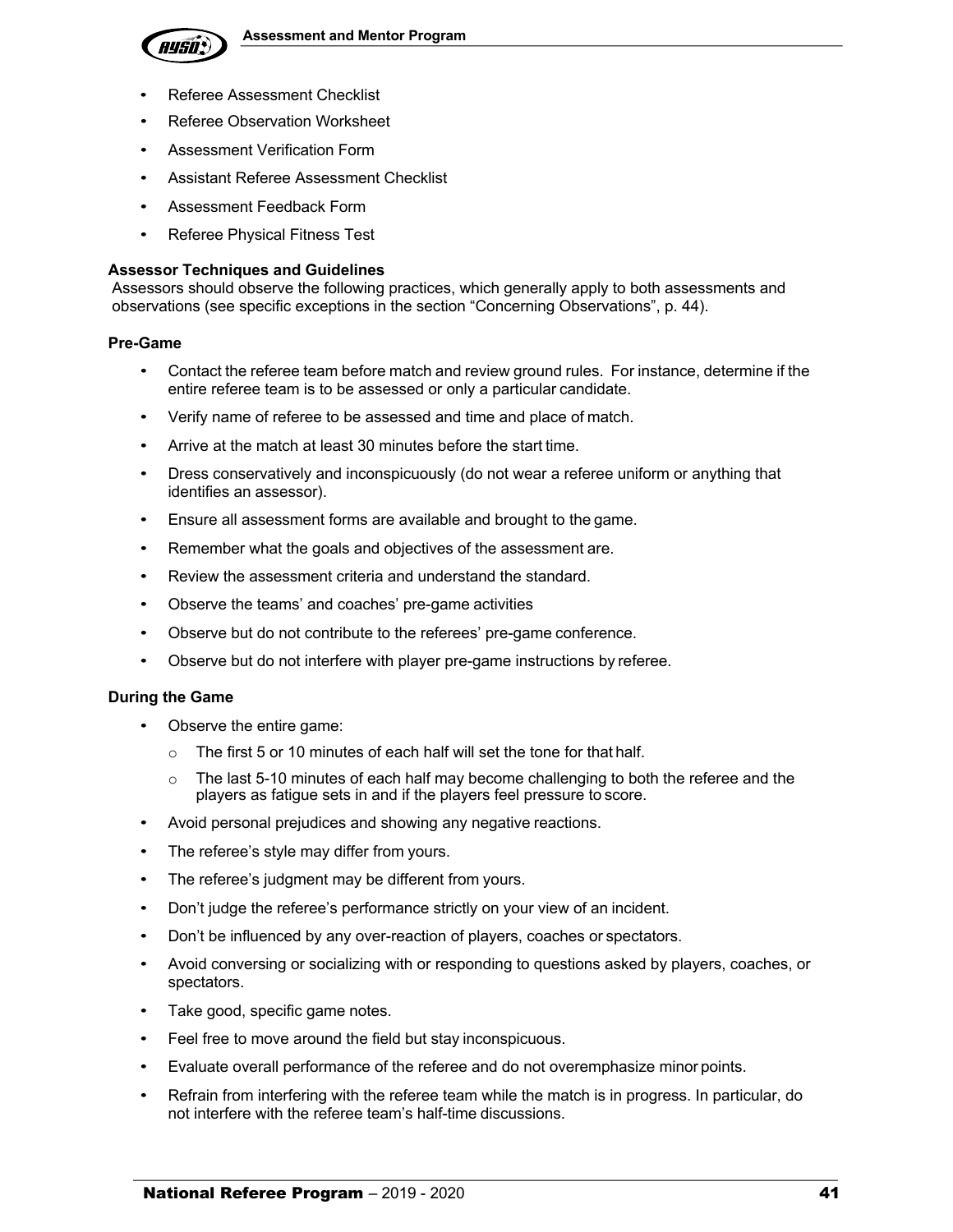- Referee Assessment Checklist
- Referee Observation Worksheet
- Assessment Verification Form
- Assistant Referee Assessment Checklist
- Assessment Feedback Form
- Referee Physical Fitness Test

**Assessor Techniques and Guidelines**

Assessors should observe the following practices, which generally apply to both assessments and observations (see specific exceptions in the section "Concerning Observations", p. 44).

**Pre-Game**

- Contact the referee team before match and review ground rules. For instance, determine if the entire referee team is to be assessed or only a particular candidate.
- Verify name of referee to be assessed and time and place of match.
- Arrive at the match at least 30 minutes before the start time.
- Dress conservatively and inconspicuously (do not wear a referee uniform or anything that identifies an assessor).
- Ensure all assessment forms are available and brought to the game.
- Remember what the goals and objectives of the assessment are.
- Review the assessment criteria and understand the standard.
- Observe the teams' and coaches' pre-game activities
- Observe but do not contribute to the referees' pre-game conference.
- Observe but do not interfere with player pre-game instructions by referee.

**During the Game**

- Observe the entire game:
    - The first 5 or 10 minutes of each half will set the tone for that half.
    - The last 5-10 minutes of each half may become challenging to both the referee and the players as fatigue sets in and if the players feel pressure to score.
- Avoid personal prejudices and showing any negative reactions.
- The referee's style may differ from yours.
- The referee's judgment may be different from yours.
- Don't judge the referee's performance strictly on your view of an incident.
- Don't be influenced by any over-reaction of players, coaches or spectators.
- Avoid conversing or socializing with or responding to questions asked by players, coaches, or spectators.
- Take good, specific game notes.
- Feel free to move around the field but stay inconspicuous.
- Evaluate overall performance of the referee and do not overemphasize minor points.
- Refrain from interfering with the referee team while the match is in progress. In particular, do not interfere with the referee team's half-time discussions.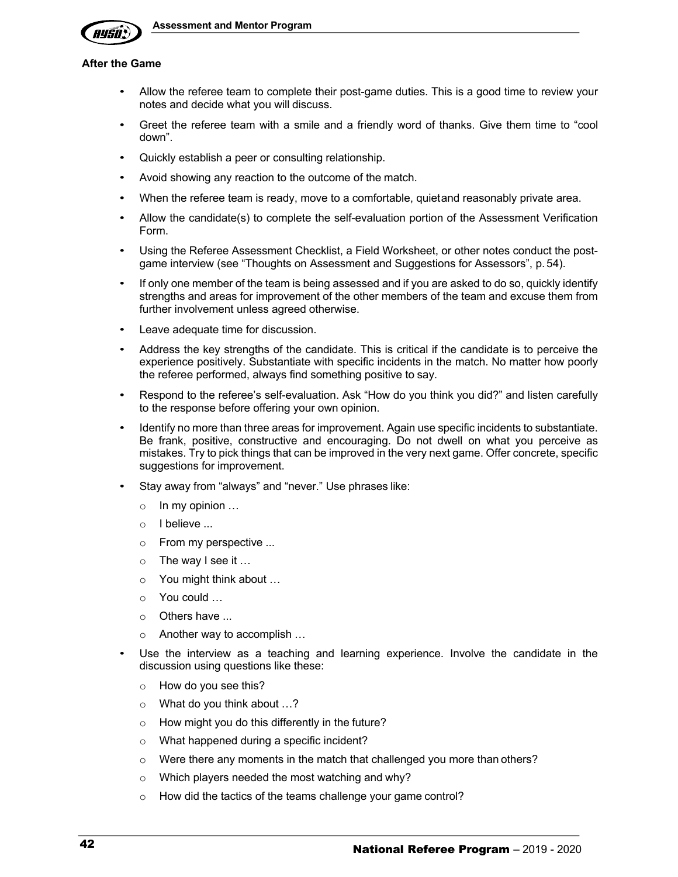### After the Game

- Allow the referee team to complete their post-game duties. This is a good time to review your notes and decide what you will discuss.
- Greet the referee team with a smile and a friendly word of thanks. Give them time to "cool down".
- Quickly establish a peer or consulting relationship.
- Avoid showing any reaction to the outcome of the match.
- When the referee team is ready, move to a comfortable, quiet and reasonably private area.
- Allow the candidate(s) to complete the self-evaluation portion of the Assessment Verification Form.
- Using the Referee Assessment Checklist, a Field Worksheet, or other notes conduct the post-game interview (see "Thoughts on Assessment and Suggestions for Assessors", p. 54).
- If only one member of the team is being assessed and if you are asked to do so, quickly identify strengths and areas for improvement of the other members of the team and excuse them from further involvement unless agreed otherwise.
- Leave adequate time for discussion.
- Address the key strengths of the candidate. This is critical if the candidate is to perceive the experience positively. Substantiate with specific incidents in the match. No matter how poorly the referee performed, always find something positive to say.
- Respond to the referee's self-evaluation. Ask "How do you think you did?" and listen carefully to the response before offering your own opinion.
- Identify no more than three areas for improvement. Again use specific incidents to substantiate. Be frank, positive, constructive and encouraging. Do not dwell on what you perceive as mistakes. Try to pick things that can be improved in the very next game. Offer concrete, specific suggestions for improvement.
- Stay away from "always" and "never." Use phrases like:
  - In my opinion …
  - I believe ...
  - From my perspective ...
  - The way I see it …
  - You might think about …
  - You could …
  - Others have ...
  - Another way to accomplish …
- Use the interview as a teaching and learning experience. Involve the candidate in the discussion using questions like these:
  - How do you see this?
  - What do you think about …?
  - How might you do this differently in the future?
  - What happened during a specific incident?
  - Were there any moments in the match that challenged you more than others?
  - Which players needed the most watching and why?
  - How did the tactics of the teams challenge your game control?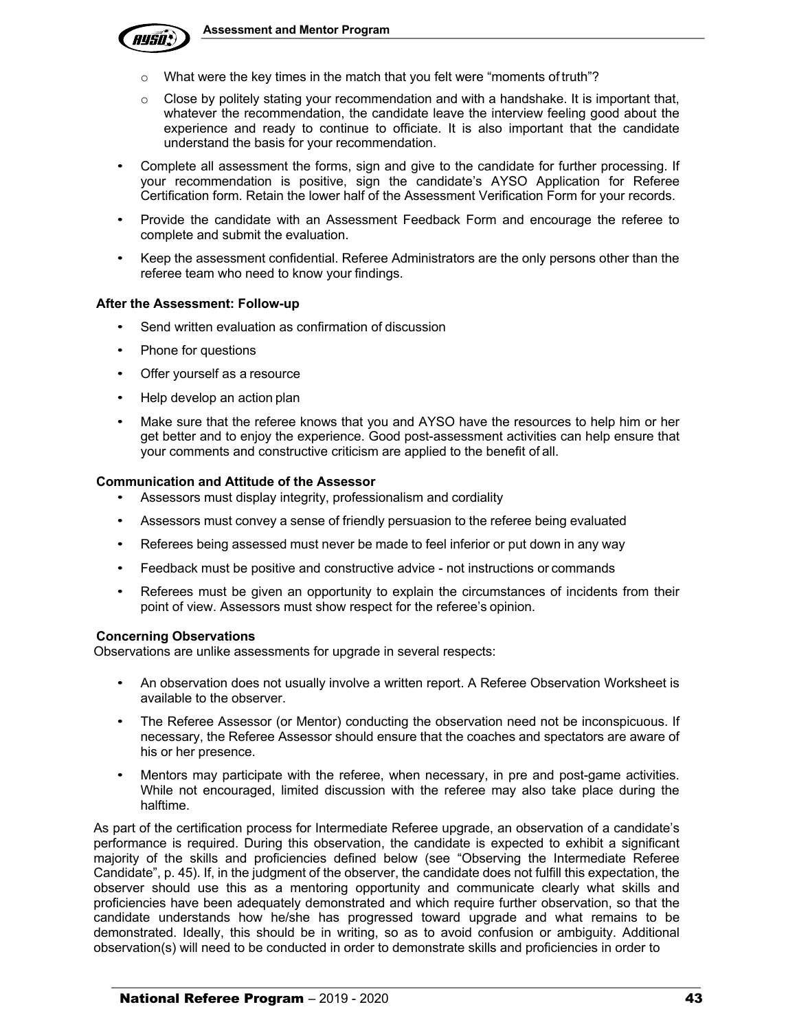- What were the key times in the match that you felt were "moments of truth"?
- Close by politely stating your recommendation and with a handshake. It is important that, whatever the recommendation, the candidate leave the interview feeling good about the experience and ready to continue to officiate. It is also important that the candidate understand the basis for your recommendation.

- Complete all assessment the forms, sign and give to the candidate for further processing. If your recommendation is positive, sign the candidate's AYSO Application for Referee Certification form. Retain the lower half of the Assessment Verification Form for your records.
- Provide the candidate with an Assessment Feedback Form and encourage the referee to complete and submit the evaluation.
- Keep the assessment confidential. Referee Administrators are the only persons other than the referee team who need to know your findings.

**After the Assessment: Follow-up**

- Send written evaluation as confirmation of discussion
- Phone for questions
- Offer yourself as a resource
- Help develop an action plan
- Make sure that the referee knows that you and AYSO have the resources to help him or her get better and to enjoy the experience. Good post-assessment activities can help ensure that your comments and constructive criticism are applied to the benefit of all.

**Communication and Attitude of the Assessor**

- Assessors must display integrity, professionalism and cordiality
- Assessors must convey a sense of friendly persuasion to the referee being evaluated
- Referees being assessed must never be made to feel inferior or put down in any way
- Feedback must be positive and constructive advice - not instructions or commands
- Referees must be given an opportunity to explain the circumstances of incidents from their point of view. Assessors must show respect for the referee's opinion.

**Concerning Observations**

Observations are unlike assessments for upgrade in several respects:

- An observation does not usually involve a written report. A Referee Observation Worksheet is available to the observer.
- The Referee Assessor (or Mentor) conducting the observation need not be inconspicuous. If necessary, the Referee Assessor should ensure that the coaches and spectators are aware of his or her presence.
- Mentors may participate with the referee, when necessary, in pre and post-game activities. While not encouraged, limited discussion with the referee may also take place during the halftime.

As part of the certification process for Intermediate Referee upgrade, an observation of a candidate's performance is required. During this observation, the candidate is expected to exhibit a significant majority of the skills and proficiencies defined below (see "Observing the Intermediate Referee Candidate", p. 45). If, in the judgment of the observer, the candidate does not fulfill this expectation, the observer should use this as a mentoring opportunity and communicate clearly what skills and proficiencies have been adequately demonstrated and which require further observation, so that the candidate understands how he/she has progressed toward upgrade and what remains to be demonstrated. Ideally, this should be in writing, so as to avoid confusion or ambiguity. Additional observation(s) will need to be conducted in order to demonstrate skills and proficiencies in order to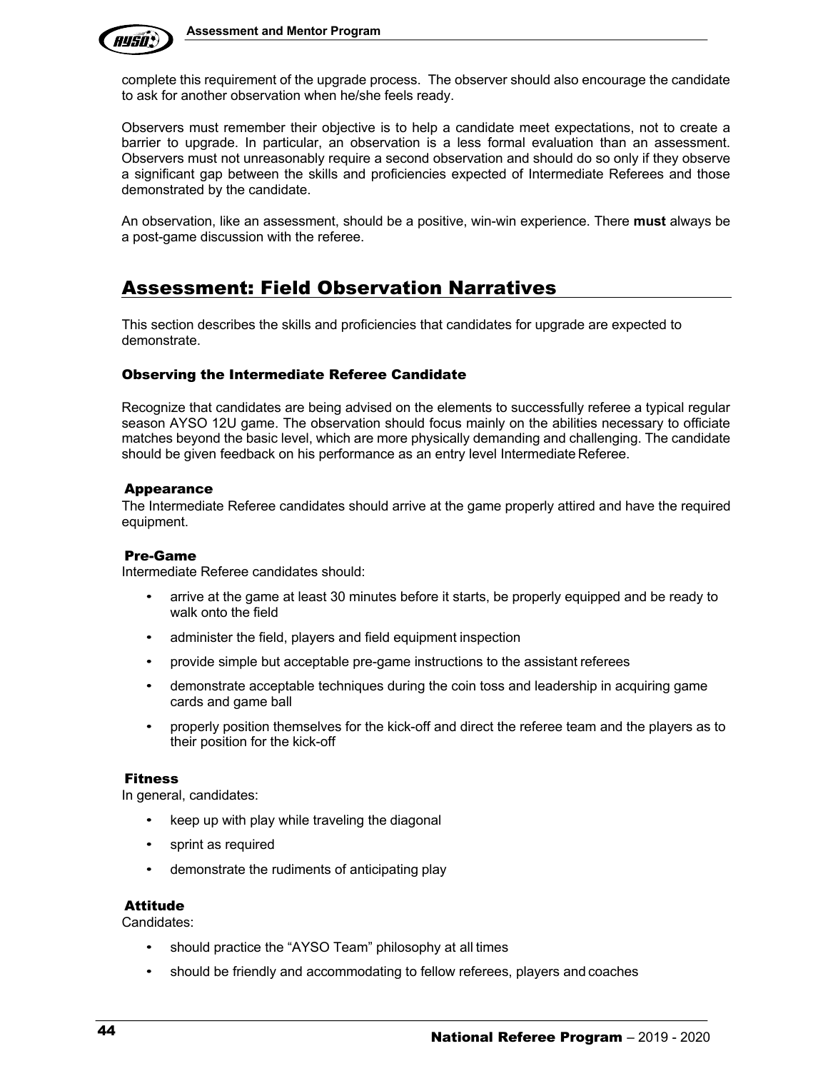complete this requirement of the upgrade process. The observer should also encourage the candidate to ask for another observation when he/she feels ready.

Observers must remember their objective is to help a candidate meet expectations, not to create a barrier to upgrade. In particular, an observation is a less formal evaluation than an assessment. Observers must not unreasonably require a second observation and should do so only if they observe a significant gap between the skills and proficiencies expected of Intermediate Referees and those demonstrated by the candidate.

An observation, like an assessment, should be a positive, win-win experience. There **must** always be a post-game discussion with the referee.

## Assessment: Field Observation Narratives

This section describes the skills and proficiencies that candidates for upgrade are expected to demonstrate.

### Observing the Intermediate Referee Candidate

Recognize that candidates are being advised on the elements to successfully referee a typical regular season AYSO 12U game. The observation should focus mainly on the abilities necessary to officiate matches beyond the basic level, which are more physically demanding and challenging. The candidate should be given feedback on his performance as an entry level Intermediate Referee.

#### Appearance

The Intermediate Referee candidates should arrive at the game properly attired and have the required equipment.

#### Pre-Game

Intermediate Referee candidates should:

- arrive at the game at least 30 minutes before it starts, be properly equipped and be ready to walk onto the field
- administer the field, players and field equipment inspection
- provide simple but acceptable pre-game instructions to the assistant referees
- demonstrate acceptable techniques during the coin toss and leadership in acquiring game cards and game ball
- properly position themselves for the kick-off and direct the referee team and the players as to their position for the kick-off

#### Fitness

In general, candidates:

- keep up with play while traveling the diagonal
- sprint as required
- demonstrate the rudiments of anticipating play

#### Attitude

Candidates:

- should practice the "AYSO Team" philosophy at all times
- should be friendly and accommodating to fellow referees, players and coaches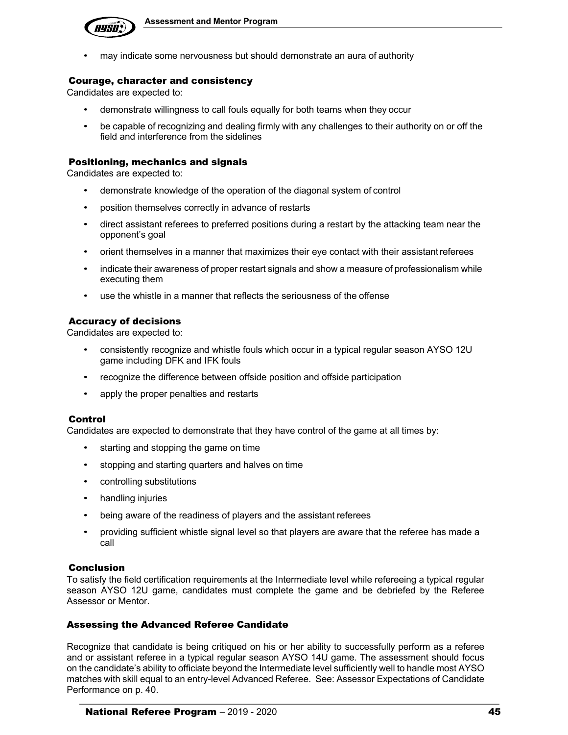- may indicate some nervousness but should demonstrate an aura of authority

### Courage, character and consistency

Candidates are expected to:

- demonstrate willingness to call fouls equally for both teams when they occur
- be capable of recognizing and dealing firmly with any challenges to their authority on or off the field and interference from the sidelines

### Positioning, mechanics and signals

Candidates are expected to:

- demonstrate knowledge of the operation of the diagonal system of control
- position themselves correctly in advance of restarts
- direct assistant referees to preferred positions during a restart by the attacking team near the opponent's goal
- orient themselves in a manner that maximizes their eye contact with their assistant referees
- indicate their awareness of proper restart signals and show a measure of professionalism while executing them
- use the whistle in a manner that reflects the seriousness of the offense

### Accuracy of decisions

Candidates are expected to:

- consistently recognize and whistle fouls which occur in a typical regular season AYSO 12U game including DFK and IFK fouls
- recognize the difference between offside position and offside participation
- apply the proper penalties and restarts

### Control

Candidates are expected to demonstrate that they have control of the game at all times by:

- starting and stopping the game on time
- stopping and starting quarters and halves on time
- controlling substitutions
- handling injuries
- being aware of the readiness of players and the assistant referees
- providing sufficient whistle signal level so that players are aware that the referee has made a call

### Conclusion

To satisfy the field certification requirements at the Intermediate level while refereeing a typical regular season AYSO 12U game, candidates must complete the game and be debriefed by the Referee Assessor or Mentor.

## Assessing the Advanced Referee Candidate

Recognize that candidate is being critiqued on his or her ability to successfully perform as a referee and or assistant referee in a typical regular season AYSO 14U game. The assessment should focus on the candidate's ability to officiate beyond the Intermediate level sufficiently well to handle most AYSO matches with skill equal to an entry-level Advanced Referee. See: Assessor Expectations of Candidate Performance on p. 40.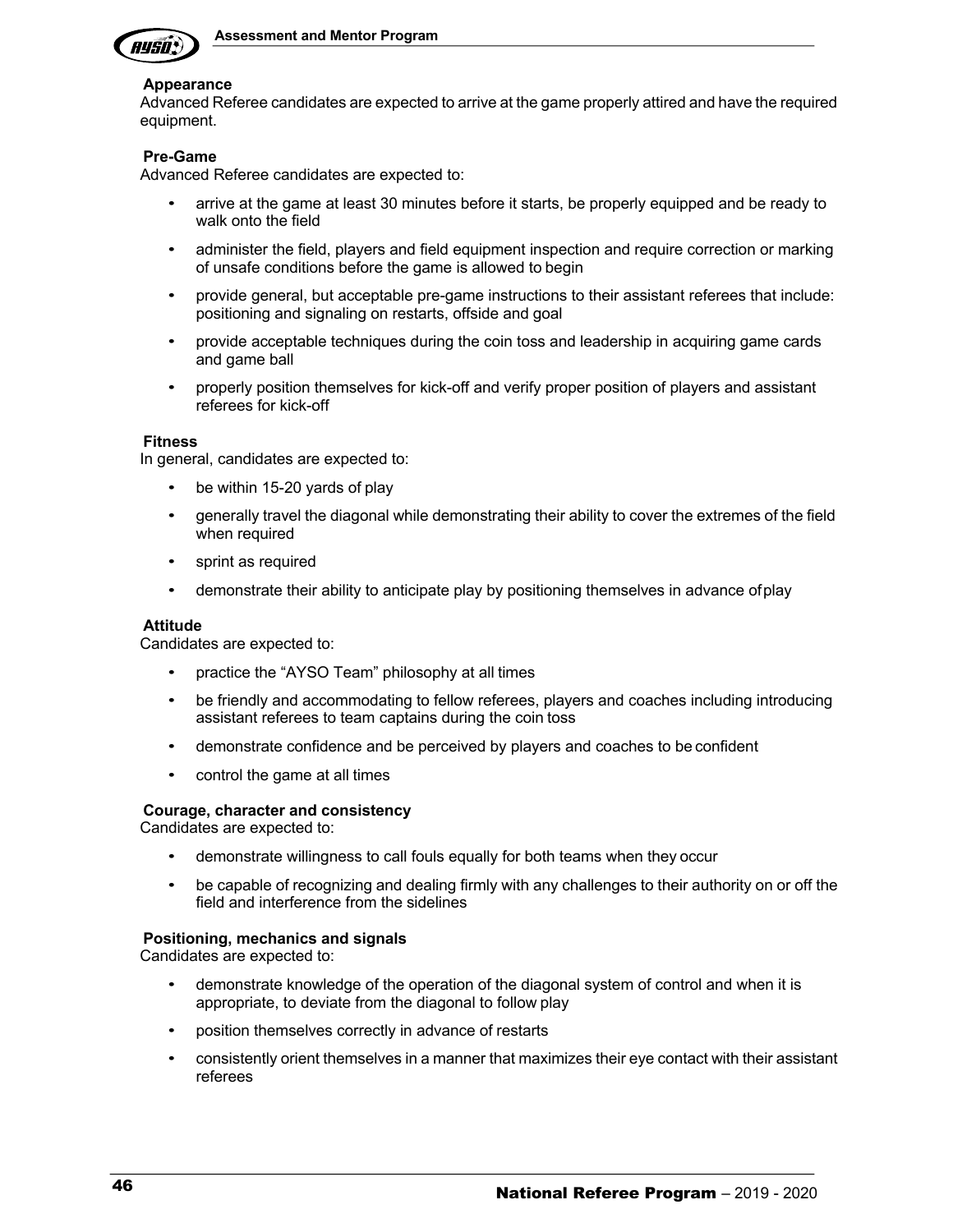### Appearance

Advanced Referee candidates are expected to arrive at the game properly attired and have the required equipment.

### Pre-Game

Advanced Referee candidates are expected to:

- arrive at the game at least 30 minutes before it starts, be properly equipped and be ready to walk onto the field
- administer the field, players and field equipment inspection and require correction or marking of unsafe conditions before the game is allowed to begin
- provide general, but acceptable pre-game instructions to their assistant referees that include: positioning and signaling on restarts, offside and goal
- provide acceptable techniques during the coin toss and leadership in acquiring game cards and game ball
- properly position themselves for kick-off and verify proper position of players and assistant referees for kick-off

### Fitness

In general, candidates are expected to:

- be within 15-20 yards of play
- generally travel the diagonal while demonstrating their ability to cover the extremes of the field when required
- sprint as required
- demonstrate their ability to anticipate play by positioning themselves in advance of play

### Attitude

Candidates are expected to:

- practice the "AYSO Team" philosophy at all times
- be friendly and accommodating to fellow referees, players and coaches including introducing assistant referees to team captains during the coin toss
- demonstrate confidence and be perceived by players and coaches to be confident
- control the game at all times

### Courage, character and consistency

Candidates are expected to:

- demonstrate willingness to call fouls equally for both teams when they occur
- be capable of recognizing and dealing firmly with any challenges to their authority on or off the field and interference from the sidelines

### Positioning, mechanics and signals

Candidates are expected to:

- demonstrate knowledge of the operation of the diagonal system of control and when it is appropriate, to deviate from the diagonal to follow play
- position themselves correctly in advance of restarts
- consistently orient themselves in a manner that maximizes their eye contact with their assistant referees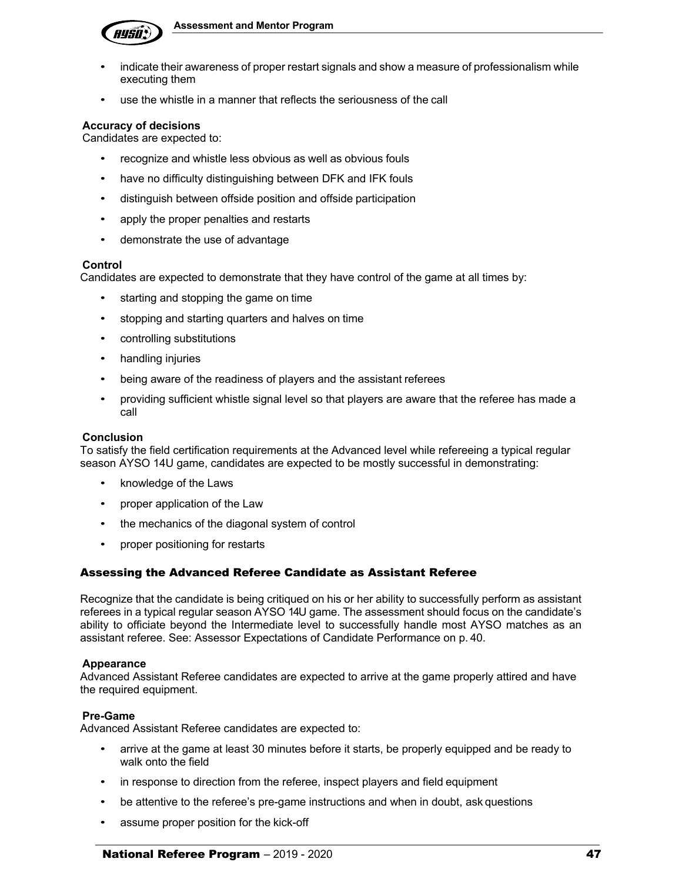- indicate their awareness of proper restart signals and show a measure of professionalism while executing them
- use the whistle in a manner that reflects the seriousness of the call

**Accuracy of decisions**
Candidates are expected to:

- recognize and whistle less obvious as well as obvious fouls
- have no difficulty distinguishing between DFK and IFK fouls
- distinguish between offside position and offside participation
- apply the proper penalties and restarts
- demonstrate the use of advantage

**Control**
Candidates are expected to demonstrate that they have control of the game at all times by:

- starting and stopping the game on time
- stopping and starting quarters and halves on time
- controlling substitutions
- handling injuries
- being aware of the readiness of players and the assistant referees
- providing sufficient whistle signal level so that players are aware that the referee has made a call

**Conclusion**
To satisfy the field certification requirements at the Advanced level while refereeing a typical regular season AYSO 14U game, candidates are expected to be mostly successful in demonstrating:

- knowledge of the Laws
- proper application of the Law
- the mechanics of the diagonal system of control
- proper positioning for restarts

## Assessing the Advanced Referee Candidate as Assistant Referee

Recognize that the candidate is being critiqued on his or her ability to successfully perform as assistant referees in a typical regular season AYSO 14U game. The assessment should focus on the candidate's ability to officiate beyond the Intermediate level to successfully handle most AYSO matches as an assistant referee. See: Assessor Expectations of Candidate Performance on p. 40.

**Appearance**
Advanced Assistant Referee candidates are expected to arrive at the game properly attired and have the required equipment.

**Pre-Game**
Advanced Assistant Referee candidates are expected to:

- arrive at the game at least 30 minutes before it starts, be properly equipped and be ready to walk onto the field
- in response to direction from the referee, inspect players and field equipment
- be attentive to the referee's pre-game instructions and when in doubt, ask questions
- assume proper position for the kick-off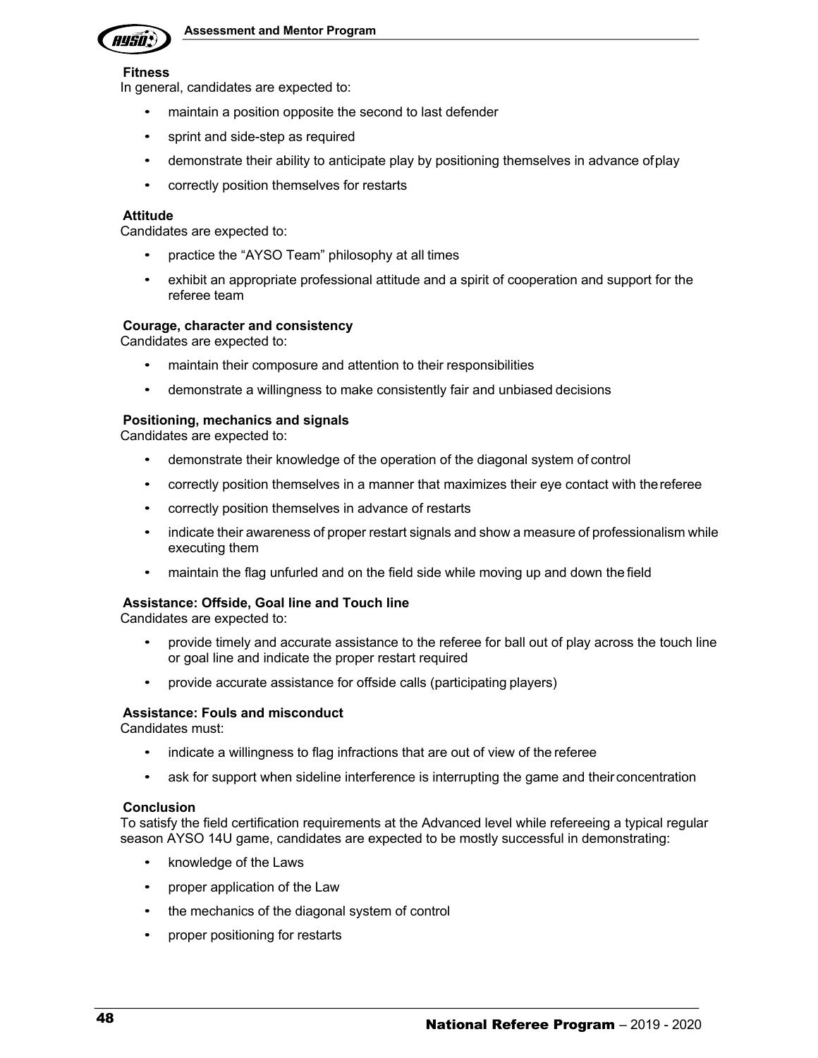### Fitness

In general, candidates are expected to:

- maintain a position opposite the second to last defender
- sprint and side-step as required
- demonstrate their ability to anticipate play by positioning themselves in advance of play
- correctly position themselves for restarts

### Attitude

Candidates are expected to:

- practice the “AYSO Team” philosophy at all times
- exhibit an appropriate professional attitude and a spirit of cooperation and support for the referee team

### Courage, character and consistency

Candidates are expected to:

- maintain their composure and attention to their responsibilities
- demonstrate a willingness to make consistently fair and unbiased decisions

### Positioning, mechanics and signals

Candidates are expected to:

- demonstrate their knowledge of the operation of the diagonal system of control
- correctly position themselves in a manner that maximizes their eye contact with the referee
- correctly position themselves in advance of restarts
- indicate their awareness of proper restart signals and show a measure of professionalism while executing them
- maintain the flag unfurled and on the field side while moving up and down the field

### Assistance: Offside, Goal line and Touch line

Candidates are expected to:

- provide timely and accurate assistance to the referee for ball out of play across the touch line or goal line and indicate the proper restart required
- provide accurate assistance for offside calls (participating players)

### Assistance: Fouls and misconduct

Candidates must:

- indicate a willingness to flag infractions that are out of view of the referee
- ask for support when sideline interference is interrupting the game and their concentration

### Conclusion

To satisfy the field certification requirements at the Advanced level while refereeing a typical regular season AYSO 14U game, candidates are expected to be mostly successful in demonstrating:

- knowledge of the Laws
- proper application of the Law
- the mechanics of the diagonal system of control
- proper positioning for restarts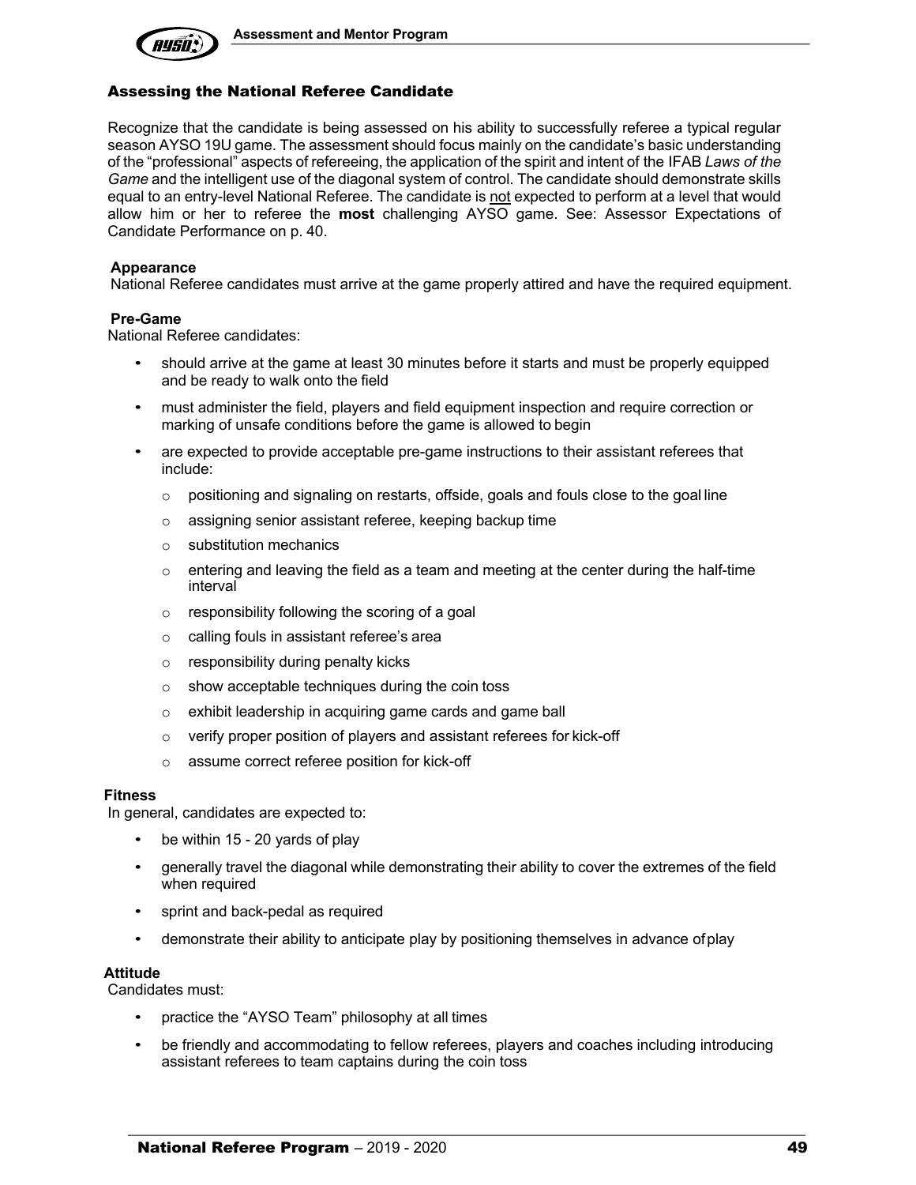## Assessing the National Referee Candidate

Recognize that the candidate is being assessed on his ability to successfully referee a typical regular season AYSO 19U game. The assessment should focus mainly on the candidate's basic understanding of the "professional" aspects of refereeing, the application of the spirit and intent of the IFAB *Laws of the Game* and the intelligent use of the diagonal system of control. The candidate should demonstrate skills equal to an entry-level National Referee. The candidate is not expected to perform at a level that would allow him or her to referee the **most** challenging AYSO game. See: Assessor Expectations of Candidate Performance on p. 40.

### Appearance

National Referee candidates must arrive at the game properly attired and have the required equipment.

### Pre-Game

National Referee candidates:

- should arrive at the game at least 30 minutes before it starts and must be properly equipped and be ready to walk onto the field
- must administer the field, players and field equipment inspection and require correction or marking of unsafe conditions before the game is allowed to begin
- are expected to provide acceptable pre-game instructions to their assistant referees that include:
  - positioning and signaling on restarts, offside, goals and fouls close to the goal line
  - assigning senior assistant referee, keeping backup time
  - substitution mechanics
  - entering and leaving the field as a team and meeting at the center during the half-time interval
  - responsibility following the scoring of a goal
  - calling fouls in assistant referee's area
  - responsibility during penalty kicks
  - show acceptable techniques during the coin toss
  - exhibit leadership in acquiring game cards and game ball
  - verify proper position of players and assistant referees for kick-off
  - assume correct referee position for kick-off

### Fitness

In general, candidates are expected to:

- be within 15 - 20 yards of play
- generally travel the diagonal while demonstrating their ability to cover the extremes of the field when required
- sprint and back-pedal as required
- demonstrate their ability to anticipate play by positioning themselves in advance of play

### Attitude

Candidates must:

- practice the "AYSO Team" philosophy at all times
- be friendly and accommodating to fellow referees, players and coaches including introducing assistant referees to team captains during the coin toss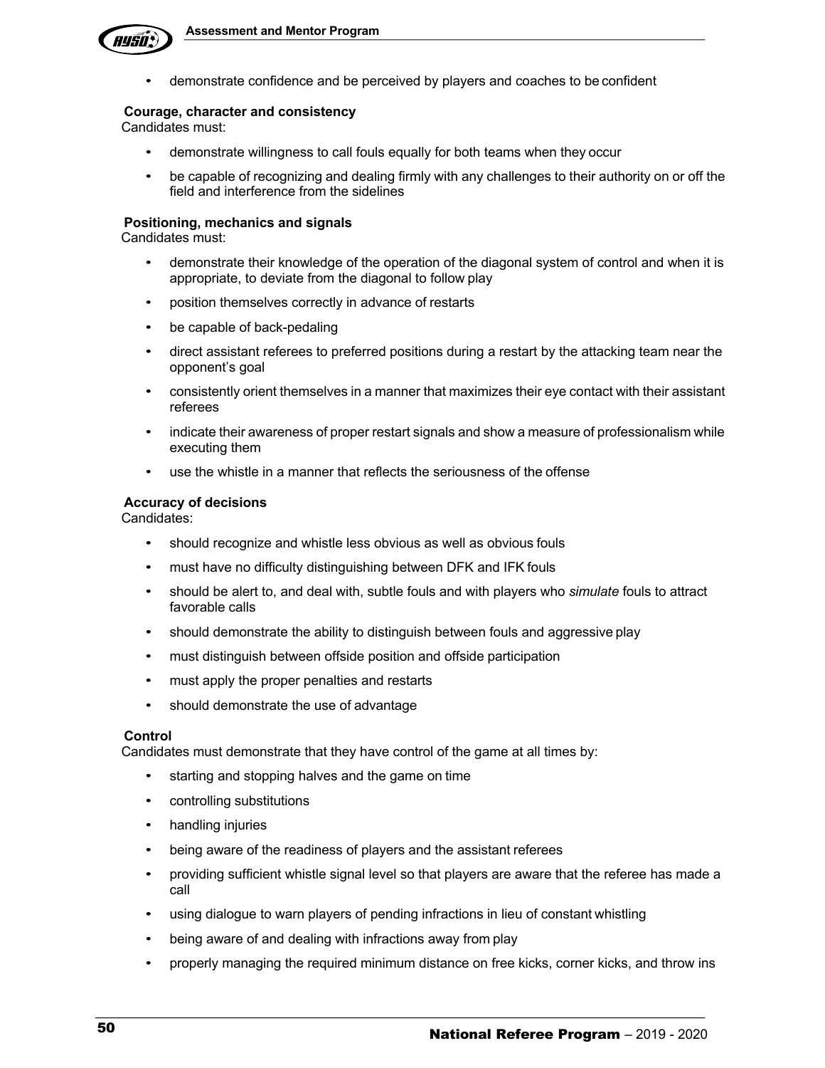- demonstrate confidence and be perceived by players and coaches to be confident

**Courage, character and consistency**

Candidates must:

- demonstrate willingness to call fouls equally for both teams when they occur
- be capable of recognizing and dealing firmly with any challenges to their authority on or off the field and interference from the sidelines

**Positioning, mechanics and signals**

Candidates must:

- demonstrate their knowledge of the operation of the diagonal system of control and when it is appropriate, to deviate from the diagonal to follow play
- position themselves correctly in advance of restarts
- be capable of back-pedaling
- direct assistant referees to preferred positions during a restart by the attacking team near the opponent's goal
- consistently orient themselves in a manner that maximizes their eye contact with their assistant referees
- indicate their awareness of proper restart signals and show a measure of professionalism while executing them
- use the whistle in a manner that reflects the seriousness of the offense

**Accuracy of decisions**

Candidates:

- should recognize and whistle less obvious as well as obvious fouls
- must have no difficulty distinguishing between DFK and IFK fouls
- should be alert to, and deal with, subtle fouls and with players who *simulate* fouls to attract favorable calls
- should demonstrate the ability to distinguish between fouls and aggressive play
- must distinguish between offside position and offside participation
- must apply the proper penalties and restarts
- should demonstrate the use of advantage

**Control**

Candidates must demonstrate that they have control of the game at all times by:

- starting and stopping halves and the game on time
- controlling substitutions
- handling injuries
- being aware of the readiness of players and the assistant referees
- providing sufficient whistle signal level so that players are aware that the referee has made a call
- using dialogue to warn players of pending infractions in lieu of constant whistling
- being aware of and dealing with infractions away from play
- properly managing the required minimum distance on free kicks, corner kicks, and throw ins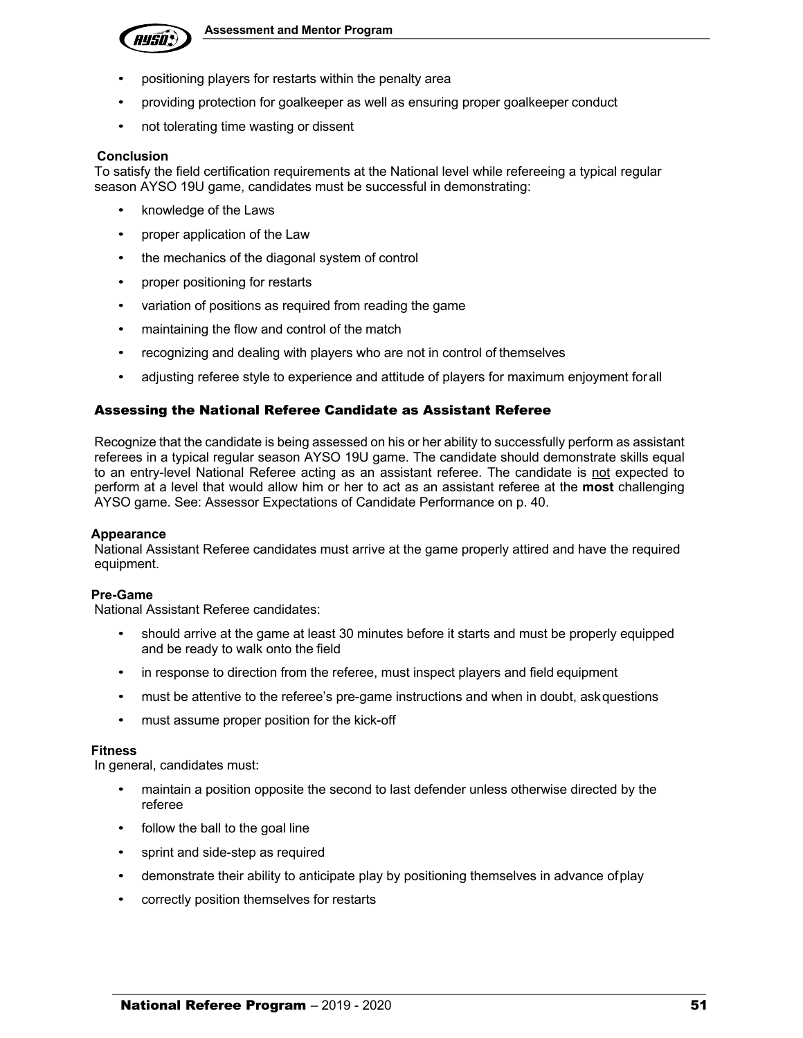- positioning players for restarts within the penalty area
- providing protection for goalkeeper as well as ensuring proper goalkeeper conduct
- not tolerating time wasting or dissent

**Conclusion**

To satisfy the field certification requirements at the National level while refereeing a typical regular season AYSO 19U game, candidates must be successful in demonstrating:

- knowledge of the Laws
- proper application of the Law
- the mechanics of the diagonal system of control
- proper positioning for restarts
- variation of positions as required from reading the game
- maintaining the flow and control of the match
- recognizing and dealing with players who are not in control of themselves
- adjusting referee style to experience and attitude of players for maximum enjoyment for all

## Assessing the National Referee Candidate as Assistant Referee

Recognize that the candidate is being assessed on his or her ability to successfully perform as assistant referees in a typical regular season AYSO 19U game. The candidate should demonstrate skills equal to an entry-level National Referee acting as an assistant referee. The candidate is <u>not</u> expected to perform at a level that would allow him or her to act as an assistant referee at the **most** challenging AYSO game. See: Assessor Expectations of Candidate Performance on p. 40.

**Appearance**

National Assistant Referee candidates must arrive at the game properly attired and have the required equipment.

**Pre-Game**

National Assistant Referee candidates:

- should arrive at the game at least 30 minutes before it starts and must be properly equipped and be ready to walk onto the field
- in response to direction from the referee, must inspect players and field equipment
- must be attentive to the referee's pre-game instructions and when in doubt, ask questions
- must assume proper position for the kick-off

**Fitness**

In general, candidates must:

- maintain a position opposite the second to last defender unless otherwise directed by the referee
- follow the ball to the goal line
- sprint and side-step as required
- demonstrate their ability to anticipate play by positioning themselves in advance of play
- correctly position themselves for restarts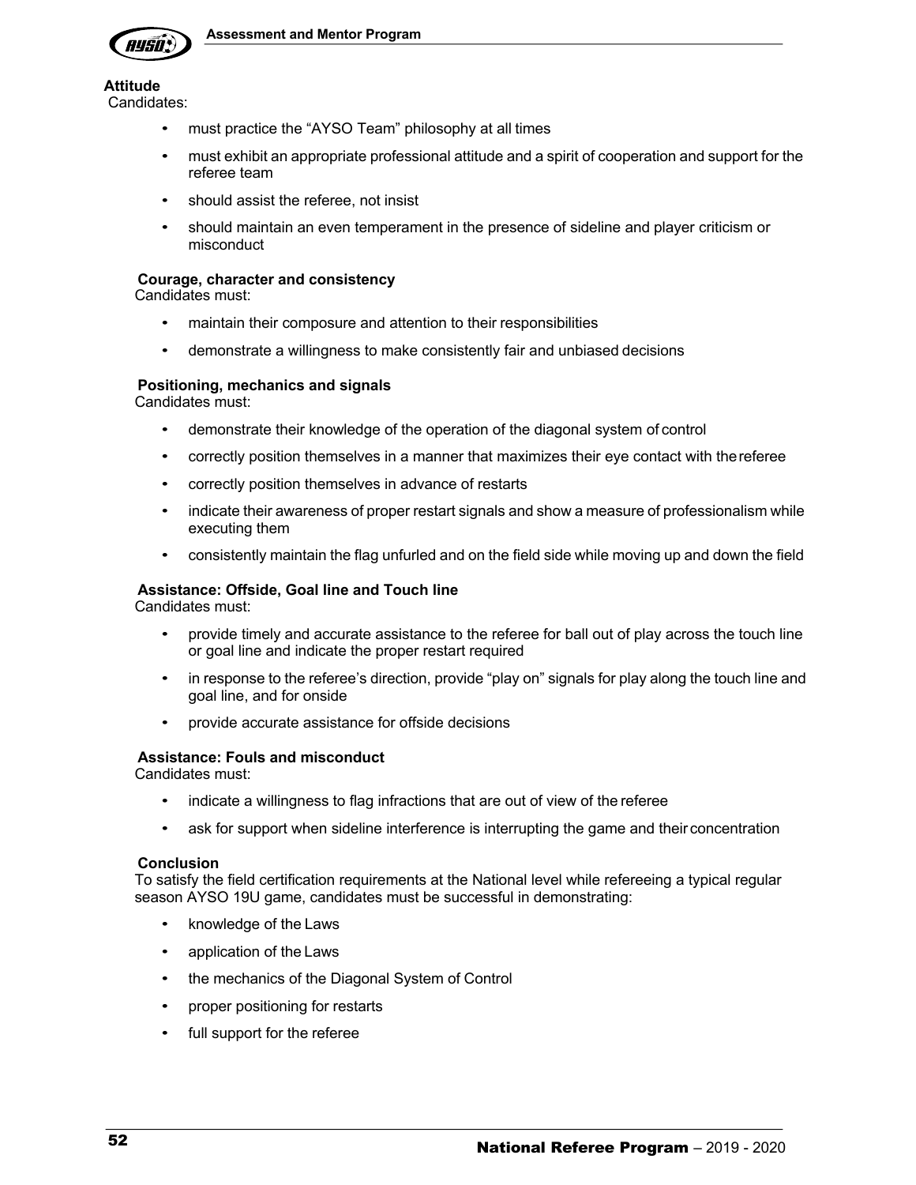**Attitude**

Candidates:

- must practice the "AYSO Team" philosophy at all times
- must exhibit an appropriate professional attitude and a spirit of cooperation and support for the referee team
- should assist the referee, not insist
- should maintain an even temperament in the presence of sideline and player criticism or misconduct

**Courage, character and consistency**

Candidates must:

- maintain their composure and attention to their responsibilities
- demonstrate a willingness to make consistently fair and unbiased decisions

**Positioning, mechanics and signals**

Candidates must:

- demonstrate their knowledge of the operation of the diagonal system of control
- correctly position themselves in a manner that maximizes their eye contact with the referee
- correctly position themselves in advance of restarts
- indicate their awareness of proper restart signals and show a measure of professionalism while executing them
- consistently maintain the flag unfurled and on the field side while moving up and down the field

**Assistance: Offside, Goal line and Touch line**

Candidates must:

- provide timely and accurate assistance to the referee for ball out of play across the touch line or goal line and indicate the proper restart required
- in response to the referee's direction, provide "play on" signals for play along the touch line and goal line, and for onside
- provide accurate assistance for offside decisions

**Assistance: Fouls and misconduct**

Candidates must:

- indicate a willingness to flag infractions that are out of view of the referee
- ask for support when sideline interference is interrupting the game and their concentration

**Conclusion**

To satisfy the field certification requirements at the National level while refereeing a typical regular season AYSO 19U game, candidates must be successful in demonstrating:

- knowledge of the Laws
- application of the Laws
- the mechanics of the Diagonal System of Control
- proper positioning for restarts
- full support for the referee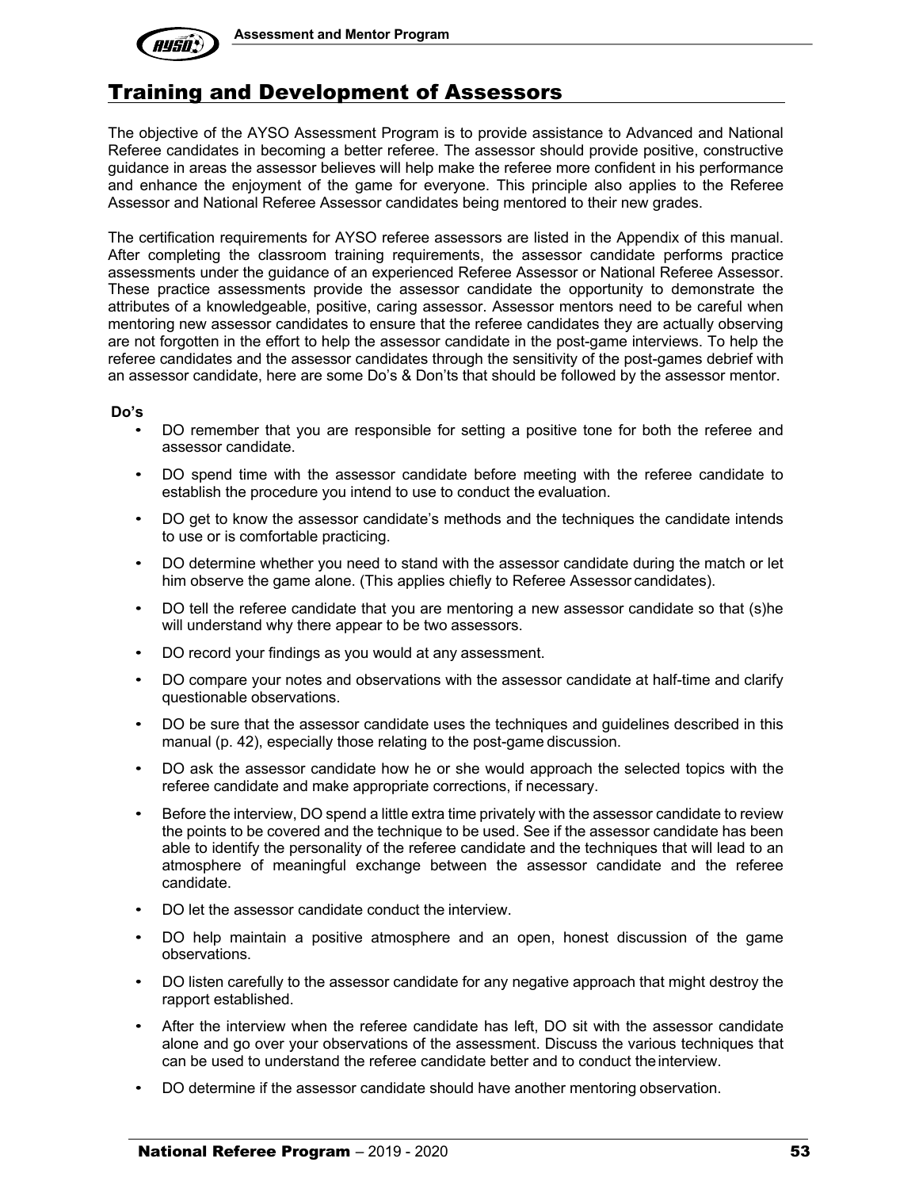## Training and Development of Assessors

The objective of the AYSO Assessment Program is to provide assistance to Advanced and National Referee candidates in becoming a better referee. The assessor should provide positive, constructive guidance in areas the assessor believes will help make the referee more confident in his performance and enhance the enjoyment of the game for everyone. This principle also applies to the Referee Assessor and National Referee Assessor candidates being mentored to their new grades.

The certification requirements for AYSO referee assessors are listed in the Appendix of this manual. After completing the classroom training requirements, the assessor candidate performs practice assessments under the guidance of an experienced Referee Assessor or National Referee Assessor. These practice assessments provide the assessor candidate the opportunity to demonstrate the attributes of a knowledgeable, positive, caring assessor. Assessor mentors need to be careful when mentoring new assessor candidates to ensure that the referee candidates they are actually observing are not forgotten in the effort to help the assessor candidate in the post-game interviews. To help the referee candidates and the assessor candidates through the sensitivity of the post-games debrief with an assessor candidate, here are some Do's & Don'ts that should be followed by the assessor mentor.

**Do's**

- DO remember that you are responsible for setting a positive tone for both the referee and assessor candidate.
- DO spend time with the assessor candidate before meeting with the referee candidate to establish the procedure you intend to use to conduct the evaluation.
- DO get to know the assessor candidate's methods and the techniques the candidate intends to use or is comfortable practicing.
- DO determine whether you need to stand with the assessor candidate during the match or let him observe the game alone. (This applies chiefly to Referee Assessor candidates).
- DO tell the referee candidate that you are mentoring a new assessor candidate so that (s)he will understand why there appear to be two assessors.
- DO record your findings as you would at any assessment.
- DO compare your notes and observations with the assessor candidate at half-time and clarify questionable observations.
- DO be sure that the assessor candidate uses the techniques and guidelines described in this manual (p. 42), especially those relating to the post-game discussion.
- DO ask the assessor candidate how he or she would approach the selected topics with the referee candidate and make appropriate corrections, if necessary.
- Before the interview, DO spend a little extra time privately with the assessor candidate to review the points to be covered and the technique to be used. See if the assessor candidate has been able to identify the personality of the referee candidate and the techniques that will lead to an atmosphere of meaningful exchange between the assessor candidate and the referee candidate.
- DO let the assessor candidate conduct the interview.
- DO help maintain a positive atmosphere and an open, honest discussion of the game observations.
- DO listen carefully to the assessor candidate for any negative approach that might destroy the rapport established.
- After the interview when the referee candidate has left, DO sit with the assessor candidate alone and go over your observations of the assessment. Discuss the various techniques that can be used to understand the referee candidate better and to conduct the interview.
- DO determine if the assessor candidate should have another mentoring observation.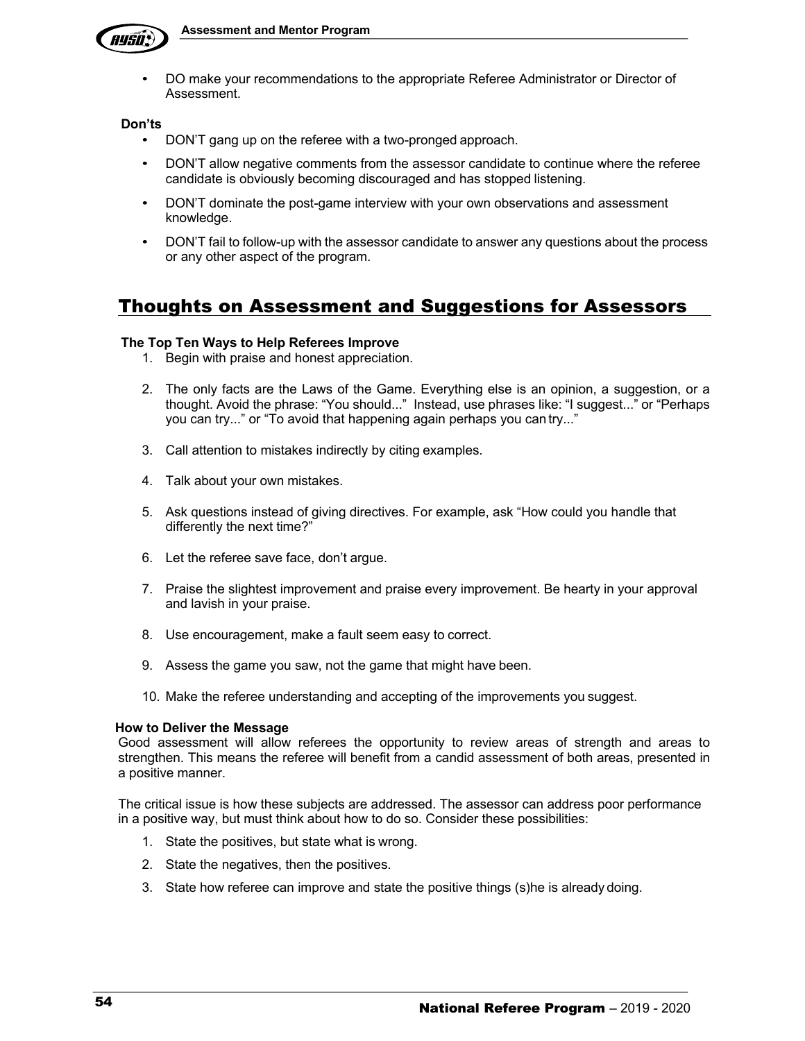- DO make your recommendations to the appropriate Referee Administrator or Director of Assessment.

**Don'ts**

- DON'T gang up on the referee with a two-pronged approach.
- DON'T allow negative comments from the assessor candidate to continue where the referee candidate is obviously becoming discouraged and has stopped listening.
- DON'T dominate the post-game interview with your own observations and assessment knowledge.
- DON'T fail to follow-up with the assessor candidate to answer any questions about the process or any other aspect of the program.

## Thoughts on Assessment and Suggestions for Assessors

**The Top Ten Ways to Help Referees Improve**

1. Begin with praise and honest appreciation.
2. The only facts are the Laws of the Game. Everything else is an opinion, a suggestion, or a thought. Avoid the phrase: "You should..." Instead, use phrases like: "I suggest..." or "Perhaps you can try..." or "To avoid that happening again perhaps you can try..."
3. Call attention to mistakes indirectly by citing examples.
4. Talk about your own mistakes.
5. Ask questions instead of giving directives. For example, ask "How could you handle that differently the next time?"
6. Let the referee save face, don't argue.
7. Praise the slightest improvement and praise every improvement. Be hearty in your approval and lavish in your praise.
8. Use encouragement, make a fault seem easy to correct.
9. Assess the game you saw, not the game that might have been.
10. Make the referee understanding and accepting of the improvements you suggest.

**How to Deliver the Message**

Good assessment will allow referees the opportunity to review areas of strength and areas to strengthen. This means the referee will benefit from a candid assessment of both areas, presented in a positive manner.

The critical issue is how these subjects are addressed. The assessor can address poor performance in a positive way, but must think about how to do so. Consider these possibilities:

1. State the positives, but state what is wrong.
2. State the negatives, then the positives.
3. State how referee can improve and state the positive things (s)he is already doing.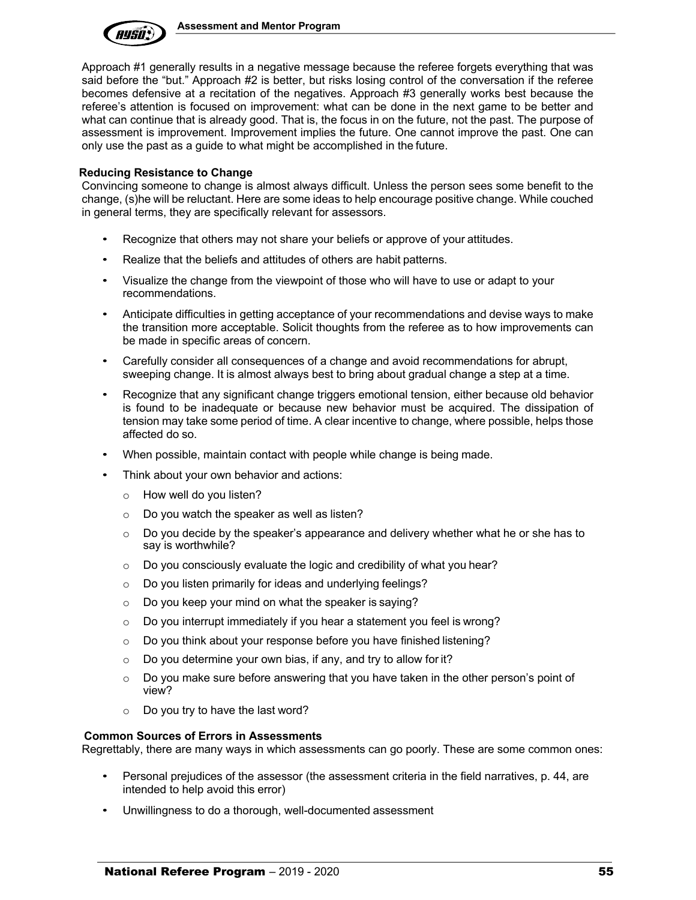Approach #1 generally results in a negative message because the referee forgets everything that was said before the "but." Approach #2 is better, but risks losing control of the conversation if the referee becomes defensive at a recitation of the negatives. Approach #3 generally works best because the referee's attention is focused on improvement: what can be done in the next game to be better and what can continue that is already good. That is, the focus in on the future, not the past. The purpose of assessment is improvement. Improvement implies the future. One cannot improve the past. One can only use the past as a guide to what might be accomplished in the future.

**Reducing Resistance to Change**

Convincing someone to change is almost always difficult. Unless the person sees some benefit to the change, (s)he will be reluctant. Here are some ideas to help encourage positive change. While couched in general terms, they are specifically relevant for assessors.

- Recognize that others may not share your beliefs or approve of your attitudes.
- Realize that the beliefs and attitudes of others are habit patterns.
- Visualize the change from the viewpoint of those who will have to use or adapt to your recommendations.
- Anticipate difficulties in getting acceptance of your recommendations and devise ways to make the transition more acceptable. Solicit thoughts from the referee as to how improvements can be made in specific areas of concern.
- Carefully consider all consequences of a change and avoid recommendations for abrupt, sweeping change. It is almost always best to bring about gradual change a step at a time.
- Recognize that any significant change triggers emotional tension, either because old behavior is found to be inadequate or because new behavior must be acquired. The dissipation of tension may take some period of time. A clear incentive to change, where possible, helps those affected do so.
- When possible, maintain contact with people while change is being made.
- Think about your own behavior and actions:
  - How well do you listen?
  - Do you watch the speaker as well as listen?
  - Do you decide by the speaker's appearance and delivery whether what he or she has to say is worthwhile?
  - Do you consciously evaluate the logic and credibility of what you hear?
  - Do you listen primarily for ideas and underlying feelings?
  - Do you keep your mind on what the speaker is saying?
  - Do you interrupt immediately if you hear a statement you feel is wrong?
  - Do you think about your response before you have finished listening?
  - Do you determine your own bias, if any, and try to allow for it?
  - Do you make sure before answering that you have taken in the other person's point of view?
  - Do you try to have the last word?

**Common Sources of Errors in Assessments**

Regrettably, there are many ways in which assessments can go poorly. These are some common ones:

- Personal prejudices of the assessor (the assessment criteria in the field narratives, p. 44, are intended to help avoid this error)
- Unwillingness to do a thorough, well-documented assessment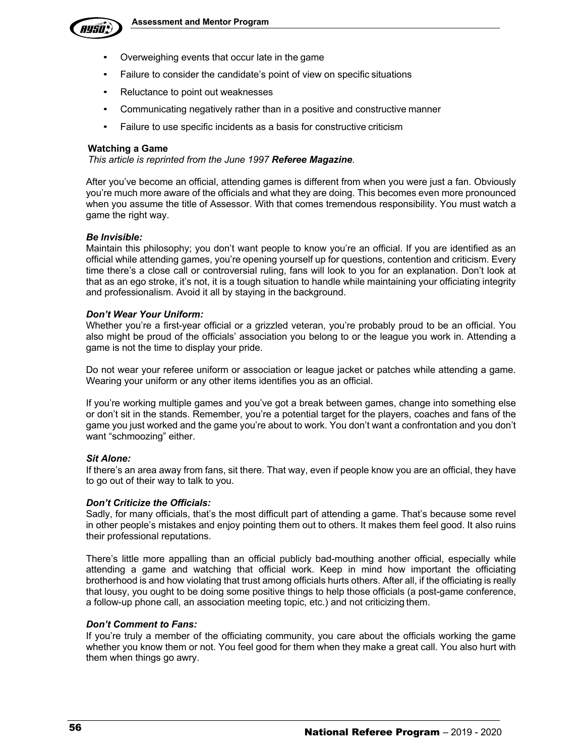- Overweighing events that occur late in the game
- Failure to consider the candidate's point of view on specific situations
- Reluctance to point out weaknesses
- Communicating negatively rather than in a positive and constructive manner
- Failure to use specific incidents as a basis for constructive criticism

**Watching a Game**

*This article is reprinted from the June 1997* ***Referee Magazine****.*

After you've become an official, attending games is different from when you were just a fan. Obviously you're much more aware of the officials and what they are doing. This becomes even more pronounced when you assume the title of Assessor. With that comes tremendous responsibility. You must watch a game the right way.

***Be Invisible:***

Maintain this philosophy; you don't want people to know you're an official. If you are identified as an official while attending games, you're opening yourself up for questions, contention and criticism. Every time there's a close call or controversial ruling, fans will look to you for an explanation. Don't look at that as an ego stroke, it's not, it is a tough situation to handle while maintaining your officiating integrity and professionalism. Avoid it all by staying in the background.

***Don't Wear Your Uniform:***

Whether you're a first-year official or a grizzled veteran, you're probably proud to be an official. You also might be proud of the officials' association you belong to or the league you work in. Attending a game is not the time to display your pride.

Do not wear your referee uniform or association or league jacket or patches while attending a game. Wearing your uniform or any other items identifies you as an official.

If you're working multiple games and you've got a break between games, change into something else or don't sit in the stands. Remember, you're a potential target for the players, coaches and fans of the game you just worked and the game you're about to work. You don't want a confrontation and you don't want "schmoozing" either.

***Sit Alone:***

If there's an area away from fans, sit there. That way, even if people know you are an official, they have to go out of their way to talk to you.

***Don't Criticize the Officials:***

Sadly, for many officials, that's the most difficult part of attending a game. That's because some revel in other people's mistakes and enjoy pointing them out to others. It makes them feel good. It also ruins their professional reputations.

There's little more appalling than an official publicly bad-mouthing another official, especially while attending a game and watching that official work. Keep in mind how important the officiating brotherhood is and how violating that trust among officials hurts others. After all, if the officiating is really that lousy, you ought to be doing some positive things to help those officials (a post-game conference, a follow-up phone call, an association meeting topic, etc.) and not criticizing them.

***Don't Comment to Fans:***

If you're truly a member of the officiating community, you care about the officials working the game whether you know them or not. You feel good for them when they make a great call. You also hurt with them when things go awry.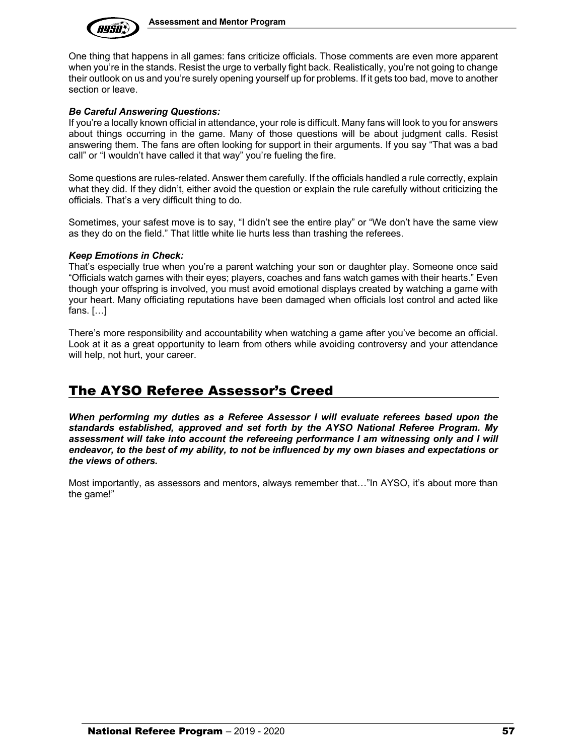One thing that happens in all games: fans criticize officials. Those comments are even more apparent when you're in the stands. Resist the urge to verbally fight back. Realistically, you're not going to change their outlook on us and you're surely opening yourself up for problems. If it gets too bad, move to another section or leave.

***Be Careful Answering Questions:***
If you're a locally known official in attendance, your role is difficult. Many fans will look to you for answers about things occurring in the game. Many of those questions will be about judgment calls. Resist answering them. The fans are often looking for support in their arguments. If you say "That was a bad call" or "I wouldn't have called it that way" you're fueling the fire.

Some questions are rules-related. Answer them carefully. If the officials handled a rule correctly, explain what they did. If they didn't, either avoid the question or explain the rule carefully without criticizing the officials. That's a very difficult thing to do.

Sometimes, your safest move is to say, "I didn't see the entire play" or "We don't have the same view as they do on the field." That little white lie hurts less than trashing the referees.

***Keep Emotions in Check:***
That's especially true when you're a parent watching your son or daughter play. Someone once said "Officials watch games with their eyes; players, coaches and fans watch games with their hearts." Even though your offspring is involved, you must avoid emotional displays created by watching a game with your heart. Many officiating reputations have been damaged when officials lost control and acted like fans. […]

There's more responsibility and accountability when watching a game after you've become an official. Look at it as a great opportunity to learn from others while avoiding controversy and your attendance will help, not hurt, your career.

## The AYSO Referee Assessor's Creed

***When performing my duties as a Referee Assessor I will evaluate referees based upon the standards established, approved and set forth by the AYSO National Referee Program. My assessment will take into account the refereeing performance I am witnessing only and I will endeavor, to the best of my ability, to not be influenced by my own biases and expectations or the views of others.***

Most importantly, as assessors and mentors, always remember that…"In AYSO, it's about more than the game!"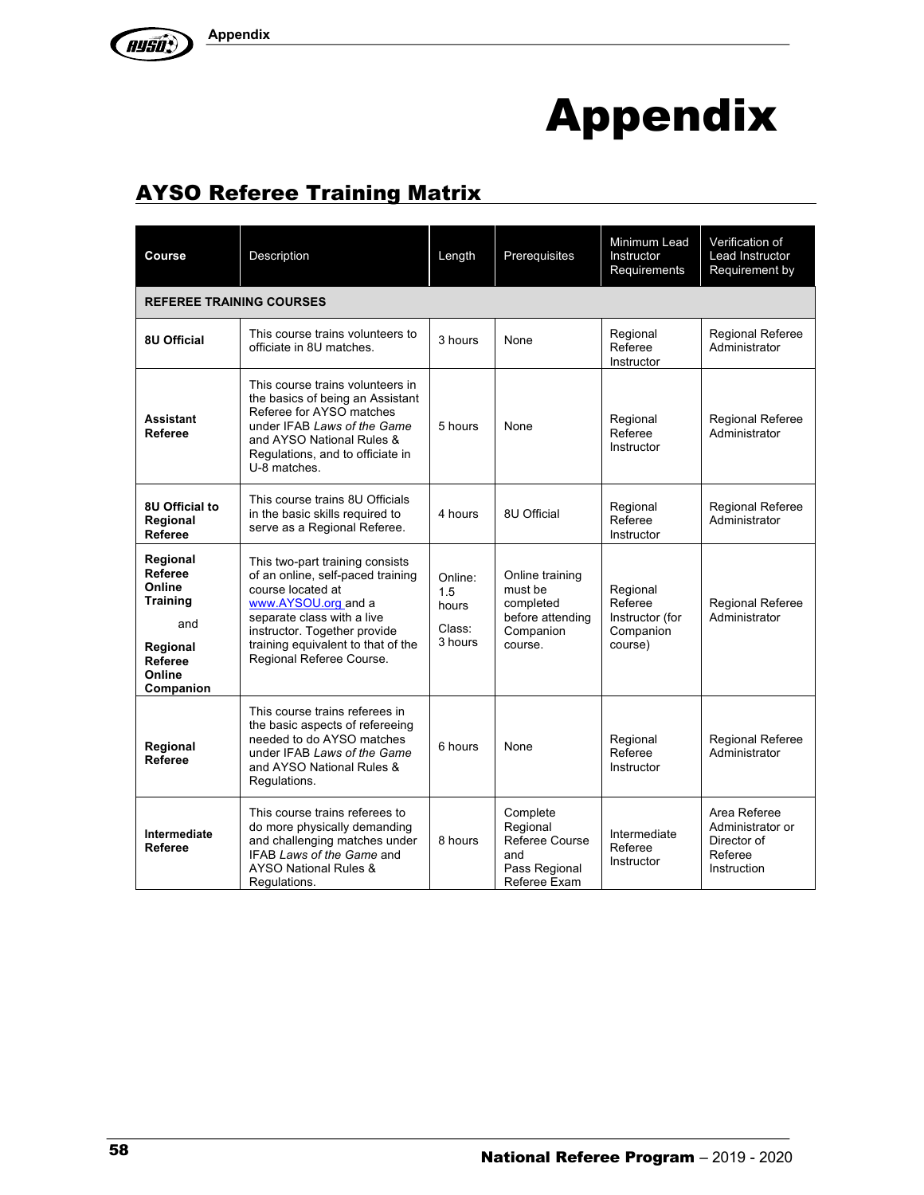# Appendix

## AYSO Referee Training Matrix

| Course | Description | Length | Prerequisites | Minimum Lead Instructor Requirements | Verification of Lead Instructor Requirement by |
|---|---|---|---|---|---|
| **REFEREE TRAINING COURSES** | | | | | |
| **8U Official** | This course trains volunteers to officiate in 8U matches. | 3 hours | None | Regional Referee Instructor | Regional Referee Administrator |
| **Assistant Referee** | This course trains volunteers in the basics of being an Assistant Referee for AYSO matches under IFAB *Laws of the Game* and AYSO National Rules & Regulations, and to officiate in U-8 matches. | 5 hours | None | Regional Referee Instructor | Regional Referee Administrator |
| **8U Official to Regional Referee** | This course trains 8U Officials in the basic skills required to serve as a Regional Referee. | 4 hours | 8U Official | Regional Referee Instructor | Regional Referee Administrator |
| **Regional Referee Online Training** and **Regional Referee Online Companion** | This two-part training consists of an online, self-paced training course located at www.AYSOU.org and a separate class with a live instructor. Together provide training equivalent to that of the Regional Referee Course. | Online: 1.5 hours Class: 3 hours | Online training must be completed before attending Companion course. | Regional Referee Instructor (for Companion course) | Regional Referee Administrator |
| **Regional Referee** | This course trains referees in the basic aspects of refereeing needed to do AYSO matches under IFAB *Laws of the Game* and AYSO National Rules & Regulations. | 6 hours | None | Regional Referee Instructor | Regional Referee Administrator |
| **Intermediate Referee** | This course trains referees to do more physically demanding and challenging matches under IFAB *Laws of the Game* and AYSO National Rules & Regulations. | 8 hours | Complete Regional Referee Course and Pass Regional Referee Exam | Intermediate Referee Instructor | Area Referee Administrator or Director of Referee Instruction |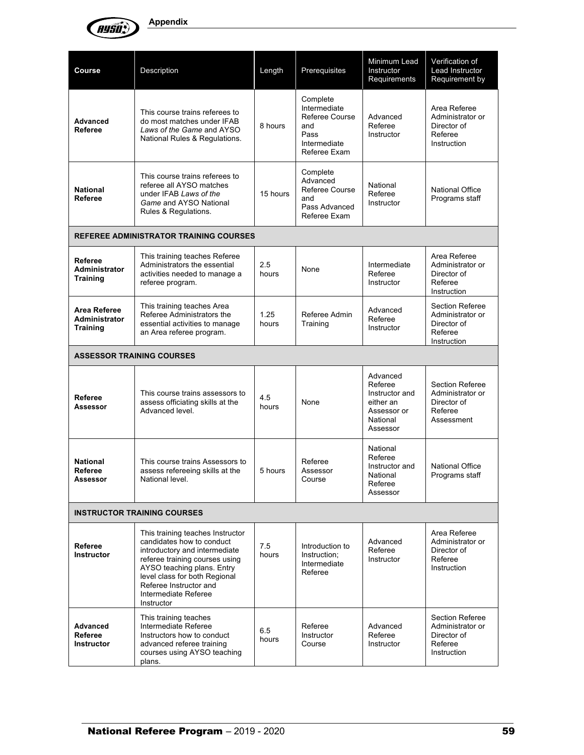| Course | Description | Length | Prerequisites | Minimum Lead Instructor Requirements | Verification of Lead Instructor Requirement by |
|---|---|---|---|---|---|
| **Advanced Referee** | This course trains referees to do most matches under IFAB *Laws of the Game* and AYSO National Rules & Regulations. | 8 hours | Complete Intermediate Referee Course and Pass Intermediate Referee Exam | Advanced Referee Instructor | Area Referee Administrator or Director of Referee Instruction |
| **National Referee** | This course trains referees to referee all AYSO matches under IFAB *Laws of the Game* and AYSO National Rules & Regulations. | 15 hours | Complete Advanced Referee Course and Pass Advanced Referee Exam | National Referee Instructor | National Office Programs staff |
| **REFEREE ADMINISTRATOR TRAINING COURSES** | | | | | |
| **Referee Administrator Training** | This training teaches Referee Administrators the essential activities needed to manage a referee program. | 2.5 hours | None | Intermediate Referee Instructor | Area Referee Administrator or Director of Referee Instruction |
| **Area Referee Administrator Training** | This training teaches Area Referee Administrators the essential activities to manage an Area referee program. | 1.25 hours | Referee Admin Training | Advanced Referee Instructor | Section Referee Administrator or Director of Referee Instruction |
| **ASSESSOR TRAINING COURSES** | | | | | |
| **Referee Assessor** | This course trains assessors to assess officiating skills at the Advanced level. | 4.5 hours | None | Advanced Referee Instructor and either an Assessor or National Assessor | Section Referee Administrator or Director of Referee Assessment |
| **National Referee Assessor** | This course trains Assessors to assess refereeing skills at the National level. | 5 hours | Referee Assessor Course | National Referee Instructor and National Referee Assessor | National Office Programs staff |
| **INSTRUCTOR TRAINING COURSES** | | | | | |
| **Referee Instructor** | This training teaches Instructor candidates how to conduct introductory and intermediate referee training courses using AYSO teaching plans. Entry level class for both Regional Referee Instructor and Intermediate Referee Instructor | 7.5 hours | Introduction to Instruction; Intermediate Referee | Advanced Referee Instructor | Area Referee Administrator or Director of Referee Instruction |
| **Advanced Referee Instructor** | This training teaches Intermediate Referee Instructors how to conduct advanced referee training courses using AYSO teaching plans. | 6.5 hours | Referee Instructor Course | Advanced Referee Instructor | Section Referee Administrator or Director of Referee Instruction |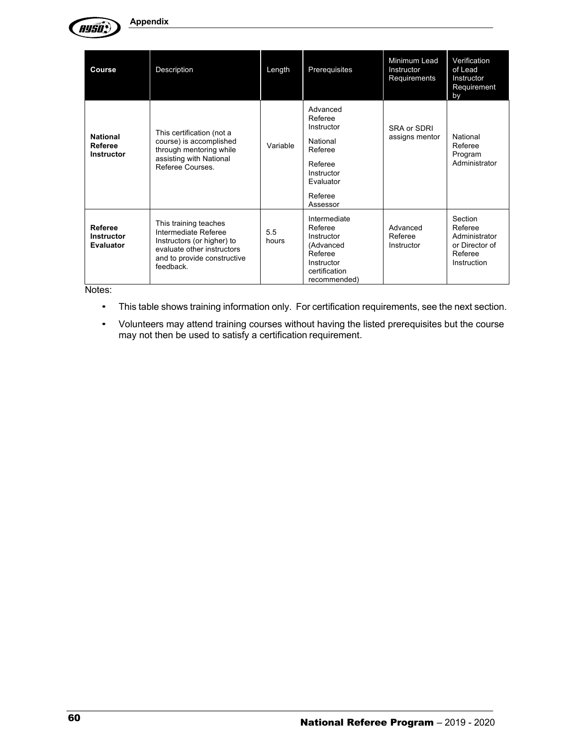| Course | Description | Length | Prerequisites | Minimum Lead Instructor Requirements | Verification of Lead Instructor Requirement by |
|---|---|---|---|---|---|
| **National Referee Instructor** | This certification (not a course) is accomplished through mentoring while assisting with National Referee Courses. | Variable | Advanced Referee Instructor<br>National Referee<br>Referee Instructor Evaluator<br>Referee Assessor | SRA or SDRI assigns mentor | National Referee Program Administrator |
| **Referee Instructor Evaluator** | This training teaches Intermediate Referee Instructors (or higher) to evaluate other instructors and to provide constructive feedback. | 5.5 hours | Intermediate Referee Instructor (Advanced Referee Instructor certification recommended) | Advanced Referee Instructor | Section Referee Administrator or Director of Referee Instruction |

Notes:

- This table shows training information only. For certification requirements, see the next section.
- Volunteers may attend training courses without having the listed prerequisites but the course may not then be used to satisfy a certification requirement.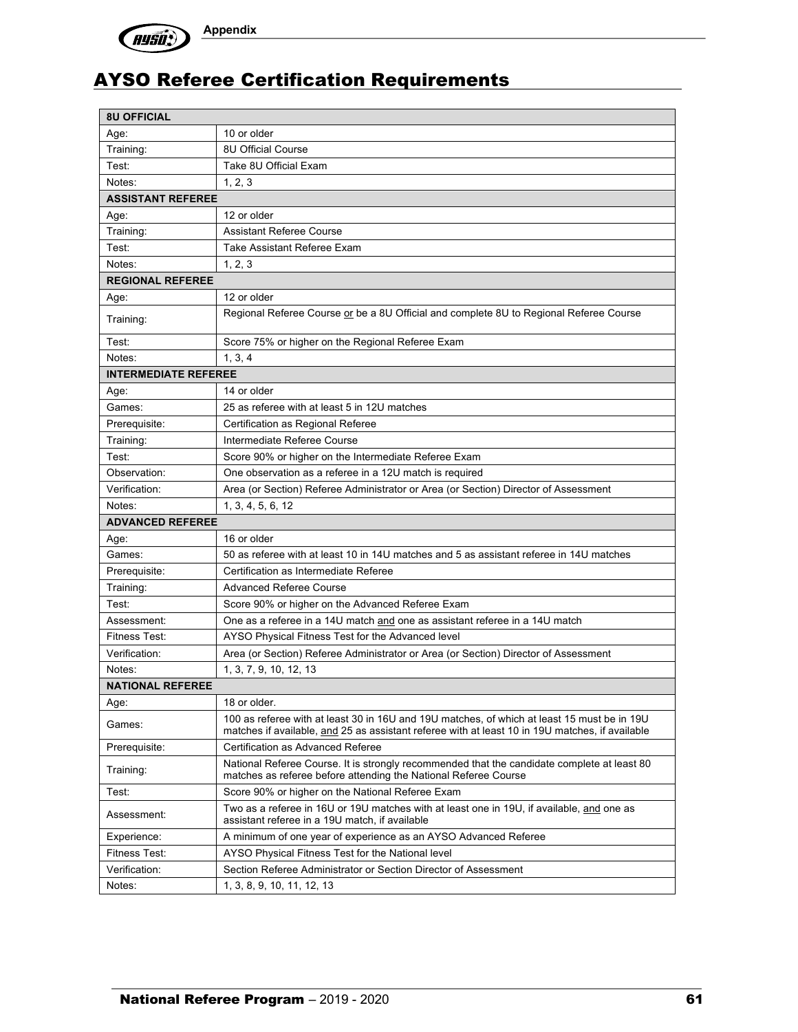# AYSO Referee Certification Requirements

| **8U OFFICIAL** | |
|---|---|
| Age: | 10 or older |
| Training: | 8U Official Course |
| Test: | Take 8U Official Exam |
| Notes: | 1, 2, 3 |
| **ASSISTANT REFEREE** | |
| Age: | 12 or older |
| Training: | Assistant Referee Course |
| Test: | Take Assistant Referee Exam |
| Notes: | 1, 2, 3 |
| **REGIONAL REFEREE** | |
| Age: | 12 or older |
| Training: | Regional Referee Course or be a 8U Official and complete 8U to Regional Referee Course |
| Test: | Score 75% or higher on the Regional Referee Exam |
| Notes: | 1, 3, 4 |
| **INTERMEDIATE REFEREE** | |
| Age: | 14 or older |
| Games: | 25 as referee with at least 5 in 12U matches |
| Prerequisite: | Certification as Regional Referee |
| Training: | Intermediate Referee Course |
| Test: | Score 90% or higher on the Intermediate Referee Exam |
| Observation: | One observation as a referee in a 12U match is required |
| Verification: | Area (or Section) Referee Administrator or Area (or Section) Director of Assessment |
| Notes: | 1, 3, 4, 5, 6, 12 |
| **ADVANCED REFEREE** | |
| Age: | 16 or older |
| Games: | 50 as referee with at least 10 in 14U matches and 5 as assistant referee in 14U matches |
| Prerequisite: | Certification as Intermediate Referee |
| Training: | Advanced Referee Course |
| Test: | Score 90% or higher on the Advanced Referee Exam |
| Assessment: | One as a referee in a 14U match and one as assistant referee in a 14U match |
| Fitness Test: | AYSO Physical Fitness Test for the Advanced level |
| Verification: | Area (or Section) Referee Administrator or Area (or Section) Director of Assessment |
| Notes: | 1, 3, 7, 9, 10, 12, 13 |
| **NATIONAL REFEREE** | |
| Age: | 18 or older. |
| Games: | 100 as referee with at least 30 in 16U and 19U matches, of which at least 15 must be in 19U matches if available, and 25 as assistant referee with at least 10 in 19U matches, if available |
| Prerequisite: | Certification as Advanced Referee |
| Training: | National Referee Course. It is strongly recommended that the candidate complete at least 80 matches as referee before attending the National Referee Course |
| Test: | Score 90% or higher on the National Referee Exam |
| Assessment: | Two as a referee in 16U or 19U matches with at least one in 19U, if available, and one as assistant referee in a 19U match, if available |
| Experience: | A minimum of one year of experience as an AYSO Advanced Referee |
| Fitness Test: | AYSO Physical Fitness Test for the National level |
| Verification: | Section Referee Administrator or Section Director of Assessment |
| Notes: | 1, 3, 8, 9, 10, 11, 12, 13 |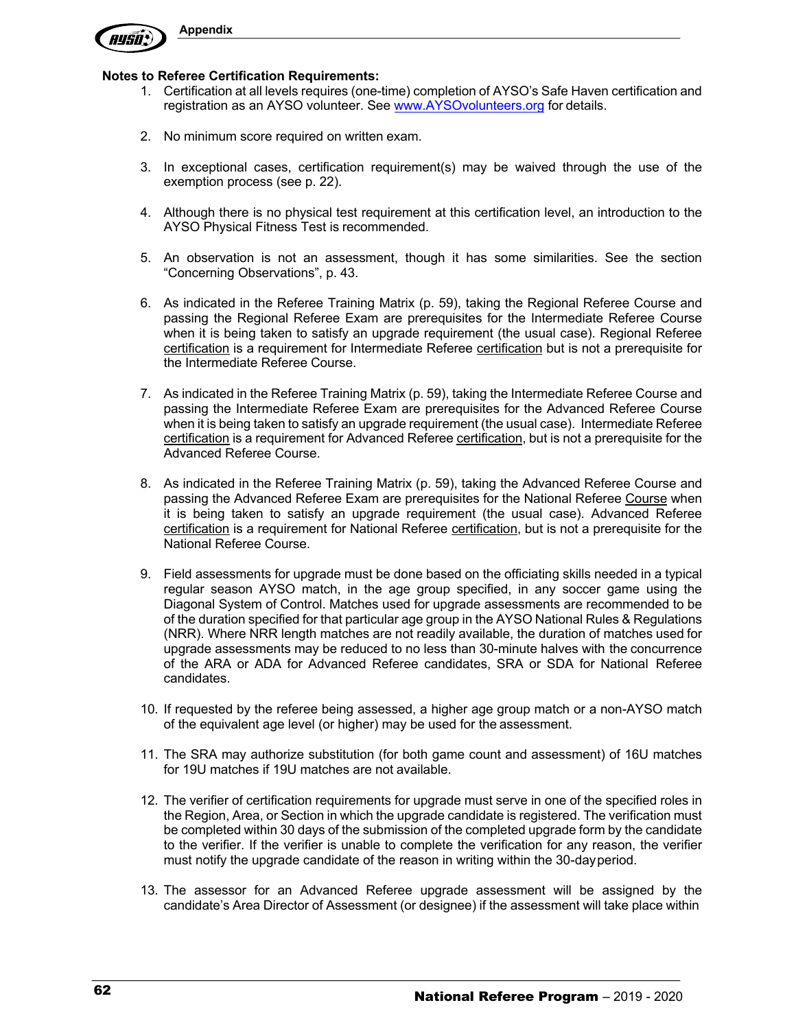**Notes to Referee Certification Requirements:**

1. Certification at all levels requires (one-time) completion of AYSO's Safe Haven certification and registration as an AYSO volunteer. See www.AYSOvolunteers.org for details.

2. No minimum score required on written exam.

3. In exceptional cases, certification requirement(s) may be waived through the use of the exemption process (see p. 22).

4. Although there is no physical test requirement at this certification level, an introduction to the AYSO Physical Fitness Test is recommended.

5. An observation is not an assessment, though it has some similarities. See the section "Concerning Observations", p. 43.

6. As indicated in the Referee Training Matrix (p. 59), taking the Regional Referee Course and passing the Regional Referee Exam are prerequisites for the Intermediate Referee Course when it is being taken to satisfy an upgrade requirement (the usual case). Regional Referee certification is a requirement for Intermediate Referee certification but is not a prerequisite for the Intermediate Referee Course.

7. As indicated in the Referee Training Matrix (p. 59), taking the Intermediate Referee Course and passing the Intermediate Referee Exam are prerequisites for the Advanced Referee Course when it is being taken to satisfy an upgrade requirement (the usual case). Intermediate Referee certification is a requirement for Advanced Referee certification, but is not a prerequisite for the Advanced Referee Course.

8. As indicated in the Referee Training Matrix (p. 59), taking the Advanced Referee Course and passing the Advanced Referee Exam are prerequisites for the National Referee Course when it is being taken to satisfy an upgrade requirement (the usual case). Advanced Referee certification is a requirement for National Referee certification, but is not a prerequisite for the National Referee Course.

9. Field assessments for upgrade must be done based on the officiating skills needed in a typical regular season AYSO match, in the age group specified, in any soccer game using the Diagonal System of Control. Matches used for upgrade assessments are recommended to be of the duration specified for that particular age group in the AYSO National Rules & Regulations (NRR). Where NRR length matches are not readily available, the duration of matches used for upgrade assessments may be reduced to no less than 30-minute halves with the concurrence of the ARA or ADA for Advanced Referee candidates, SRA or SDA for National Referee candidates.

10. If requested by the referee being assessed, a higher age group match or a non-AYSO match of the equivalent age level (or higher) may be used for the assessment.

11. The SRA may authorize substitution (for both game count and assessment) of 16U matches for 19U matches if 19U matches are not available.

12. The verifier of certification requirements for upgrade must serve in one of the specified roles in the Region, Area, or Section in which the upgrade candidate is registered. The verification must be completed within 30 days of the submission of the completed upgrade form by the candidate to the verifier. If the verifier is unable to complete the verification for any reason, the verifier must notify the upgrade candidate of the reason in writing within the 30-day period.

13. The assessor for an Advanced Referee upgrade assessment will be assigned by the candidate's Area Director of Assessment (or designee) if the assessment will take place within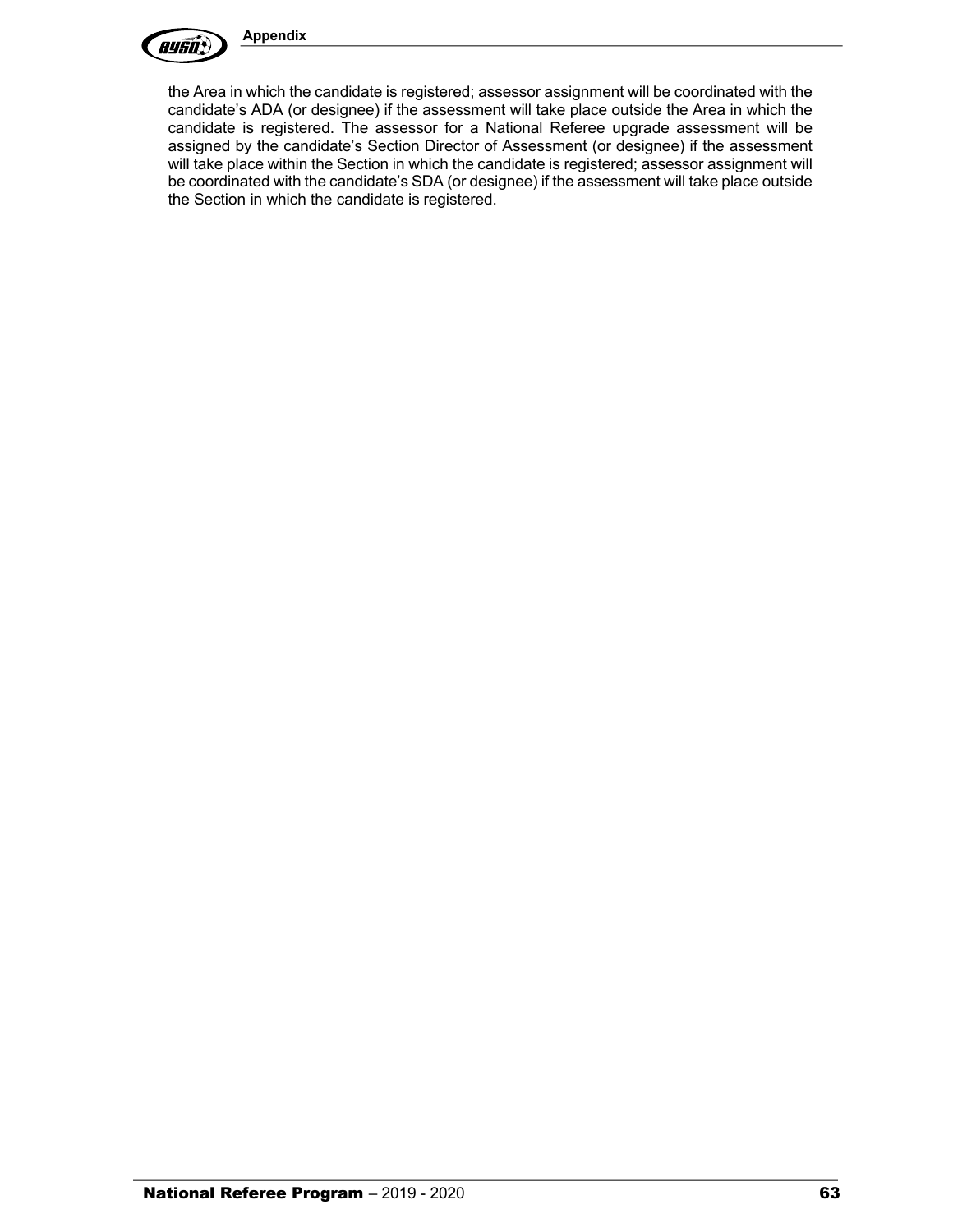the Area in which the candidate is registered; assessor assignment will be coordinated with the candidate's ADA (or designee) if the assessment will take place outside the Area in which the candidate is registered. The assessor for a National Referee upgrade assessment will be assigned by the candidate's Section Director of Assessment (or designee) if the assessment will take place within the Section in which the candidate is registered; assessor assignment will be coordinated with the candidate's SDA (or designee) if the assessment will take place outside the Section in which the candidate is registered.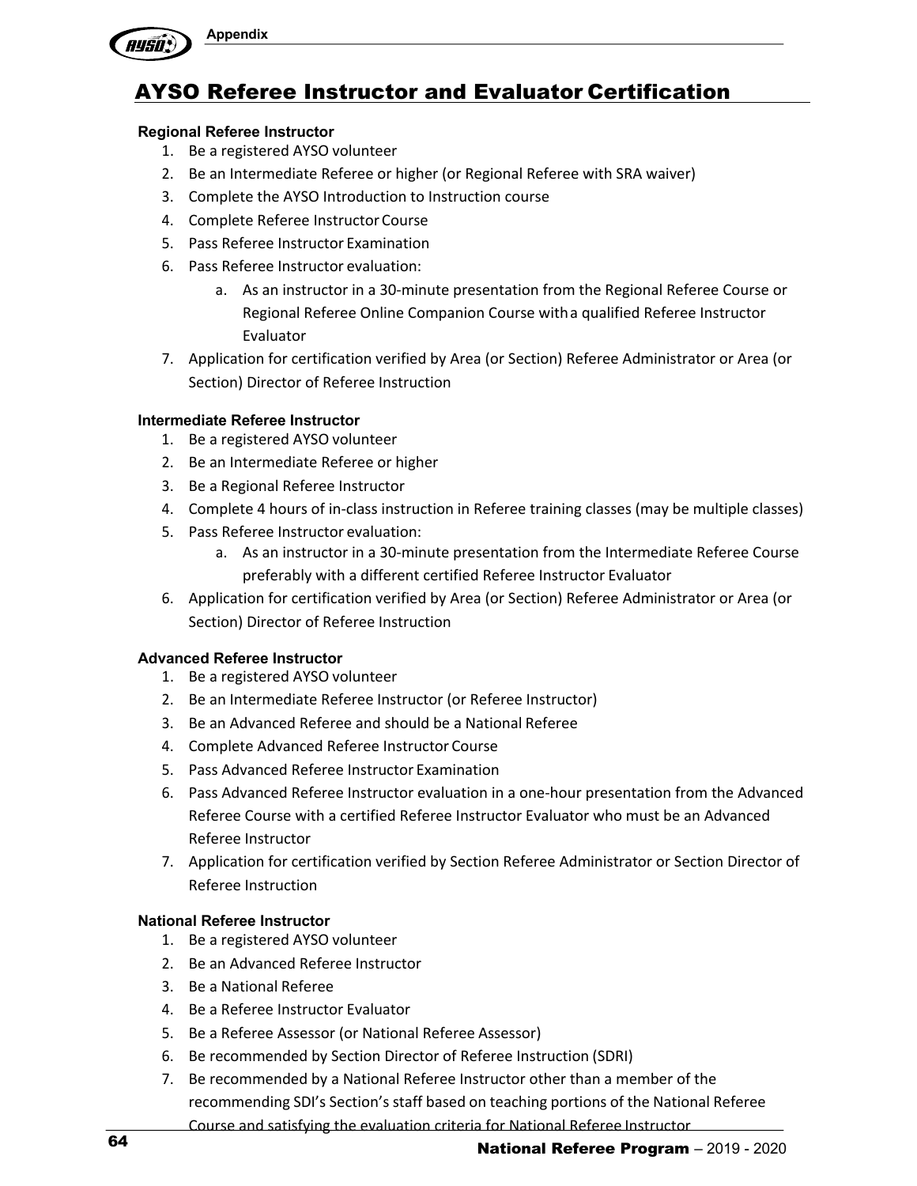# AYSO Referee Instructor and Evaluator Certification

### Regional Referee Instructor

1. Be a registered AYSO volunteer
2. Be an Intermediate Referee or higher (or Regional Referee with SRA waiver)
3. Complete the AYSO Introduction to Instruction course
4. Complete Referee Instructor Course
5. Pass Referee Instructor Examination
6. Pass Referee Instructor evaluation:
   a. As an instructor in a 30-minute presentation from the Regional Referee Course or Regional Referee Online Companion Course with a qualified Referee Instructor Evaluator
7. Application for certification verified by Area (or Section) Referee Administrator or Area (or Section) Director of Referee Instruction

### Intermediate Referee Instructor

1. Be a registered AYSO volunteer
2. Be an Intermediate Referee or higher
3. Be a Regional Referee Instructor
4. Complete 4 hours of in-class instruction in Referee training classes (may be multiple classes)
5. Pass Referee Instructor evaluation:
   a. As an instructor in a 30-minute presentation from the Intermediate Referee Course preferably with a different certified Referee Instructor Evaluator
6. Application for certification verified by Area (or Section) Referee Administrator or Area (or Section) Director of Referee Instruction

### Advanced Referee Instructor

1. Be a registered AYSO volunteer
2. Be an Intermediate Referee Instructor (or Referee Instructor)
3. Be an Advanced Referee and should be a National Referee
4. Complete Advanced Referee Instructor Course
5. Pass Advanced Referee Instructor Examination
6. Pass Advanced Referee Instructor evaluation in a one-hour presentation from the Advanced Referee Course with a certified Referee Instructor Evaluator who must be an Advanced Referee Instructor
7. Application for certification verified by Section Referee Administrator or Section Director of Referee Instruction

### National Referee Instructor

1. Be a registered AYSO volunteer
2. Be an Advanced Referee Instructor
3. Be a National Referee
4. Be a Referee Instructor Evaluator
5. Be a Referee Assessor (or National Referee Assessor)
6. Be recommended by Section Director of Referee Instruction (SDRI)
7. Be recommended by a National Referee Instructor other than a member of the recommending SDI's Section's staff based on teaching portions of the National Referee Course and satisfying the evaluation criteria for National Referee Instructor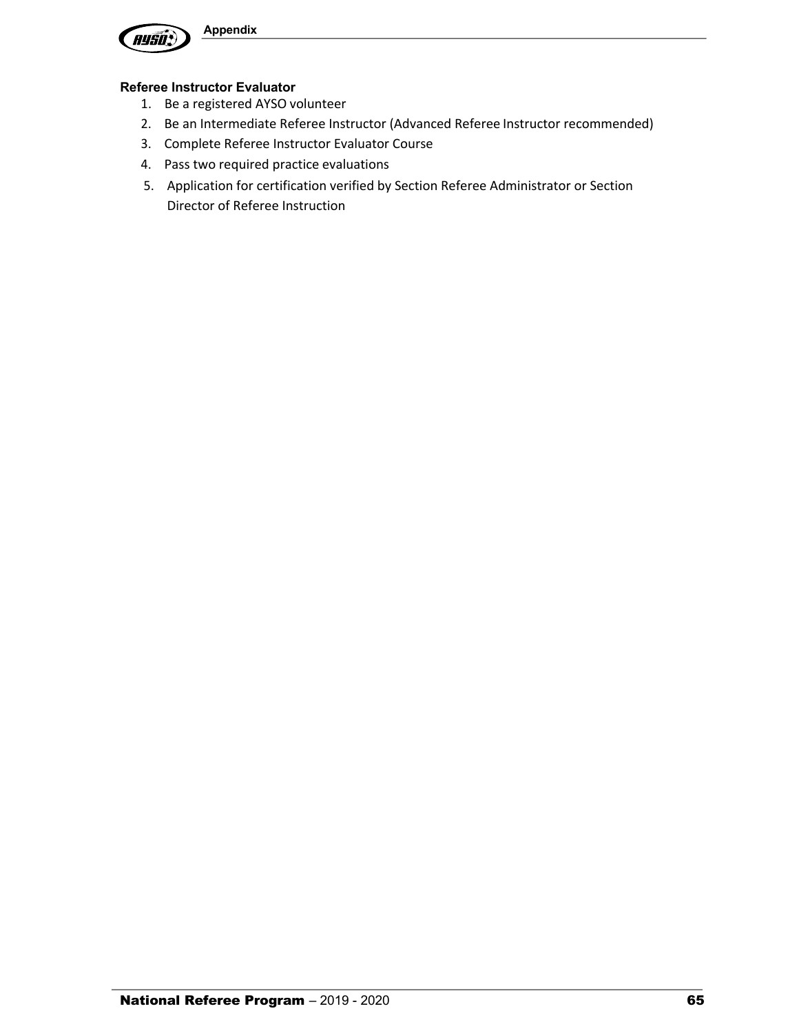**Referee Instructor Evaluator**

1. Be a registered AYSO volunteer
2. Be an Intermediate Referee Instructor (Advanced Referee Instructor recommended)
3. Complete Referee Instructor Evaluator Course
4. Pass two required practice evaluations
5. Application for certification verified by Section Referee Administrator or Section Director of Referee Instruction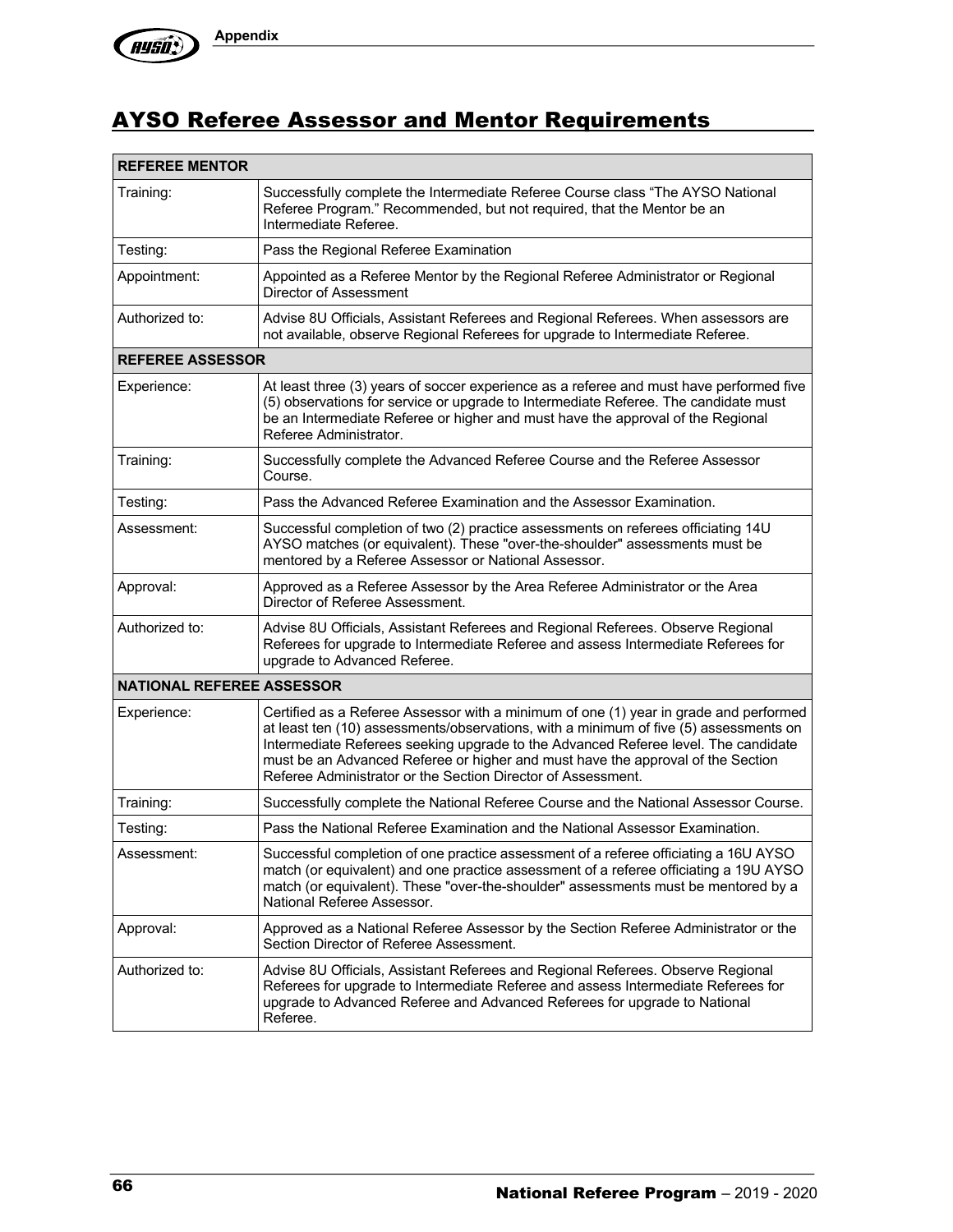# AYSO Referee Assessor and Mentor Requirements

| **REFEREE MENTOR** | |
|---|---|
| Training: | Successfully complete the Intermediate Referee Course class "The AYSO National Referee Program." Recommended, but not required, that the Mentor be an Intermediate Referee. |
| Testing: | Pass the Regional Referee Examination |
| Appointment: | Appointed as a Referee Mentor by the Regional Referee Administrator or Regional Director of Assessment |
| Authorized to: | Advise 8U Officials, Assistant Referees and Regional Referees. When assessors are not available, observe Regional Referees for upgrade to Intermediate Referee. |
| **REFEREE ASSESSOR** | |
| Experience: | At least three (3) years of soccer experience as a referee and must have performed five (5) observations for service or upgrade to Intermediate Referee. The candidate must be an Intermediate Referee or higher and must have the approval of the Regional Referee Administrator. |
| Training: | Successfully complete the Advanced Referee Course and the Referee Assessor Course. |
| Testing: | Pass the Advanced Referee Examination and the Assessor Examination. |
| Assessment: | Successful completion of two (2) practice assessments on referees officiating 14U AYSO matches (or equivalent). These "over-the-shoulder" assessments must be mentored by a Referee Assessor or National Assessor. |
| Approval: | Approved as a Referee Assessor by the Area Referee Administrator or the Area Director of Referee Assessment. |
| Authorized to: | Advise 8U Officials, Assistant Referees and Regional Referees. Observe Regional Referees for upgrade to Intermediate Referee and assess Intermediate Referees for upgrade to Advanced Referee. |
| **NATIONAL REFEREE ASSESSOR** | |
| Experience: | Certified as a Referee Assessor with a minimum of one (1) year in grade and performed at least ten (10) assessments/observations, with a minimum of five (5) assessments on Intermediate Referees seeking upgrade to the Advanced Referee level. The candidate must be an Advanced Referee or higher and must have the approval of the Section Referee Administrator or the Section Director of Assessment. |
| Training: | Successfully complete the National Referee Course and the National Assessor Course. |
| Testing: | Pass the National Referee Examination and the National Assessor Examination. |
| Assessment: | Successful completion of one practice assessment of a referee officiating a 16U AYSO match (or equivalent) and one practice assessment of a referee officiating a 19U AYSO match (or equivalent). These "over-the-shoulder" assessments must be mentored by a National Referee Assessor. |
| Approval: | Approved as a National Referee Assessor by the Section Referee Administrator or the Section Director of Referee Assessment. |
| Authorized to: | Advise 8U Officials, Assistant Referees and Regional Referees. Observe Regional Referees for upgrade to Intermediate Referee and assess Intermediate Referees for upgrade to Advanced Referee and Advanced Referees for upgrade to National Referee. |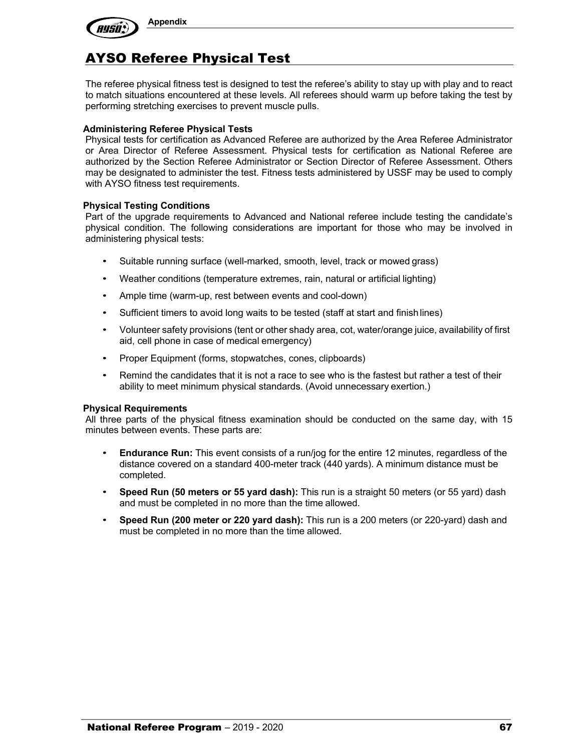# AYSO Referee Physical Test

The referee physical fitness test is designed to test the referee's ability to stay up with play and to react to match situations encountered at these levels. All referees should warm up before taking the test by performing stretching exercises to prevent muscle pulls.

### Administering Referee Physical Tests

Physical tests for certification as Advanced Referee are authorized by the Area Referee Administrator or Area Director of Referee Assessment. Physical tests for certification as National Referee are authorized by the Section Referee Administrator or Section Director of Referee Assessment. Others may be designated to administer the test. Fitness tests administered by USSF may be used to comply with AYSO fitness test requirements.

### Physical Testing Conditions

Part of the upgrade requirements to Advanced and National referee include testing the candidate's physical condition. The following considerations are important for those who may be involved in administering physical tests:

- Suitable running surface (well-marked, smooth, level, track or mowed grass)
- Weather conditions (temperature extremes, rain, natural or artificial lighting)
- Ample time (warm-up, rest between events and cool-down)
- Sufficient timers to avoid long waits to be tested (staff at start and finish lines)
- Volunteer safety provisions (tent or other shady area, cot, water/orange juice, availability of first aid, cell phone in case of medical emergency)
- Proper Equipment (forms, stopwatches, cones, clipboards)
- Remind the candidates that it is not a race to see who is the fastest but rather a test of their ability to meet minimum physical standards. (Avoid unnecessary exertion.)

### Physical Requirements

All three parts of the physical fitness examination should be conducted on the same day, with 15 minutes between events. These parts are:

- **Endurance Run:** This event consists of a run/jog for the entire 12 minutes, regardless of the distance covered on a standard 400-meter track (440 yards). A minimum distance must be completed.
- **Speed Run (50 meters or 55 yard dash):** This run is a straight 50 meters (or 55 yard) dash and must be completed in no more than the time allowed.
- **Speed Run (200 meter or 220 yard dash):** This run is a 200 meters (or 220-yard) dash and must be completed in no more than the time allowed.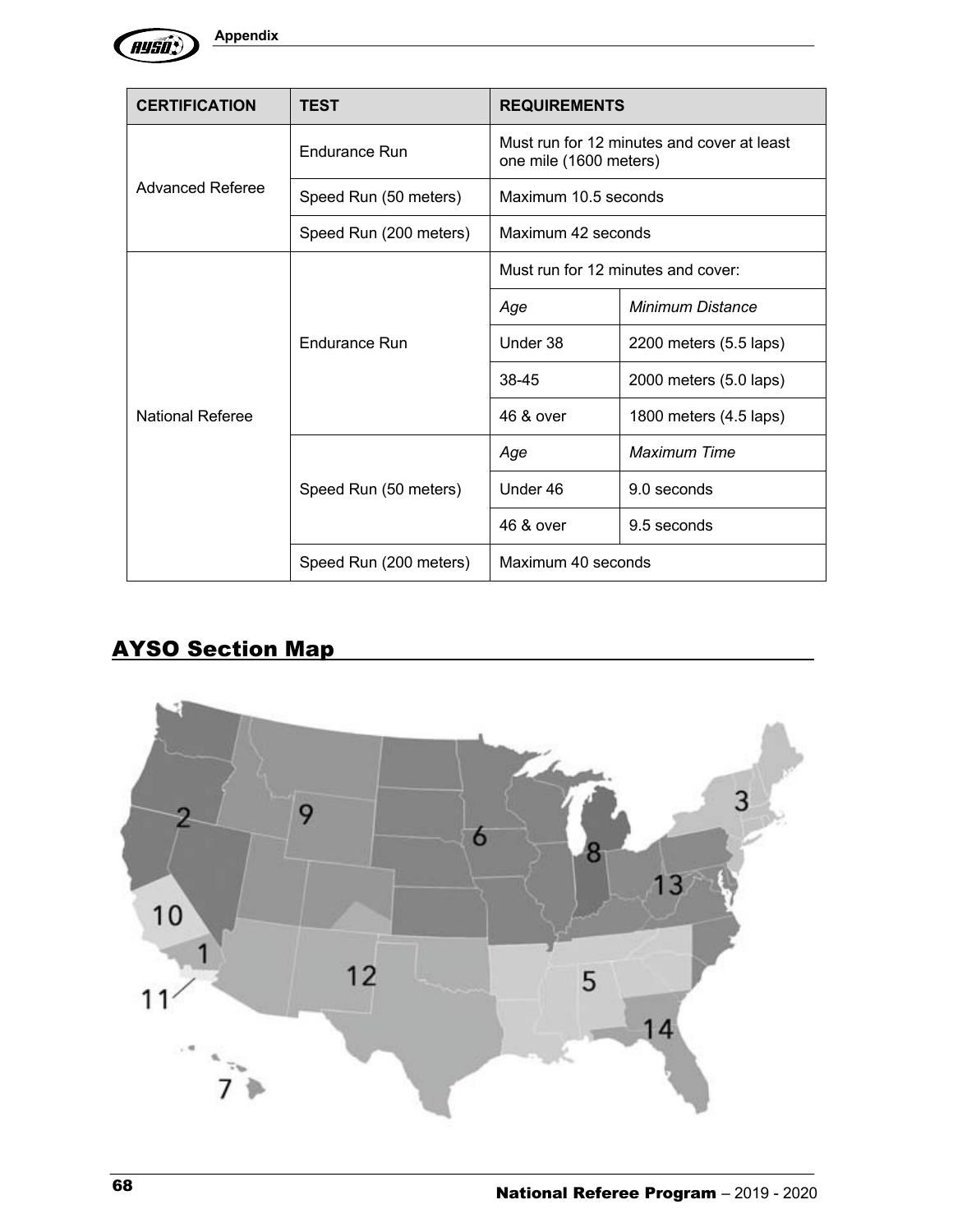| CERTIFICATION | TEST | REQUIREMENTS | |
|---|---|---|---|
| Advanced Referee | Endurance Run | Must run for 12 minutes and cover at least one mile (1600 meters) | |
| | Speed Run (50 meters) | Maximum 10.5 seconds | |
| | Speed Run (200 meters) | Maximum 42 seconds | |
| National Referee | Endurance Run | Must run for 12 minutes and cover: | |
| | | *Age* | *Minimum Distance* |
| | | Under 38 | 2200 meters (5.5 laps) |
| | | 38-45 | 2000 meters (5.0 laps) |
| | | 46 & over | 1800 meters (4.5 laps) |
| | Speed Run (50 meters) | *Age* | *Maximum Time* |
| | | Under 46 | 9.0 seconds |
| | | 46 & over | 9.5 seconds |
| | Speed Run (200 meters) | Maximum 40 seconds | |

## AYSO Section Map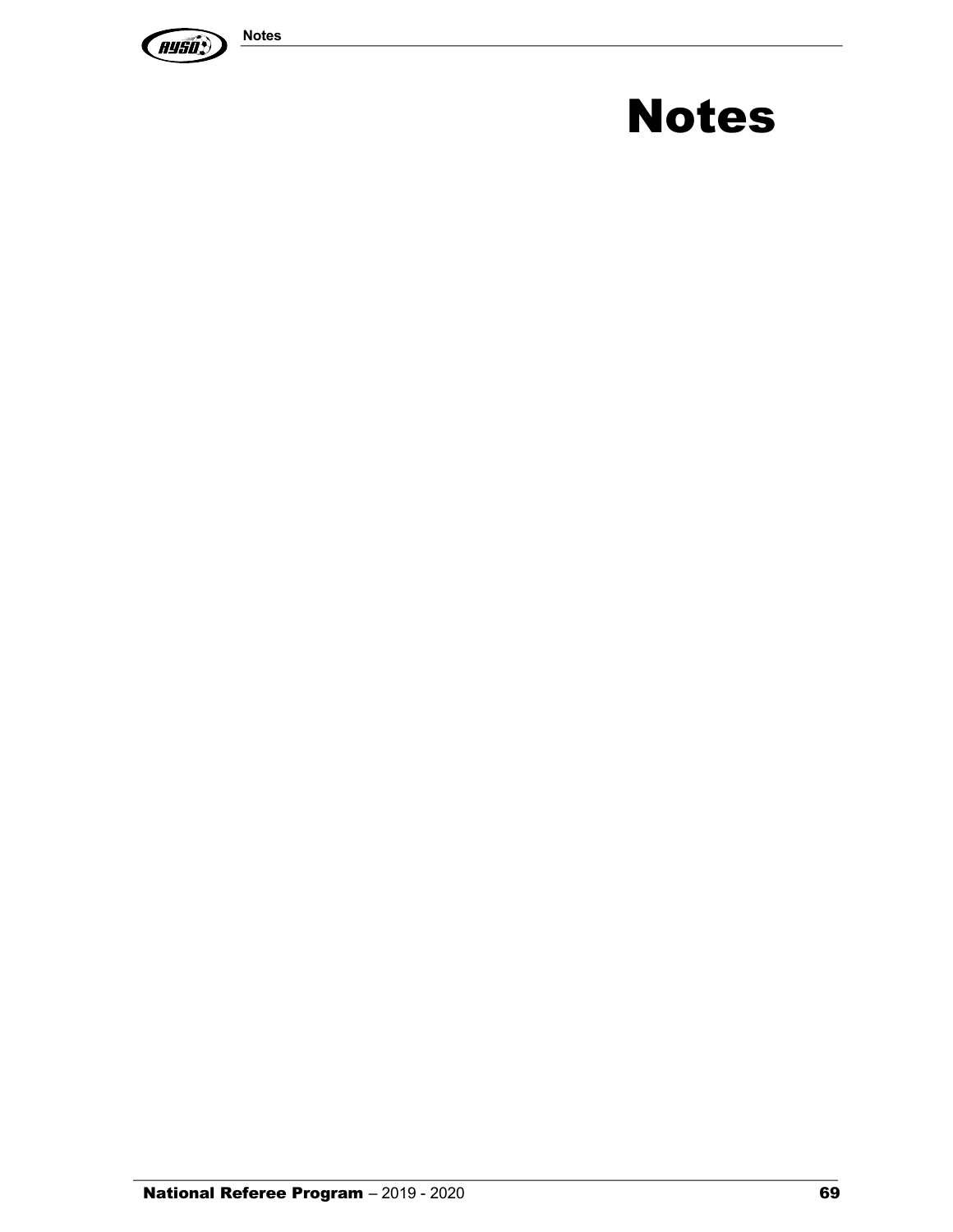# Notes